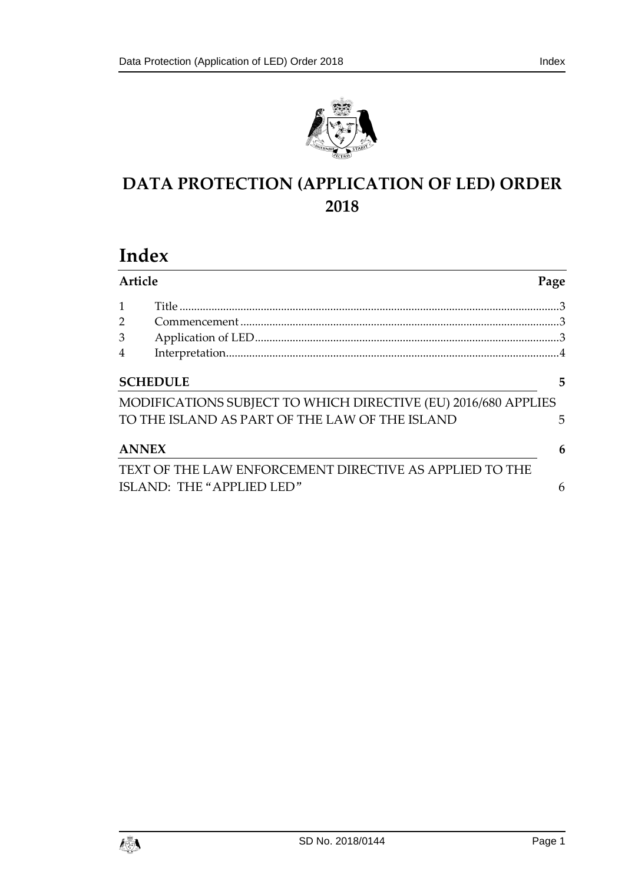# DATA PROTECTION (APPLICATION OF LED) ORDER 2018

## Index

| Article | | Page |
|---|---|---|
| 1 | Title | 3 |
| 2 | Commencement | 3 |
| 3 | Application of LED | 3 |
| 4 | Interpretation | 4 |

**SCHEDULE** 5

MODIFICATIONS SUBJECT TO WHICH DIRECTIVE (EU) 2016/680 APPLIES TO THE ISLAND AS PART OF THE LAW OF THE ISLAND 5

**ANNEX** 6

TEXT OF THE LAW ENFORCEMENT DIRECTIVE AS APPLIED TO THE ISLAND: THE "APPLIED LED" 6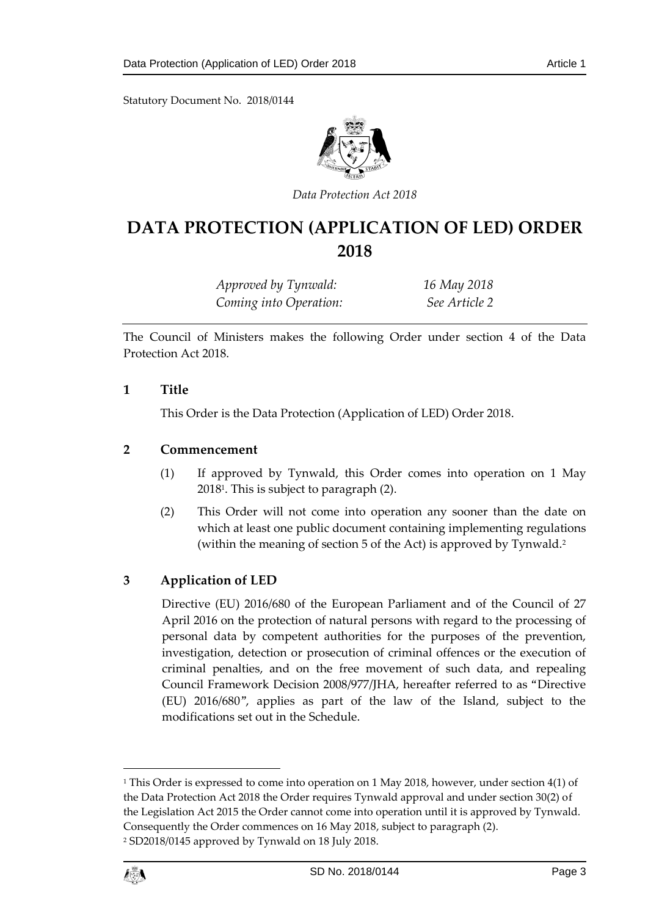Statutory Document No. 2018/0144

*Data Protection Act 2018*

# DATA PROTECTION (APPLICATION OF LED) ORDER 2018

*Approved by Tynwald:* *16 May 2018*
*Coming into Operation:* *See Article 2*

The Council of Ministers makes the following Order under section 4 of the Data Protection Act 2018.

## 1 Title

This Order is the Data Protection (Application of LED) Order 2018.

## 2 Commencement

(1) If approved by Tynwald, this Order comes into operation on 1 May 2018[1]. This is subject to paragraph (2).

(2) This Order will not come into operation any sooner than the date on which at least one public document containing implementing regulations (within the meaning of section 5 of the Act) is approved by Tynwald.[2]

## 3 Application of LED

Directive (EU) 2016/680 of the European Parliament and of the Council of 27 April 2016 on the protection of natural persons with regard to the processing of personal data by competent authorities for the purposes of the prevention, investigation, detection or prosecution of criminal offences or the execution of criminal penalties, and on the free movement of such data, and repealing Council Framework Decision 2008/977/JHA, hereafter referred to as "Directive (EU) 2016/680", applies as part of the law of the Island, subject to the modifications set out in the Schedule.

---

[1] This Order is expressed to come into operation on 1 May 2018, however, under section 4(1) of the Data Protection Act 2018 the Order requires Tynwald approval and under section 30(2) of the Legislation Act 2015 the Order cannot come into operation until it is approved by Tynwald. Consequently the Order commences on 16 May 2018, subject to paragraph (2).

[2] SD2018/0145 approved by Tynwald on 18 July 2018.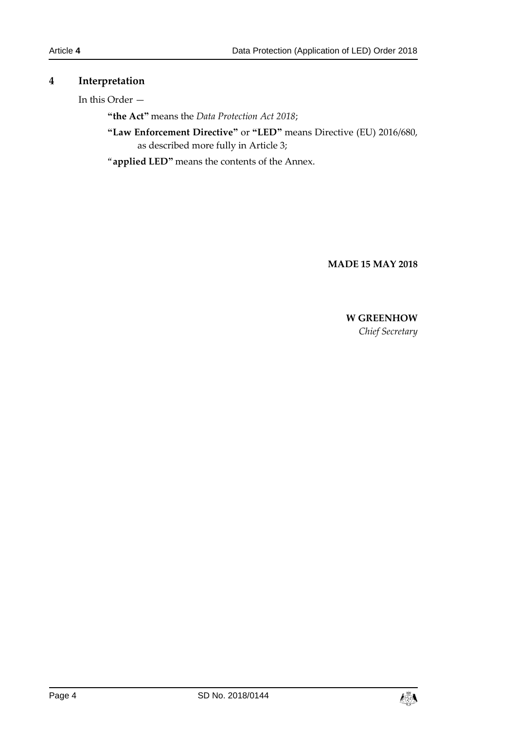## 4 Interpretation

In this Order —

**"the Act"** means the *Data Protection Act 2018*;

**"Law Enforcement Directive"** or **"LED"** means Directive (EU) 2016/680, as described more fully in Article 3;

"**applied LED"** means the contents of the Annex.

**MADE 15 MAY 2018**

**W GREENHOW**
*Chief Secretary*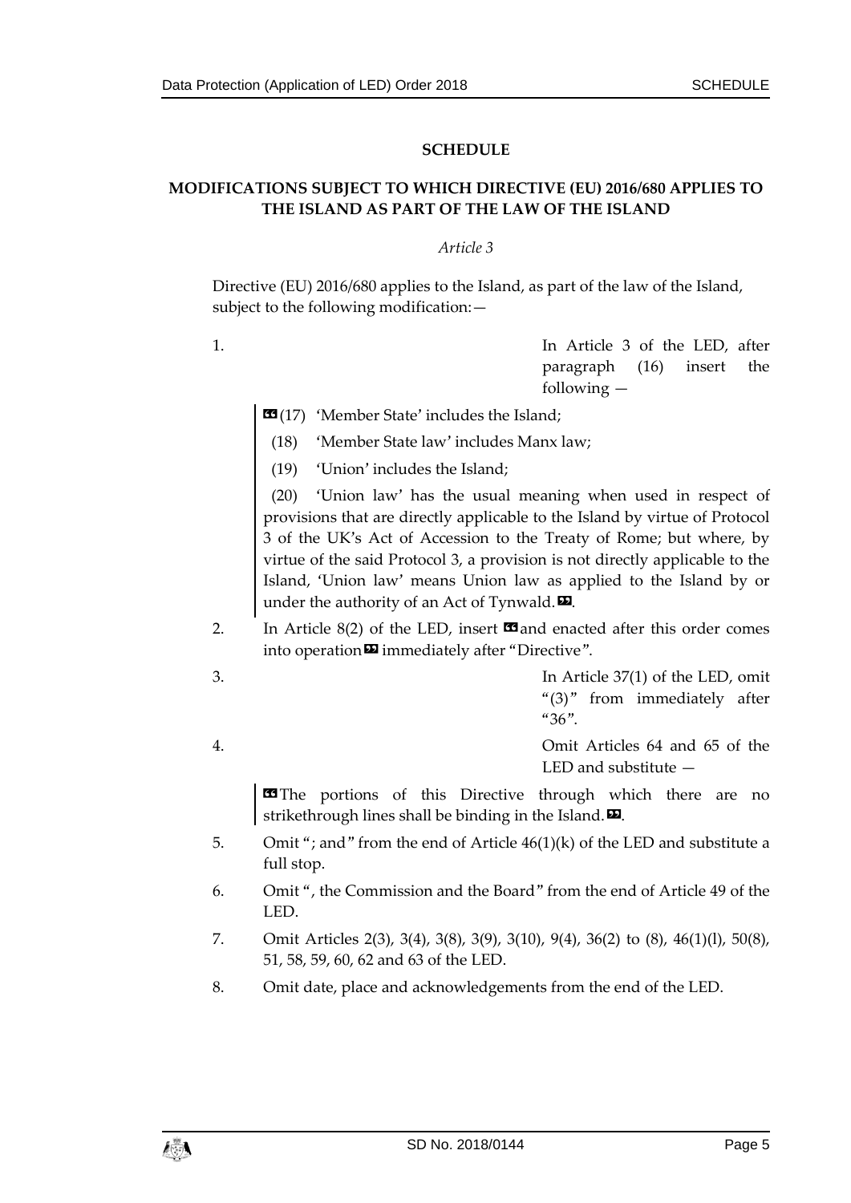## SCHEDULE

### MODIFICATIONS SUBJECT TO WHICH DIRECTIVE (EU) 2016/680 APPLIES TO THE ISLAND AS PART OF THE LAW OF THE ISLAND

*Article 3*

Directive (EU) 2016/680 applies to the Island, as part of the law of the Island, subject to the following modification:—

1. In Article 3 of the LED, after paragraph (16) insert the following —

   «(17) 'Member State' includes the Island;

   (18) 'Member State law' includes Manx law;

   (19) 'Union' includes the Island;

   (20) 'Union law' has the usual meaning when used in respect of provisions that are directly applicable to the Island by virtue of Protocol 3 of the UK's Act of Accession to the Treaty of Rome; but where, by virtue of the said Protocol 3, a provision is not directly applicable to the Island, 'Union law' means Union law as applied to the Island by or under the authority of an Act of Tynwald.».

2. In Article 8(2) of the LED, insert «and enacted after this order comes into operation» immediately after "Directive".

3. In Article 37(1) of the LED, omit "(3)" from immediately after "36".

4. Omit Articles 64 and 65 of the LED and substitute —

   «The portions of this Directive through which there are no strikethrough lines shall be binding in the Island.».

5. Omit "; and" from the end of Article 46(1)(k) of the LED and substitute a full stop.

6. Omit ", the Commission and the Board" from the end of Article 49 of the LED.

7. Omit Articles 2(3), 3(4), 3(8), 3(9), 3(10), 9(4), 36(2) to (8), 46(1)(l), 50(8), 51, 58, 59, 60, 62 and 63 of the LED.

8. Omit date, place and acknowledgements from the end of the LED.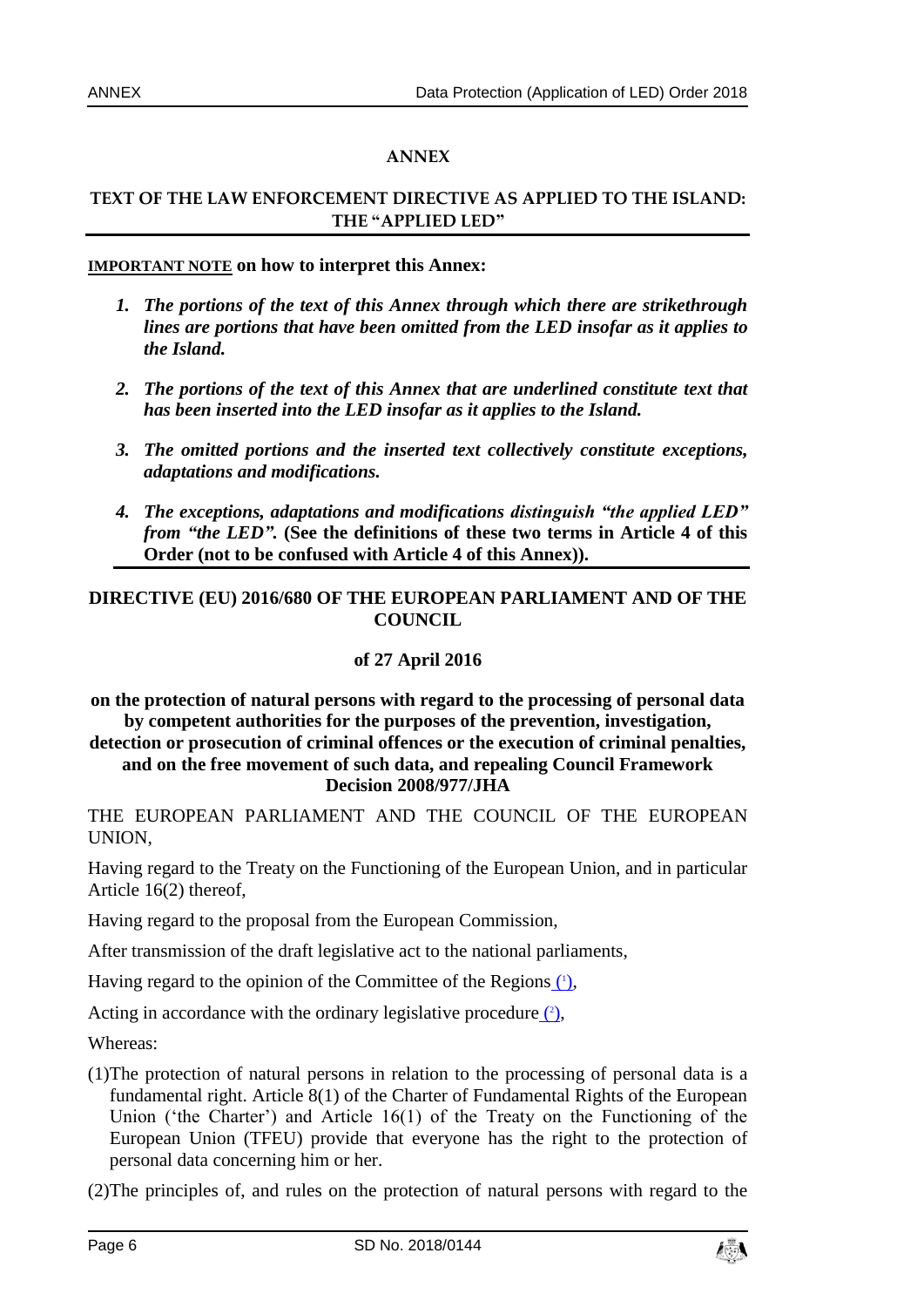## ANNEX

### TEXT OF THE LAW ENFORCEMENT DIRECTIVE AS APPLIED TO THE ISLAND: THE "APPLIED LED"

**IMPORTANT NOTE on how to interpret this Annex:**

1. ***The portions of the text of this Annex through which there are strikethrough lines are portions that have been omitted from the LED insofar as it applies to the Island.***
2. ***The portions of the text of this Annex that are underlined constitute text that has been inserted into the LED insofar as it applies to the Island.***
3. ***The omitted portions and the inserted text collectively constitute exceptions, adaptations and modifications.***
4. ***The exceptions, adaptations and modifications distinguish "the applied LED" from "the LED".* (See the definitions of these two terms in Article 4 of this Order (not to be confused with Article 4 of this Annex)).**

### DIRECTIVE (EU) 2016/680 OF THE EUROPEAN PARLIAMENT AND OF THE COUNCIL

**of 27 April 2016**

**on the protection of natural persons with regard to the processing of personal data by competent authorities for the purposes of the prevention, investigation, detection or prosecution of criminal offences or the execution of criminal penalties, and on the free movement of such data, and repealing Council Framework Decision 2008/977/JHA**

THE EUROPEAN PARLIAMENT AND THE COUNCIL OF THE EUROPEAN UNION,

Having regard to the Treaty on the Functioning of the European Union, and in particular Article 16(2) thereof,

Having regard to the proposal from the European Commission,

After transmission of the draft legislative act to the national parliaments,

Having regard to the opinion of the Committee of the Regions (1),

Acting in accordance with the ordinary legislative procedure (2),

Whereas:

(1) The protection of natural persons in relation to the processing of personal data is a fundamental right. Article 8(1) of the Charter of Fundamental Rights of the European Union ('the Charter') and Article 16(1) of the Treaty on the Functioning of the European Union (TFEU) provide that everyone has the right to the protection of personal data concerning him or her.

(2) The principles of, and rules on the protection of natural persons with regard to the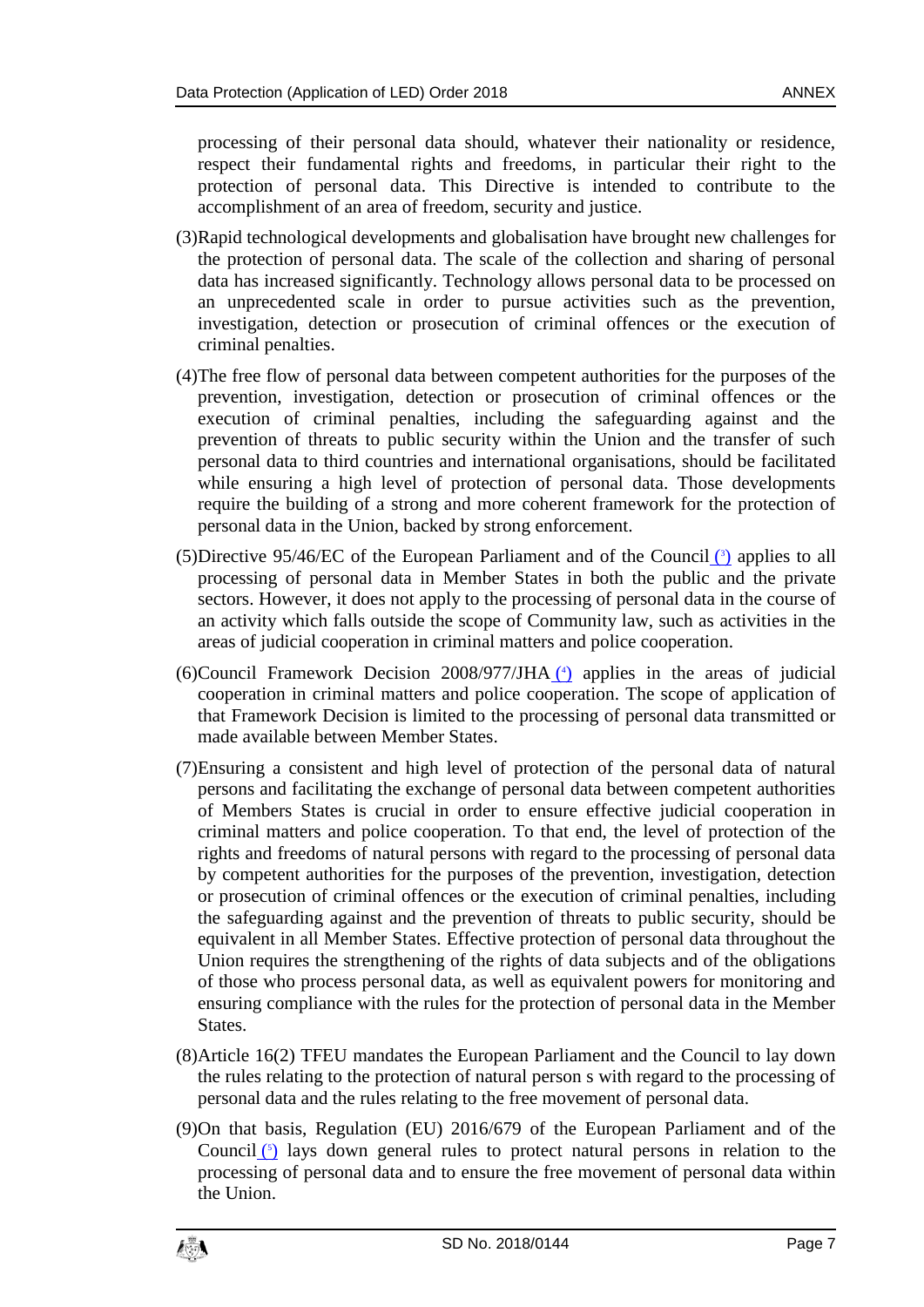processing of their personal data should, whatever their nationality or residence, respect their fundamental rights and freedoms, in particular their right to the protection of personal data. This Directive is intended to contribute to the accomplishment of an area of freedom, security and justice.

(3)Rapid technological developments and globalisation have brought new challenges for the protection of personal data. The scale of the collection and sharing of personal data has increased significantly. Technology allows personal data to be processed on an unprecedented scale in order to pursue activities such as the prevention, investigation, detection or prosecution of criminal offences or the execution of criminal penalties.

(4)The free flow of personal data between competent authorities for the purposes of the prevention, investigation, detection or prosecution of criminal offences or the execution of criminal penalties, including the safeguarding against and the prevention of threats to public security within the Union and the transfer of such personal data to third countries and international organisations, should be facilitated while ensuring a high level of protection of personal data. Those developments require the building of a strong and more coherent framework for the protection of personal data in the Union, backed by strong enforcement.

(5)Directive 95/46/EC of the European Parliament and of the Council (3) applies to all processing of personal data in Member States in both the public and the private sectors. However, it does not apply to the processing of personal data in the course of an activity which falls outside the scope of Community law, such as activities in the areas of judicial cooperation in criminal matters and police cooperation.

(6)Council Framework Decision 2008/977/JHA (4) applies in the areas of judicial cooperation in criminal matters and police cooperation. The scope of application of that Framework Decision is limited to the processing of personal data transmitted or made available between Member States.

(7)Ensuring a consistent and high level of protection of the personal data of natural persons and facilitating the exchange of personal data between competent authorities of Members States is crucial in order to ensure effective judicial cooperation in criminal matters and police cooperation. To that end, the level of protection of the rights and freedoms of natural persons with regard to the processing of personal data by competent authorities for the purposes of the prevention, investigation, detection or prosecution of criminal offences or the execution of criminal penalties, including the safeguarding against and the prevention of threats to public security, should be equivalent in all Member States. Effective protection of personal data throughout the Union requires the strengthening of the rights of data subjects and of the obligations of those who process personal data, as well as equivalent powers for monitoring and ensuring compliance with the rules for the protection of personal data in the Member States.

(8)Article 16(2) TFEU mandates the European Parliament and the Council to lay down the rules relating to the protection of natural person s with regard to the processing of personal data and the rules relating to the free movement of personal data.

(9)On that basis, Regulation (EU) 2016/679 of the European Parliament and of the Council (5) lays down general rules to protect natural persons in relation to the processing of personal data and to ensure the free movement of personal data within the Union.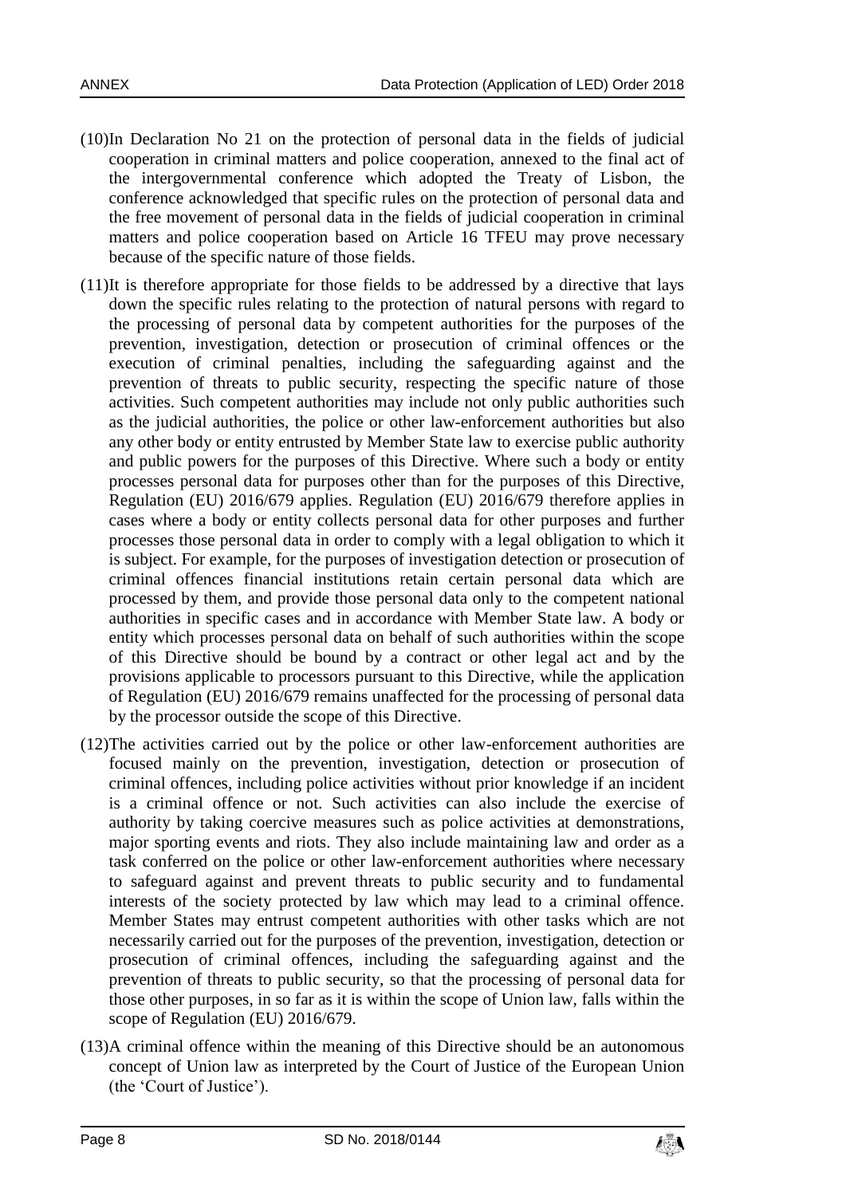(10) In Declaration No 21 on the protection of personal data in the fields of judicial cooperation in criminal matters and police cooperation, annexed to the final act of the intergovernmental conference which adopted the Treaty of Lisbon, the conference acknowledged that specific rules on the protection of personal data and the free movement of personal data in the fields of judicial cooperation in criminal matters and police cooperation based on Article 16 TFEU may prove necessary because of the specific nature of those fields.

(11) It is therefore appropriate for those fields to be addressed by a directive that lays down the specific rules relating to the protection of natural persons with regard to the processing of personal data by competent authorities for the purposes of the prevention, investigation, detection or prosecution of criminal offences or the execution of criminal penalties, including the safeguarding against and the prevention of threats to public security, respecting the specific nature of those activities. Such competent authorities may include not only public authorities such as the judicial authorities, the police or other law-enforcement authorities but also any other body or entity entrusted by Member State law to exercise public authority and public powers for the purposes of this Directive. Where such a body or entity processes personal data for purposes other than for the purposes of this Directive, Regulation (EU) 2016/679 applies. Regulation (EU) 2016/679 therefore applies in cases where a body or entity collects personal data for other purposes and further processes those personal data in order to comply with a legal obligation to which it is subject. For example, for the purposes of investigation detection or prosecution of criminal offences financial institutions retain certain personal data which are processed by them, and provide those personal data only to the competent national authorities in specific cases and in accordance with Member State law. A body or entity which processes personal data on behalf of such authorities within the scope of this Directive should be bound by a contract or other legal act and by the provisions applicable to processors pursuant to this Directive, while the application of Regulation (EU) 2016/679 remains unaffected for the processing of personal data by the processor outside the scope of this Directive.

(12) The activities carried out by the police or other law-enforcement authorities are focused mainly on the prevention, investigation, detection or prosecution of criminal offences, including police activities without prior knowledge if an incident is a criminal offence or not. Such activities can also include the exercise of authority by taking coercive measures such as police activities at demonstrations, major sporting events and riots. They also include maintaining law and order as a task conferred on the police or other law-enforcement authorities where necessary to safeguard against and prevent threats to public security and to fundamental interests of the society protected by law which may lead to a criminal offence. Member States may entrust competent authorities with other tasks which are not necessarily carried out for the purposes of the prevention, investigation, detection or prosecution of criminal offences, including the safeguarding against and the prevention of threats to public security, so that the processing of personal data for those other purposes, in so far as it is within the scope of Union law, falls within the scope of Regulation (EU) 2016/679.

(13) A criminal offence within the meaning of this Directive should be an autonomous concept of Union law as interpreted by the Court of Justice of the European Union (the 'Court of Justice').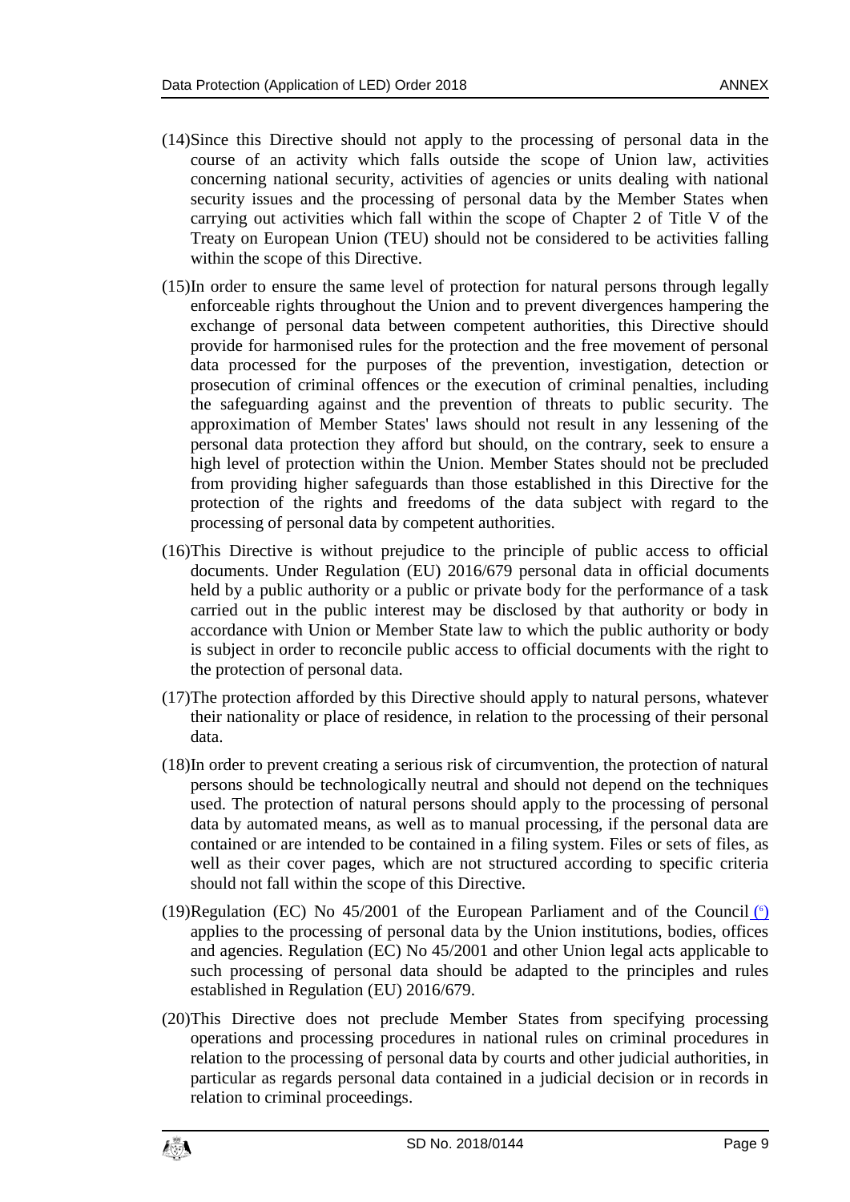(14)Since this Directive should not apply to the processing of personal data in the course of an activity which falls outside the scope of Union law, activities concerning national security, activities of agencies or units dealing with national security issues and the processing of personal data by the Member States when carrying out activities which fall within the scope of Chapter 2 of Title V of the Treaty on European Union (TEU) should not be considered to be activities falling within the scope of this Directive.

(15)In order to ensure the same level of protection for natural persons through legally enforceable rights throughout the Union and to prevent divergences hampering the exchange of personal data between competent authorities, this Directive should provide for harmonised rules for the protection and the free movement of personal data processed for the purposes of the prevention, investigation, detection or prosecution of criminal offences or the execution of criminal penalties, including the safeguarding against and the prevention of threats to public security. The approximation of Member States' laws should not result in any lessening of the personal data protection they afford but should, on the contrary, seek to ensure a high level of protection within the Union. Member States should not be precluded from providing higher safeguards than those established in this Directive for the protection of the rights and freedoms of the data subject with regard to the processing of personal data by competent authorities.

(16)This Directive is without prejudice to the principle of public access to official documents. Under Regulation (EU) 2016/679 personal data in official documents held by a public authority or a public or private body for the performance of a task carried out in the public interest may be disclosed by that authority or body in accordance with Union or Member State law to which the public authority or body is subject in order to reconcile public access to official documents with the right to the protection of personal data.

(17)The protection afforded by this Directive should apply to natural persons, whatever their nationality or place of residence, in relation to the processing of their personal data.

(18)In order to prevent creating a serious risk of circumvention, the protection of natural persons should be technologically neutral and should not depend on the techniques used. The protection of natural persons should apply to the processing of personal data by automated means, as well as to manual processing, if the personal data are contained or are intended to be contained in a filing system. Files or sets of files, as well as their cover pages, which are not structured according to specific criteria should not fall within the scope of this Directive.

(19)Regulation (EC) No 45/2001 of the European Parliament and of the Council [6] applies to the processing of personal data by the Union institutions, bodies, offices and agencies. Regulation (EC) No 45/2001 and other Union legal acts applicable to such processing of personal data should be adapted to the principles and rules established in Regulation (EU) 2016/679.

(20)This Directive does not preclude Member States from specifying processing operations and processing procedures in national rules on criminal procedures in relation to the processing of personal data by courts and other judicial authorities, in particular as regards personal data contained in a judicial decision or in records in relation to criminal proceedings.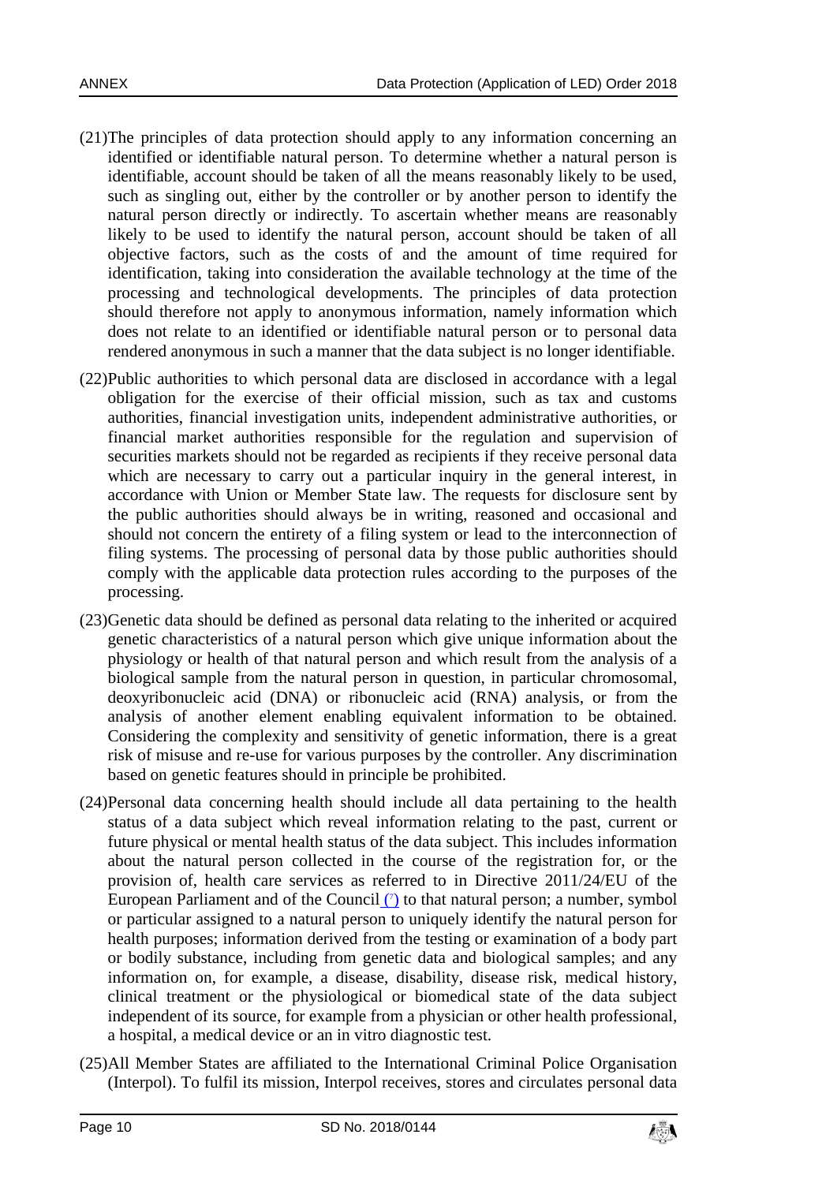(21) The principles of data protection should apply to any information concerning an identified or identifiable natural person. To determine whether a natural person is identifiable, account should be taken of all the means reasonably likely to be used, such as singling out, either by the controller or by another person to identify the natural person directly or indirectly. To ascertain whether means are reasonably likely to be used to identify the natural person, account should be taken of all objective factors, such as the costs of and the amount of time required for identification, taking into consideration the available technology at the time of the processing and technological developments. The principles of data protection should therefore not apply to anonymous information, namely information which does not relate to an identified or identifiable natural person or to personal data rendered anonymous in such a manner that the data subject is no longer identifiable.

(22) Public authorities to which personal data are disclosed in accordance with a legal obligation for the exercise of their official mission, such as tax and customs authorities, financial investigation units, independent administrative authorities, or financial market authorities responsible for the regulation and supervision of securities markets should not be regarded as recipients if they receive personal data which are necessary to carry out a particular inquiry in the general interest, in accordance with Union or Member State law. The requests for disclosure sent by the public authorities should always be in writing, reasoned and occasional and should not concern the entirety of a filing system or lead to the interconnection of filing systems. The processing of personal data by those public authorities should comply with the applicable data protection rules according to the purposes of the processing.

(23) Genetic data should be defined as personal data relating to the inherited or acquired genetic characteristics of a natural person which give unique information about the physiology or health of that natural person and which result from the analysis of a biological sample from the natural person in question, in particular chromosomal, deoxyribonucleic acid (DNA) or ribonucleic acid (RNA) analysis, or from the analysis of another element enabling equivalent information to be obtained. Considering the complexity and sensitivity of genetic information, there is a great risk of misuse and re-use for various purposes by the controller. Any discrimination based on genetic features should in principle be prohibited.

(24) Personal data concerning health should include all data pertaining to the health status of a data subject which reveal information relating to the past, current or future physical or mental health status of the data subject. This includes information about the natural person collected in the course of the registration for, or the provision of, health care services as referred to in Directive 2011/24/EU of the European Parliament and of the Council [7] to that natural person; a number, symbol or particular assigned to a natural person to uniquely identify the natural person for health purposes; information derived from the testing or examination of a body part or bodily substance, including from genetic data and biological samples; and any information on, for example, a disease, disability, disease risk, medical history, clinical treatment or the physiological or biomedical state of the data subject independent of its source, for example from a physician or other health professional, a hospital, a medical device or an in vitro diagnostic test.

(25) All Member States are affiliated to the International Criminal Police Organisation (Interpol). To fulfil its mission, Interpol receives, stores and circulates personal data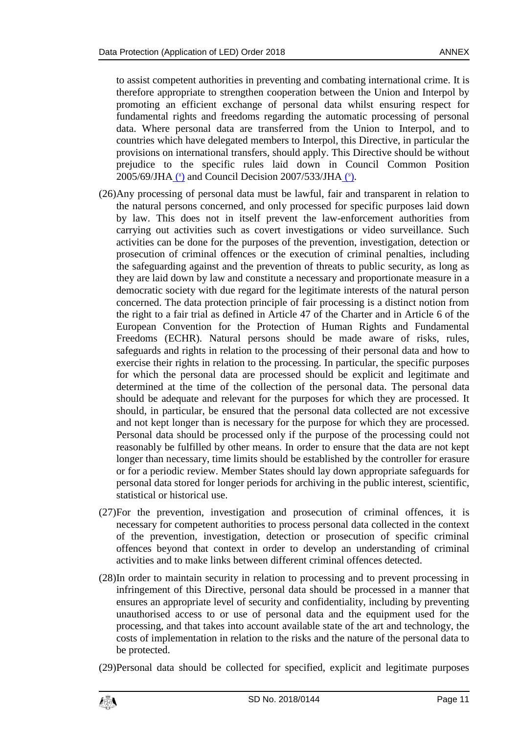to assist competent authorities in preventing and combating international crime. It is therefore appropriate to strengthen cooperation between the Union and Interpol by promoting an efficient exchange of personal data whilst ensuring respect for fundamental rights and freedoms regarding the automatic processing of personal data. Where personal data are transferred from the Union to Interpol, and to countries which have delegated members to Interpol, this Directive, in particular the provisions on international transfers, should apply. This Directive should be without prejudice to the specific rules laid down in Council Common Position 2005/69/JHA [8] and Council Decision 2007/533/JHA [9].

(26) Any processing of personal data must be lawful, fair and transparent in relation to the natural persons concerned, and only processed for specific purposes laid down by law. This does not in itself prevent the law-enforcement authorities from carrying out activities such as covert investigations or video surveillance. Such activities can be done for the purposes of the prevention, investigation, detection or prosecution of criminal offences or the execution of criminal penalties, including the safeguarding against and the prevention of threats to public security, as long as they are laid down by law and constitute a necessary and proportionate measure in a democratic society with due regard for the legitimate interests of the natural person concerned. The data protection principle of fair processing is a distinct notion from the right to a fair trial as defined in Article 47 of the Charter and in Article 6 of the European Convention for the Protection of Human Rights and Fundamental Freedoms (ECHR). Natural persons should be made aware of risks, rules, safeguards and rights in relation to the processing of their personal data and how to exercise their rights in relation to the processing. In particular, the specific purposes for which the personal data are processed should be explicit and legitimate and determined at the time of the collection of the personal data. The personal data should be adequate and relevant for the purposes for which they are processed. It should, in particular, be ensured that the personal data collected are not excessive and not kept longer than is necessary for the purpose for which they are processed. Personal data should be processed only if the purpose of the processing could not reasonably be fulfilled by other means. In order to ensure that the data are not kept longer than necessary, time limits should be established by the controller for erasure or for a periodic review. Member States should lay down appropriate safeguards for personal data stored for longer periods for archiving in the public interest, scientific, statistical or historical use.

(27) For the prevention, investigation and prosecution of criminal offences, it is necessary for competent authorities to process personal data collected in the context of the prevention, investigation, detection or prosecution of specific criminal offences beyond that context in order to develop an understanding of criminal activities and to make links between different criminal offences detected.

(28) In order to maintain security in relation to processing and to prevent processing in infringement of this Directive, personal data should be processed in a manner that ensures an appropriate level of security and confidentiality, including by preventing unauthorised access to or use of personal data and the equipment used for the processing, and that takes into account available state of the art and technology, the costs of implementation in relation to the risks and the nature of the personal data to be protected.

(29) Personal data should be collected for specified, explicit and legitimate purposes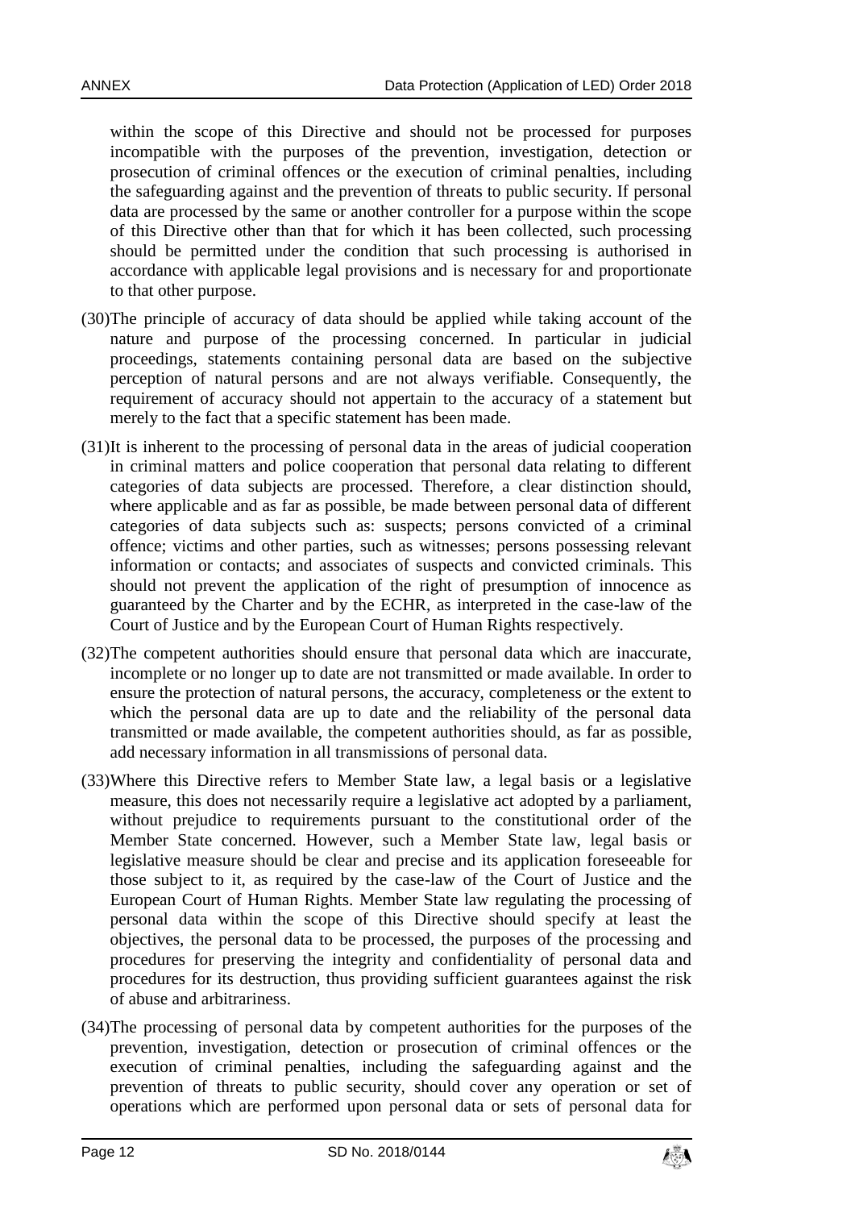within the scope of this Directive and should not be processed for purposes incompatible with the purposes of the prevention, investigation, detection or prosecution of criminal offences or the execution of criminal penalties, including the safeguarding against and the prevention of threats to public security. If personal data are processed by the same or another controller for a purpose within the scope of this Directive other than that for which it has been collected, such processing should be permitted under the condition that such processing is authorised in accordance with applicable legal provisions and is necessary for and proportionate to that other purpose.

(30) The principle of accuracy of data should be applied while taking account of the nature and purpose of the processing concerned. In particular in judicial proceedings, statements containing personal data are based on the subjective perception of natural persons and are not always verifiable. Consequently, the requirement of accuracy should not appertain to the accuracy of a statement but merely to the fact that a specific statement has been made.

(31) It is inherent to the processing of personal data in the areas of judicial cooperation in criminal matters and police cooperation that personal data relating to different categories of data subjects are processed. Therefore, a clear distinction should, where applicable and as far as possible, be made between personal data of different categories of data subjects such as: suspects; persons convicted of a criminal offence; victims and other parties, such as witnesses; persons possessing relevant information or contacts; and associates of suspects and convicted criminals. This should not prevent the application of the right of presumption of innocence as guaranteed by the Charter and by the ECHR, as interpreted in the case-law of the Court of Justice and by the European Court of Human Rights respectively.

(32) The competent authorities should ensure that personal data which are inaccurate, incomplete or no longer up to date are not transmitted or made available. In order to ensure the protection of natural persons, the accuracy, completeness or the extent to which the personal data are up to date and the reliability of the personal data transmitted or made available, the competent authorities should, as far as possible, add necessary information in all transmissions of personal data.

(33) Where this Directive refers to Member State law, a legal basis or a legislative measure, this does not necessarily require a legislative act adopted by a parliament, without prejudice to requirements pursuant to the constitutional order of the Member State concerned. However, such a Member State law, legal basis or legislative measure should be clear and precise and its application foreseeable for those subject to it, as required by the case-law of the Court of Justice and the European Court of Human Rights. Member State law regulating the processing of personal data within the scope of this Directive should specify at least the objectives, the personal data to be processed, the purposes of the processing and procedures for preserving the integrity and confidentiality of personal data and procedures for its destruction, thus providing sufficient guarantees against the risk of abuse and arbitrariness.

(34) The processing of personal data by competent authorities for the purposes of the prevention, investigation, detection or prosecution of criminal offences or the execution of criminal penalties, including the safeguarding against and the prevention of threats to public security, should cover any operation or set of operations which are performed upon personal data or sets of personal data for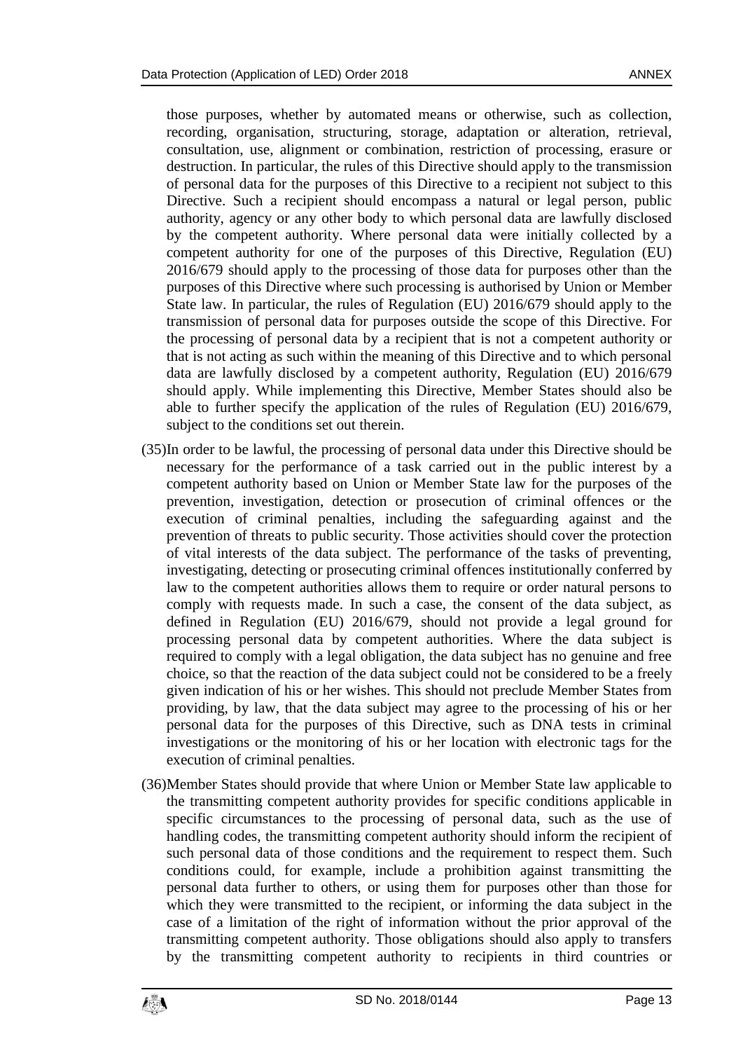those purposes, whether by automated means or otherwise, such as collection, recording, organisation, structuring, storage, adaptation or alteration, retrieval, consultation, use, alignment or combination, restriction of processing, erasure or destruction. In particular, the rules of this Directive should apply to the transmission of personal data for the purposes of this Directive to a recipient not subject to this Directive. Such a recipient should encompass a natural or legal person, public authority, agency or any other body to which personal data are lawfully disclosed by the competent authority. Where personal data were initially collected by a competent authority for one of the purposes of this Directive, Regulation (EU) 2016/679 should apply to the processing of those data for purposes other than the purposes of this Directive where such processing is authorised by Union or Member State law. In particular, the rules of Regulation (EU) 2016/679 should apply to the transmission of personal data for purposes outside the scope of this Directive. For the processing of personal data by a recipient that is not a competent authority or that is not acting as such within the meaning of this Directive and to which personal data are lawfully disclosed by a competent authority, Regulation (EU) 2016/679 should apply. While implementing this Directive, Member States should also be able to further specify the application of the rules of Regulation (EU) 2016/679, subject to the conditions set out therein.

(35) In order to be lawful, the processing of personal data under this Directive should be necessary for the performance of a task carried out in the public interest by a competent authority based on Union or Member State law for the purposes of the prevention, investigation, detection or prosecution of criminal offences or the execution of criminal penalties, including the safeguarding against and the prevention of threats to public security. Those activities should cover the protection of vital interests of the data subject. The performance of the tasks of preventing, investigating, detecting or prosecuting criminal offences institutionally conferred by law to the competent authorities allows them to require or order natural persons to comply with requests made. In such a case, the consent of the data subject, as defined in Regulation (EU) 2016/679, should not provide a legal ground for processing personal data by competent authorities. Where the data subject is required to comply with a legal obligation, the data subject has no genuine and free choice, so that the reaction of the data subject could not be considered to be a freely given indication of his or her wishes. This should not preclude Member States from providing, by law, that the data subject may agree to the processing of his or her personal data for the purposes of this Directive, such as DNA tests in criminal investigations or the monitoring of his or her location with electronic tags for the execution of criminal penalties.

(36) Member States should provide that where Union or Member State law applicable to the transmitting competent authority provides for specific conditions applicable in specific circumstances to the processing of personal data, such as the use of handling codes, the transmitting competent authority should inform the recipient of such personal data of those conditions and the requirement to respect them. Such conditions could, for example, include a prohibition against transmitting the personal data further to others, or using them for purposes other than those for which they were transmitted to the recipient, or informing the data subject in the case of a limitation of the right of information without the prior approval of the transmitting competent authority. Those obligations should also apply to transfers by the transmitting competent authority to recipients in third countries or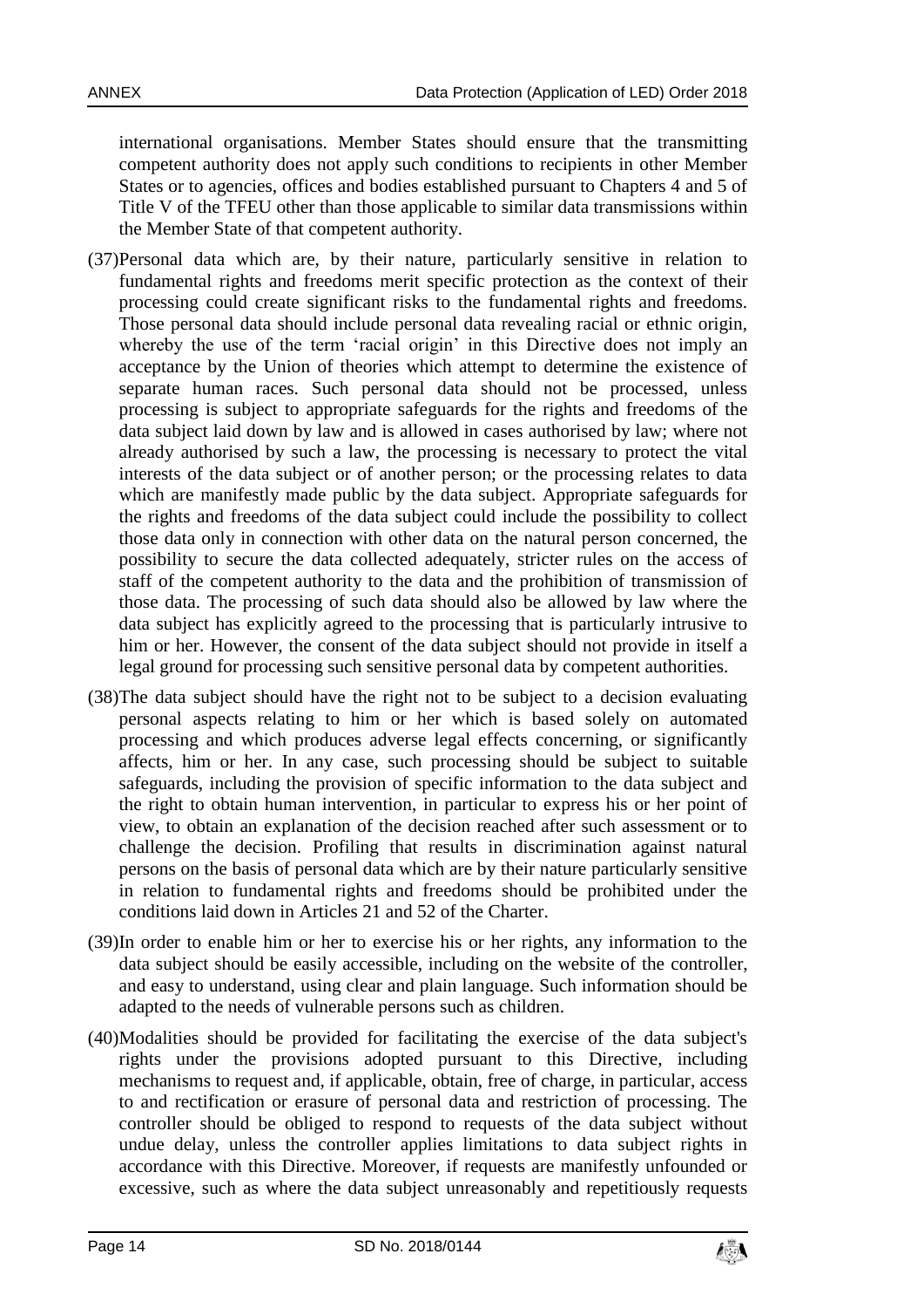international organisations. Member States should ensure that the transmitting competent authority does not apply such conditions to recipients in other Member States or to agencies, offices and bodies established pursuant to Chapters 4 and 5 of Title V of the TFEU other than those applicable to similar data transmissions within the Member State of that competent authority.

(37) Personal data which are, by their nature, particularly sensitive in relation to fundamental rights and freedoms merit specific protection as the context of their processing could create significant risks to the fundamental rights and freedoms. Those personal data should include personal data revealing racial or ethnic origin, whereby the use of the term 'racial origin' in this Directive does not imply an acceptance by the Union of theories which attempt to determine the existence of separate human races. Such personal data should not be processed, unless processing is subject to appropriate safeguards for the rights and freedoms of the data subject laid down by law and is allowed in cases authorised by law; where not already authorised by such a law, the processing is necessary to protect the vital interests of the data subject or of another person; or the processing relates to data which are manifestly made public by the data subject. Appropriate safeguards for the rights and freedoms of the data subject could include the possibility to collect those data only in connection with other data on the natural person concerned, the possibility to secure the data collected adequately, stricter rules on the access of staff of the competent authority to the data and the prohibition of transmission of those data. The processing of such data should also be allowed by law where the data subject has explicitly agreed to the processing that is particularly intrusive to him or her. However, the consent of the data subject should not provide in itself a legal ground for processing such sensitive personal data by competent authorities.

(38) The data subject should have the right not to be subject to a decision evaluating personal aspects relating to him or her which is based solely on automated processing and which produces adverse legal effects concerning, or significantly affects, him or her. In any case, such processing should be subject to suitable safeguards, including the provision of specific information to the data subject and the right to obtain human intervention, in particular to express his or her point of view, to obtain an explanation of the decision reached after such assessment or to challenge the decision. Profiling that results in discrimination against natural persons on the basis of personal data which are by their nature particularly sensitive in relation to fundamental rights and freedoms should be prohibited under the conditions laid down in Articles 21 and 52 of the Charter.

(39) In order to enable him or her to exercise his or her rights, any information to the data subject should be easily accessible, including on the website of the controller, and easy to understand, using clear and plain language. Such information should be adapted to the needs of vulnerable persons such as children.

(40) Modalities should be provided for facilitating the exercise of the data subject's rights under the provisions adopted pursuant to this Directive, including mechanisms to request and, if applicable, obtain, free of charge, in particular, access to and rectification or erasure of personal data and restriction of processing. The controller should be obliged to respond to requests of the data subject without undue delay, unless the controller applies limitations to data subject rights in accordance with this Directive. Moreover, if requests are manifestly unfounded or excessive, such as where the data subject unreasonably and repetitiously requests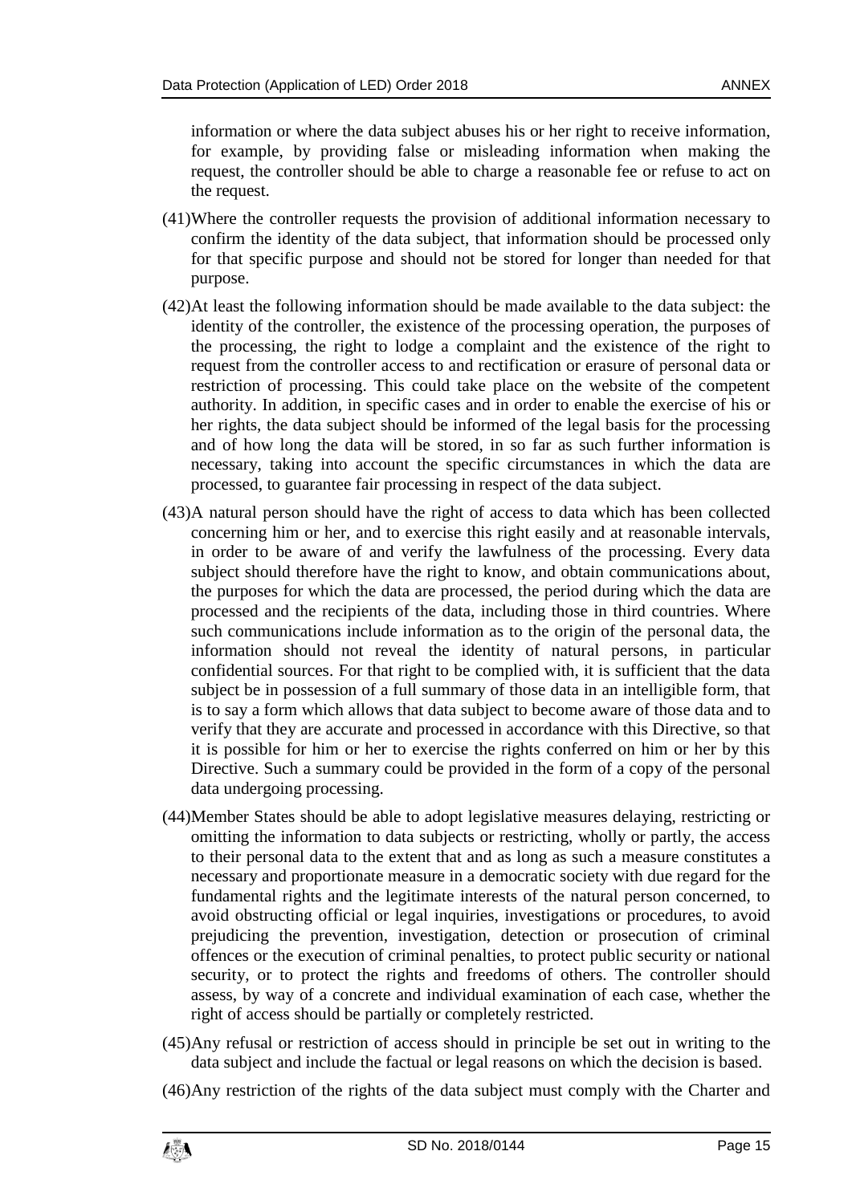information or where the data subject abuses his or her right to receive information, for example, by providing false or misleading information when making the request, the controller should be able to charge a reasonable fee or refuse to act on the request.

(41) Where the controller requests the provision of additional information necessary to confirm the identity of the data subject, that information should be processed only for that specific purpose and should not be stored for longer than needed for that purpose.

(42) At least the following information should be made available to the data subject: the identity of the controller, the existence of the processing operation, the purposes of the processing, the right to lodge a complaint and the existence of the right to request from the controller access to and rectification or erasure of personal data or restriction of processing. This could take place on the website of the competent authority. In addition, in specific cases and in order to enable the exercise of his or her rights, the data subject should be informed of the legal basis for the processing and of how long the data will be stored, in so far as such further information is necessary, taking into account the specific circumstances in which the data are processed, to guarantee fair processing in respect of the data subject.

(43) A natural person should have the right of access to data which has been collected concerning him or her, and to exercise this right easily and at reasonable intervals, in order to be aware of and verify the lawfulness of the processing. Every data subject should therefore have the right to know, and obtain communications about, the purposes for which the data are processed, the period during which the data are processed and the recipients of the data, including those in third countries. Where such communications include information as to the origin of the personal data, the information should not reveal the identity of natural persons, in particular confidential sources. For that right to be complied with, it is sufficient that the data subject be in possession of a full summary of those data in an intelligible form, that is to say a form which allows that data subject to become aware of those data and to verify that they are accurate and processed in accordance with this Directive, so that it is possible for him or her to exercise the rights conferred on him or her by this Directive. Such a summary could be provided in the form of a copy of the personal data undergoing processing.

(44) Member States should be able to adopt legislative measures delaying, restricting or omitting the information to data subjects or restricting, wholly or partly, the access to their personal data to the extent that and as long as such a measure constitutes a necessary and proportionate measure in a democratic society with due regard for the fundamental rights and the legitimate interests of the natural person concerned, to avoid obstructing official or legal inquiries, investigations or procedures, to avoid prejudicing the prevention, investigation, detection or prosecution of criminal offences or the execution of criminal penalties, to protect public security or national security, or to protect the rights and freedoms of others. The controller should assess, by way of a concrete and individual examination of each case, whether the right of access should be partially or completely restricted.

(45) Any refusal or restriction of access should in principle be set out in writing to the data subject and include the factual or legal reasons on which the decision is based.

(46) Any restriction of the rights of the data subject must comply with the Charter and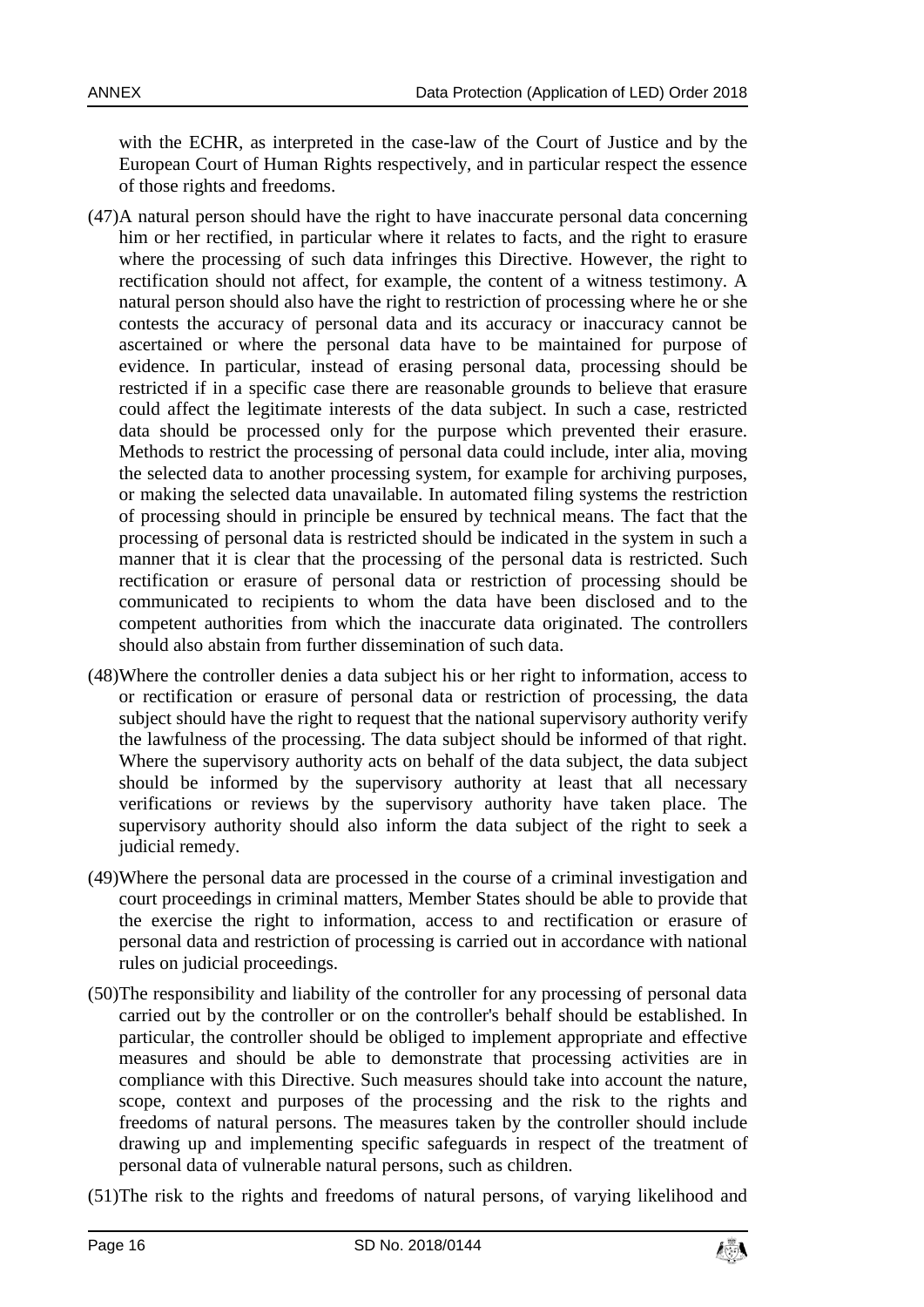with the ECHR, as interpreted in the case-law of the Court of Justice and by the European Court of Human Rights respectively, and in particular respect the essence of those rights and freedoms.

(47) A natural person should have the right to have inaccurate personal data concerning him or her rectified, in particular where it relates to facts, and the right to erasure where the processing of such data infringes this Directive. However, the right to rectification should not affect, for example, the content of a witness testimony. A natural person should also have the right to restriction of processing where he or she contests the accuracy of personal data and its accuracy or inaccuracy cannot be ascertained or where the personal data have to be maintained for purpose of evidence. In particular, instead of erasing personal data, processing should be restricted if in a specific case there are reasonable grounds to believe that erasure could affect the legitimate interests of the data subject. In such a case, restricted data should be processed only for the purpose which prevented their erasure. Methods to restrict the processing of personal data could include, inter alia, moving the selected data to another processing system, for example for archiving purposes, or making the selected data unavailable. In automated filing systems the restriction of processing should in principle be ensured by technical means. The fact that the processing of personal data is restricted should be indicated in the system in such a manner that it is clear that the processing of the personal data is restricted. Such rectification or erasure of personal data or restriction of processing should be communicated to recipients to whom the data have been disclosed and to the competent authorities from which the inaccurate data originated. The controllers should also abstain from further dissemination of such data.

(48) Where the controller denies a data subject his or her right to information, access to or rectification or erasure of personal data or restriction of processing, the data subject should have the right to request that the national supervisory authority verify the lawfulness of the processing. The data subject should be informed of that right. Where the supervisory authority acts on behalf of the data subject, the data subject should be informed by the supervisory authority at least that all necessary verifications or reviews by the supervisory authority have taken place. The supervisory authority should also inform the data subject of the right to seek a judicial remedy.

(49) Where the personal data are processed in the course of a criminal investigation and court proceedings in criminal matters, Member States should be able to provide that the exercise the right to information, access to and rectification or erasure of personal data and restriction of processing is carried out in accordance with national rules on judicial proceedings.

(50) The responsibility and liability of the controller for any processing of personal data carried out by the controller or on the controller's behalf should be established. In particular, the controller should be obliged to implement appropriate and effective measures and should be able to demonstrate that processing activities are in compliance with this Directive. Such measures should take into account the nature, scope, context and purposes of the processing and the risk to the rights and freedoms of natural persons. The measures taken by the controller should include drawing up and implementing specific safeguards in respect of the treatment of personal data of vulnerable natural persons, such as children.

(51) The risk to the rights and freedoms of natural persons, of varying likelihood and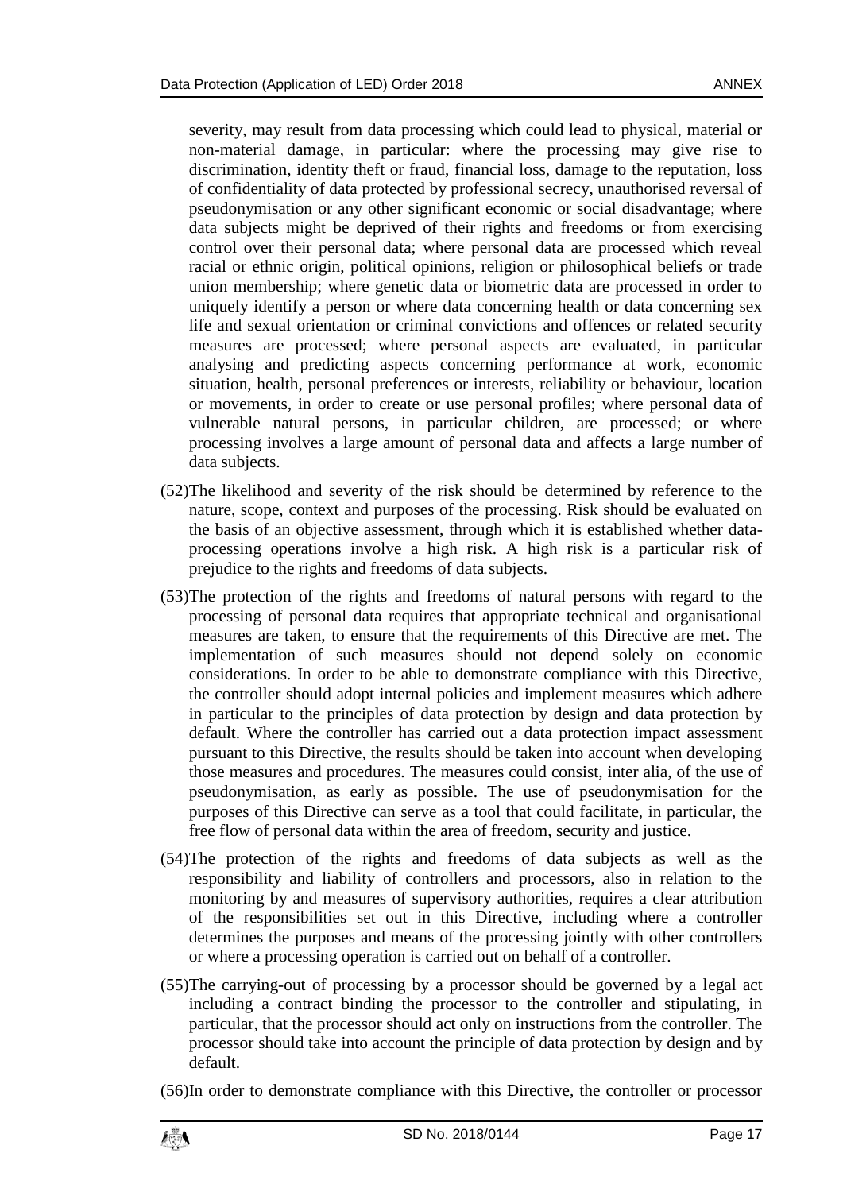severity, may result from data processing which could lead to physical, material or non-material damage, in particular: where the processing may give rise to discrimination, identity theft or fraud, financial loss, damage to the reputation, loss of confidentiality of data protected by professional secrecy, unauthorised reversal of pseudonymisation or any other significant economic or social disadvantage; where data subjects might be deprived of their rights and freedoms or from exercising control over their personal data; where personal data are processed which reveal racial or ethnic origin, political opinions, religion or philosophical beliefs or trade union membership; where genetic data or biometric data are processed in order to uniquely identify a person or where data concerning health or data concerning sex life and sexual orientation or criminal convictions and offences or related security measures are processed; where personal aspects are evaluated, in particular analysing and predicting aspects concerning performance at work, economic situation, health, personal preferences or interests, reliability or behaviour, location or movements, in order to create or use personal profiles; where personal data of vulnerable natural persons, in particular children, are processed; or where processing involves a large amount of personal data and affects a large number of data subjects.

(52)The likelihood and severity of the risk should be determined by reference to the nature, scope, context and purposes of the processing. Risk should be evaluated on the basis of an objective assessment, through which it is established whether data-processing operations involve a high risk. A high risk is a particular risk of prejudice to the rights and freedoms of data subjects.

(53)The protection of the rights and freedoms of natural persons with regard to the processing of personal data requires that appropriate technical and organisational measures are taken, to ensure that the requirements of this Directive are met. The implementation of such measures should not depend solely on economic considerations. In order to be able to demonstrate compliance with this Directive, the controller should adopt internal policies and implement measures which adhere in particular to the principles of data protection by design and data protection by default. Where the controller has carried out a data protection impact assessment pursuant to this Directive, the results should be taken into account when developing those measures and procedures. The measures could consist, inter alia, of the use of pseudonymisation, as early as possible. The use of pseudonymisation for the purposes of this Directive can serve as a tool that could facilitate, in particular, the free flow of personal data within the area of freedom, security and justice.

(54)The protection of the rights and freedoms of data subjects as well as the responsibility and liability of controllers and processors, also in relation to the monitoring by and measures of supervisory authorities, requires a clear attribution of the responsibilities set out in this Directive, including where a controller determines the purposes and means of the processing jointly with other controllers or where a processing operation is carried out on behalf of a controller.

(55)The carrying-out of processing by a processor should be governed by a legal act including a contract binding the processor to the controller and stipulating, in particular, that the processor should act only on instructions from the controller. The processor should take into account the principle of data protection by design and by default.

(56)In order to demonstrate compliance with this Directive, the controller or processor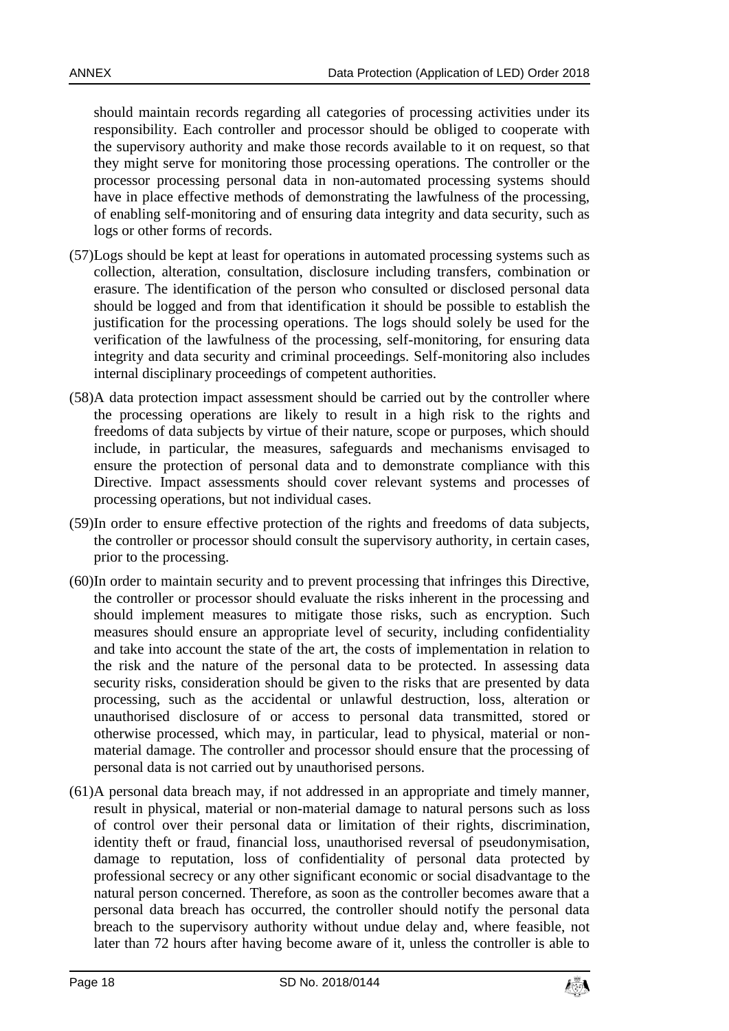should maintain records regarding all categories of processing activities under its responsibility. Each controller and processor should be obliged to cooperate with the supervisory authority and make those records available to it on request, so that they might serve for monitoring those processing operations. The controller or the processor processing personal data in non-automated processing systems should have in place effective methods of demonstrating the lawfulness of the processing, of enabling self-monitoring and of ensuring data integrity and data security, such as logs or other forms of records.

(57) Logs should be kept at least for operations in automated processing systems such as collection, alteration, consultation, disclosure including transfers, combination or erasure. The identification of the person who consulted or disclosed personal data should be logged and from that identification it should be possible to establish the justification for the processing operations. The logs should solely be used for the verification of the lawfulness of the processing, self-monitoring, for ensuring data integrity and data security and criminal proceedings. Self-monitoring also includes internal disciplinary proceedings of competent authorities.

(58) A data protection impact assessment should be carried out by the controller where the processing operations are likely to result in a high risk to the rights and freedoms of data subjects by virtue of their nature, scope or purposes, which should include, in particular, the measures, safeguards and mechanisms envisaged to ensure the protection of personal data and to demonstrate compliance with this Directive. Impact assessments should cover relevant systems and processes of processing operations, but not individual cases.

(59) In order to ensure effective protection of the rights and freedoms of data subjects, the controller or processor should consult the supervisory authority, in certain cases, prior to the processing.

(60) In order to maintain security and to prevent processing that infringes this Directive, the controller or processor should evaluate the risks inherent in the processing and should implement measures to mitigate those risks, such as encryption. Such measures should ensure an appropriate level of security, including confidentiality and take into account the state of the art, the costs of implementation in relation to the risk and the nature of the personal data to be protected. In assessing data security risks, consideration should be given to the risks that are presented by data processing, such as the accidental or unlawful destruction, loss, alteration or unauthorised disclosure of or access to personal data transmitted, stored or otherwise processed, which may, in particular, lead to physical, material or non-material damage. The controller and processor should ensure that the processing of personal data is not carried out by unauthorised persons.

(61) A personal data breach may, if not addressed in an appropriate and timely manner, result in physical, material or non-material damage to natural persons such as loss of control over their personal data or limitation of their rights, discrimination, identity theft or fraud, financial loss, unauthorised reversal of pseudonymisation, damage to reputation, loss of confidentiality of personal data protected by professional secrecy or any other significant economic or social disadvantage to the natural person concerned. Therefore, as soon as the controller becomes aware that a personal data breach has occurred, the controller should notify the personal data breach to the supervisory authority without undue delay and, where feasible, not later than 72 hours after having become aware of it, unless the controller is able to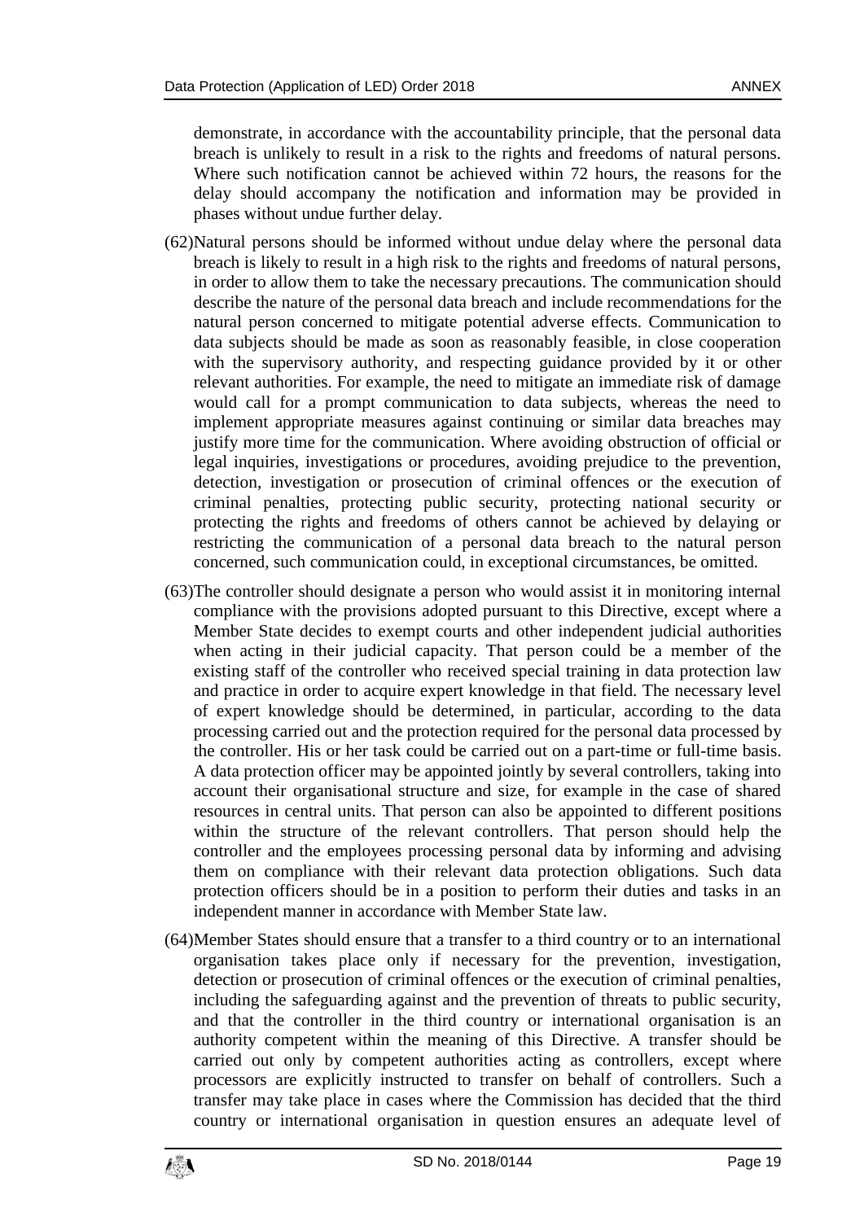demonstrate, in accordance with the accountability principle, that the personal data breach is unlikely to result in a risk to the rights and freedoms of natural persons. Where such notification cannot be achieved within 72 hours, the reasons for the delay should accompany the notification and information may be provided in phases without undue further delay.

(62) Natural persons should be informed without undue delay where the personal data breach is likely to result in a high risk to the rights and freedoms of natural persons, in order to allow them to take the necessary precautions. The communication should describe the nature of the personal data breach and include recommendations for the natural person concerned to mitigate potential adverse effects. Communication to data subjects should be made as soon as reasonably feasible, in close cooperation with the supervisory authority, and respecting guidance provided by it or other relevant authorities. For example, the need to mitigate an immediate risk of damage would call for a prompt communication to data subjects, whereas the need to implement appropriate measures against continuing or similar data breaches may justify more time for the communication. Where avoiding obstruction of official or legal inquiries, investigations or procedures, avoiding prejudice to the prevention, detection, investigation or prosecution of criminal offences or the execution of criminal penalties, protecting public security, protecting national security or protecting the rights and freedoms of others cannot be achieved by delaying or restricting the communication of a personal data breach to the natural person concerned, such communication could, in exceptional circumstances, be omitted.

(63) The controller should designate a person who would assist it in monitoring internal compliance with the provisions adopted pursuant to this Directive, except where a Member State decides to exempt courts and other independent judicial authorities when acting in their judicial capacity. That person could be a member of the existing staff of the controller who received special training in data protection law and practice in order to acquire expert knowledge in that field. The necessary level of expert knowledge should be determined, in particular, according to the data processing carried out and the protection required for the personal data processed by the controller. His or her task could be carried out on a part-time or full-time basis. A data protection officer may be appointed jointly by several controllers, taking into account their organisational structure and size, for example in the case of shared resources in central units. That person can also be appointed to different positions within the structure of the relevant controllers. That person should help the controller and the employees processing personal data by informing and advising them on compliance with their relevant data protection obligations. Such data protection officers should be in a position to perform their duties and tasks in an independent manner in accordance with Member State law.

(64) Member States should ensure that a transfer to a third country or to an international organisation takes place only if necessary for the prevention, investigation, detection or prosecution of criminal offences or the execution of criminal penalties, including the safeguarding against and the prevention of threats to public security, and that the controller in the third country or international organisation is an authority competent within the meaning of this Directive. A transfer should be carried out only by competent authorities acting as controllers, except where processors are explicitly instructed to transfer on behalf of controllers. Such a transfer may take place in cases where the Commission has decided that the third country or international organisation in question ensures an adequate level of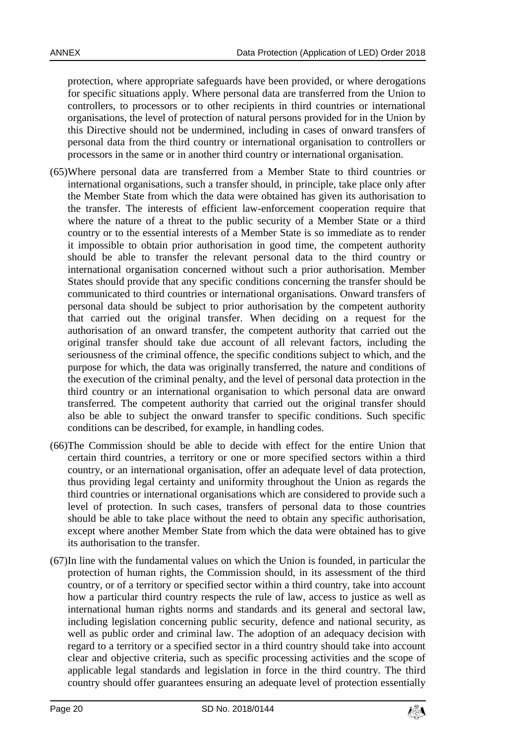protection, where appropriate safeguards have been provided, or where derogations for specific situations apply. Where personal data are transferred from the Union to controllers, to processors or to other recipients in third countries or international organisations, the level of protection of natural persons provided for in the Union by this Directive should not be undermined, including in cases of onward transfers of personal data from the third country or international organisation to controllers or processors in the same or in another third country or international organisation.

(65) Where personal data are transferred from a Member State to third countries or international organisations, such a transfer should, in principle, take place only after the Member State from which the data were obtained has given its authorisation to the transfer. The interests of efficient law-enforcement cooperation require that where the nature of a threat to the public security of a Member State or a third country or to the essential interests of a Member State is so immediate as to render it impossible to obtain prior authorisation in good time, the competent authority should be able to transfer the relevant personal data to the third country or international organisation concerned without such a prior authorisation. Member States should provide that any specific conditions concerning the transfer should be communicated to third countries or international organisations. Onward transfers of personal data should be subject to prior authorisation by the competent authority that carried out the original transfer. When deciding on a request for the authorisation of an onward transfer, the competent authority that carried out the original transfer should take due account of all relevant factors, including the seriousness of the criminal offence, the specific conditions subject to which, and the purpose for which, the data was originally transferred, the nature and conditions of the execution of the criminal penalty, and the level of personal data protection in the third country or an international organisation to which personal data are onward transferred. The competent authority that carried out the original transfer should also be able to subject the onward transfer to specific conditions. Such specific conditions can be described, for example, in handling codes.

(66) The Commission should be able to decide with effect for the entire Union that certain third countries, a territory or one or more specified sectors within a third country, or an international organisation, offer an adequate level of data protection, thus providing legal certainty and uniformity throughout the Union as regards the third countries or international organisations which are considered to provide such a level of protection. In such cases, transfers of personal data to those countries should be able to take place without the need to obtain any specific authorisation, except where another Member State from which the data were obtained has to give its authorisation to the transfer.

(67) In line with the fundamental values on which the Union is founded, in particular the protection of human rights, the Commission should, in its assessment of the third country, or of a territory or specified sector within a third country, take into account how a particular third country respects the rule of law, access to justice as well as international human rights norms and standards and its general and sectoral law, including legislation concerning public security, defence and national security, as well as public order and criminal law. The adoption of an adequacy decision with regard to a territory or a specified sector in a third country should take into account clear and objective criteria, such as specific processing activities and the scope of applicable legal standards and legislation in force in the third country. The third country should offer guarantees ensuring an adequate level of protection essentially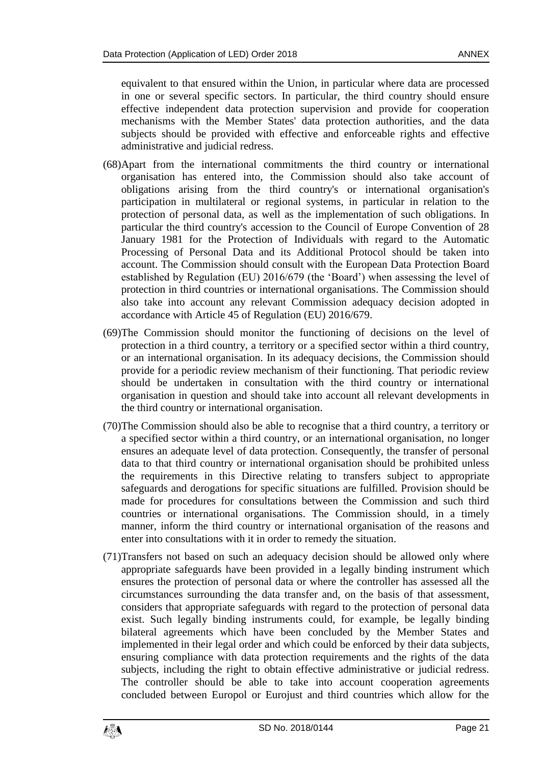equivalent to that ensured within the Union, in particular where data are processed in one or several specific sectors. In particular, the third country should ensure effective independent data protection supervision and provide for cooperation mechanisms with the Member States' data protection authorities, and the data subjects should be provided with effective and enforceable rights and effective administrative and judicial redress.

(68) Apart from the international commitments the third country or international organisation has entered into, the Commission should also take account of obligations arising from the third country's or international organisation's participation in multilateral or regional systems, in particular in relation to the protection of personal data, as well as the implementation of such obligations. In particular the third country's accession to the Council of Europe Convention of 28 January 1981 for the Protection of Individuals with regard to the Automatic Processing of Personal Data and its Additional Protocol should be taken into account. The Commission should consult with the European Data Protection Board established by Regulation (EU) 2016/679 (the 'Board') when assessing the level of protection in third countries or international organisations. The Commission should also take into account any relevant Commission adequacy decision adopted in accordance with Article 45 of Regulation (EU) 2016/679.

(69) The Commission should monitor the functioning of decisions on the level of protection in a third country, a territory or a specified sector within a third country, or an international organisation. In its adequacy decisions, the Commission should provide for a periodic review mechanism of their functioning. That periodic review should be undertaken in consultation with the third country or international organisation in question and should take into account all relevant developments in the third country or international organisation.

(70) The Commission should also be able to recognise that a third country, a territory or a specified sector within a third country, or an international organisation, no longer ensures an adequate level of data protection. Consequently, the transfer of personal data to that third country or international organisation should be prohibited unless the requirements in this Directive relating to transfers subject to appropriate safeguards and derogations for specific situations are fulfilled. Provision should be made for procedures for consultations between the Commission and such third countries or international organisations. The Commission should, in a timely manner, inform the third country or international organisation of the reasons and enter into consultations with it in order to remedy the situation.

(71) Transfers not based on such an adequacy decision should be allowed only where appropriate safeguards have been provided in a legally binding instrument which ensures the protection of personal data or where the controller has assessed all the circumstances surrounding the data transfer and, on the basis of that assessment, considers that appropriate safeguards with regard to the protection of personal data exist. Such legally binding instruments could, for example, be legally binding bilateral agreements which have been concluded by the Member States and implemented in their legal order and which could be enforced by their data subjects, ensuring compliance with data protection requirements and the rights of the data subjects, including the right to obtain effective administrative or judicial redress. The controller should be able to take into account cooperation agreements concluded between Europol or Eurojust and third countries which allow for the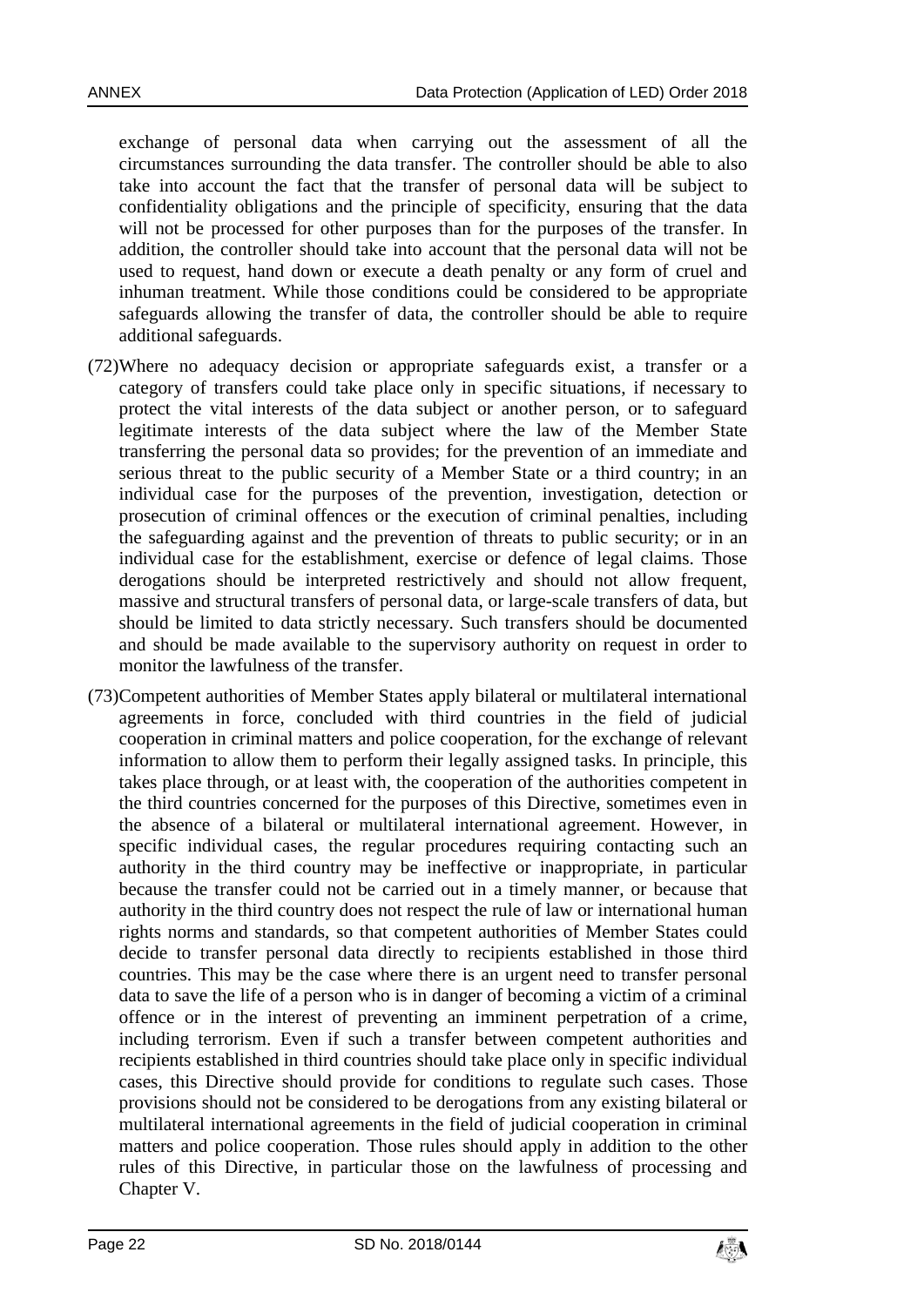exchange of personal data when carrying out the assessment of all the circumstances surrounding the data transfer. The controller should be able to also take into account the fact that the transfer of personal data will be subject to confidentiality obligations and the principle of specificity, ensuring that the data will not be processed for other purposes than for the purposes of the transfer. In addition, the controller should take into account that the personal data will not be used to request, hand down or execute a death penalty or any form of cruel and inhuman treatment. While those conditions could be considered to be appropriate safeguards allowing the transfer of data, the controller should be able to require additional safeguards.

(72) Where no adequacy decision or appropriate safeguards exist, a transfer or a category of transfers could take place only in specific situations, if necessary to protect the vital interests of the data subject or another person, or to safeguard legitimate interests of the data subject where the law of the Member State transferring the personal data so provides; for the prevention of an immediate and serious threat to the public security of a Member State or a third country; in an individual case for the purposes of the prevention, investigation, detection or prosecution of criminal offences or the execution of criminal penalties, including the safeguarding against and the prevention of threats to public security; or in an individual case for the establishment, exercise or defence of legal claims. Those derogations should be interpreted restrictively and should not allow frequent, massive and structural transfers of personal data, or large-scale transfers of data, but should be limited to data strictly necessary. Such transfers should be documented and should be made available to the supervisory authority on request in order to monitor the lawfulness of the transfer.

(73) Competent authorities of Member States apply bilateral or multilateral international agreements in force, concluded with third countries in the field of judicial cooperation in criminal matters and police cooperation, for the exchange of relevant information to allow them to perform their legally assigned tasks. In principle, this takes place through, or at least with, the cooperation of the authorities competent in the third countries concerned for the purposes of this Directive, sometimes even in the absence of a bilateral or multilateral international agreement. However, in specific individual cases, the regular procedures requiring contacting such an authority in the third country may be ineffective or inappropriate, in particular because the transfer could not be carried out in a timely manner, or because that authority in the third country does not respect the rule of law or international human rights norms and standards, so that competent authorities of Member States could decide to transfer personal data directly to recipients established in those third countries. This may be the case where there is an urgent need to transfer personal data to save the life of a person who is in danger of becoming a victim of a criminal offence or in the interest of preventing an imminent perpetration of a crime, including terrorism. Even if such a transfer between competent authorities and recipients established in third countries should take place only in specific individual cases, this Directive should provide for conditions to regulate such cases. Those provisions should not be considered to be derogations from any existing bilateral or multilateral international agreements in the field of judicial cooperation in criminal matters and police cooperation. Those rules should apply in addition to the other rules of this Directive, in particular those on the lawfulness of processing and Chapter V.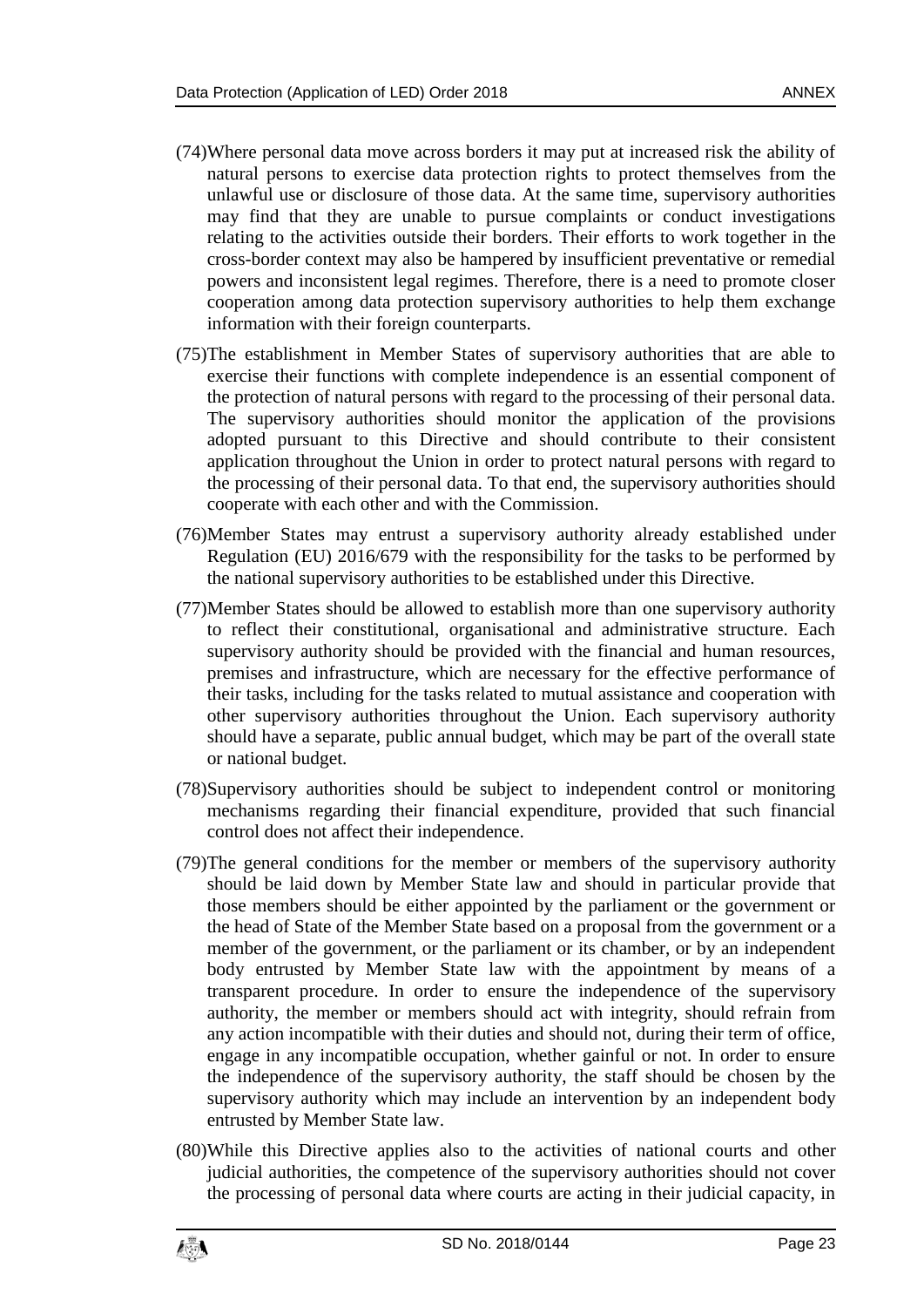(74)Where personal data move across borders it may put at increased risk the ability of natural persons to exercise data protection rights to protect themselves from the unlawful use or disclosure of those data. At the same time, supervisory authorities may find that they are unable to pursue complaints or conduct investigations relating to the activities outside their borders. Their efforts to work together in the cross-border context may also be hampered by insufficient preventative or remedial powers and inconsistent legal regimes. Therefore, there is a need to promote closer cooperation among data protection supervisory authorities to help them exchange information with their foreign counterparts.

(75)The establishment in Member States of supervisory authorities that are able to exercise their functions with complete independence is an essential component of the protection of natural persons with regard to the processing of their personal data. The supervisory authorities should monitor the application of the provisions adopted pursuant to this Directive and should contribute to their consistent application throughout the Union in order to protect natural persons with regard to the processing of their personal data. To that end, the supervisory authorities should cooperate with each other and with the Commission.

(76)Member States may entrust a supervisory authority already established under Regulation (EU) 2016/679 with the responsibility for the tasks to be performed by the national supervisory authorities to be established under this Directive.

(77)Member States should be allowed to establish more than one supervisory authority to reflect their constitutional, organisational and administrative structure. Each supervisory authority should be provided with the financial and human resources, premises and infrastructure, which are necessary for the effective performance of their tasks, including for the tasks related to mutual assistance and cooperation with other supervisory authorities throughout the Union. Each supervisory authority should have a separate, public annual budget, which may be part of the overall state or national budget.

(78)Supervisory authorities should be subject to independent control or monitoring mechanisms regarding their financial expenditure, provided that such financial control does not affect their independence.

(79)The general conditions for the member or members of the supervisory authority should be laid down by Member State law and should in particular provide that those members should be either appointed by the parliament or the government or the head of State of the Member State based on a proposal from the government or a member of the government, or the parliament or its chamber, or by an independent body entrusted by Member State law with the appointment by means of a transparent procedure. In order to ensure the independence of the supervisory authority, the member or members should act with integrity, should refrain from any action incompatible with their duties and should not, during their term of office, engage in any incompatible occupation, whether gainful or not. In order to ensure the independence of the supervisory authority, the staff should be chosen by the supervisory authority which may include an intervention by an independent body entrusted by Member State law.

(80)While this Directive applies also to the activities of national courts and other judicial authorities, the competence of the supervisory authorities should not cover the processing of personal data where courts are acting in their judicial capacity, in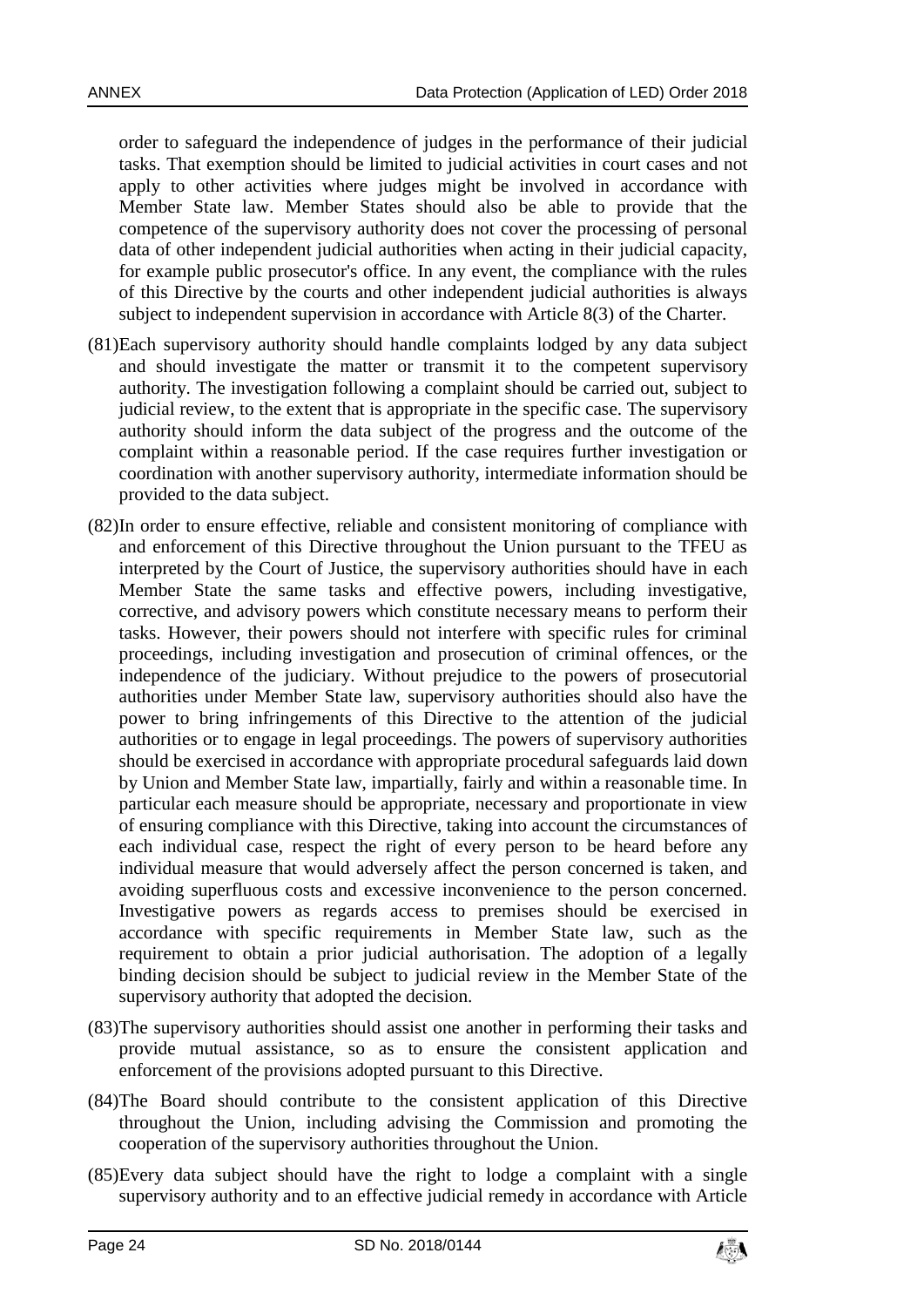order to safeguard the independence of judges in the performance of their judicial tasks. That exemption should be limited to judicial activities in court cases and not apply to other activities where judges might be involved in accordance with Member State law. Member States should also be able to provide that the competence of the supervisory authority does not cover the processing of personal data of other independent judicial authorities when acting in their judicial capacity, for example public prosecutor's office. In any event, the compliance with the rules of this Directive by the courts and other independent judicial authorities is always subject to independent supervision in accordance with Article 8(3) of the Charter.

(81) Each supervisory authority should handle complaints lodged by any data subject and should investigate the matter or transmit it to the competent supervisory authority. The investigation following a complaint should be carried out, subject to judicial review, to the extent that is appropriate in the specific case. The supervisory authority should inform the data subject of the progress and the outcome of the complaint within a reasonable period. If the case requires further investigation or coordination with another supervisory authority, intermediate information should be provided to the data subject.

(82) In order to ensure effective, reliable and consistent monitoring of compliance with and enforcement of this Directive throughout the Union pursuant to the TFEU as interpreted by the Court of Justice, the supervisory authorities should have in each Member State the same tasks and effective powers, including investigative, corrective, and advisory powers which constitute necessary means to perform their tasks. However, their powers should not interfere with specific rules for criminal proceedings, including investigation and prosecution of criminal offences, or the independence of the judiciary. Without prejudice to the powers of prosecutorial authorities under Member State law, supervisory authorities should also have the power to bring infringements of this Directive to the attention of the judicial authorities or to engage in legal proceedings. The powers of supervisory authorities should be exercised in accordance with appropriate procedural safeguards laid down by Union and Member State law, impartially, fairly and within a reasonable time. In particular each measure should be appropriate, necessary and proportionate in view of ensuring compliance with this Directive, taking into account the circumstances of each individual case, respect the right of every person to be heard before any individual measure that would adversely affect the person concerned is taken, and avoiding superfluous costs and excessive inconvenience to the person concerned. Investigative powers as regards access to premises should be exercised in accordance with specific requirements in Member State law, such as the requirement to obtain a prior judicial authorisation. The adoption of a legally binding decision should be subject to judicial review in the Member State of the supervisory authority that adopted the decision.

(83) The supervisory authorities should assist one another in performing their tasks and provide mutual assistance, so as to ensure the consistent application and enforcement of the provisions adopted pursuant to this Directive.

(84) The Board should contribute to the consistent application of this Directive throughout the Union, including advising the Commission and promoting the cooperation of the supervisory authorities throughout the Union.

(85) Every data subject should have the right to lodge a complaint with a single supervisory authority and to an effective judicial remedy in accordance with Article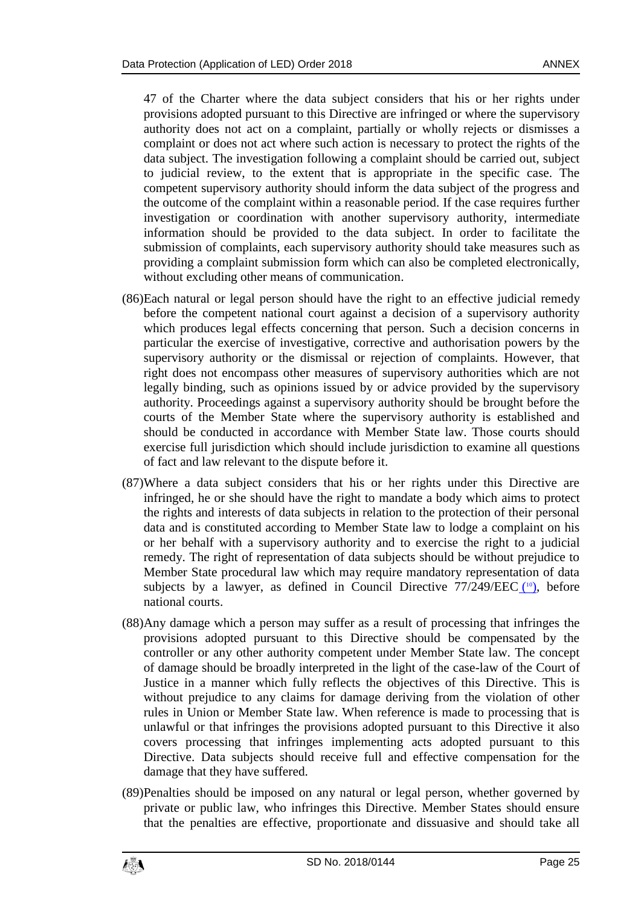47 of the Charter where the data subject considers that his or her rights under provisions adopted pursuant to this Directive are infringed or where the supervisory authority does not act on a complaint, partially or wholly rejects or dismisses a complaint or does not act where such action is necessary to protect the rights of the data subject. The investigation following a complaint should be carried out, subject to judicial review, to the extent that is appropriate in the specific case. The competent supervisory authority should inform the data subject of the progress and the outcome of the complaint within a reasonable period. If the case requires further investigation or coordination with another supervisory authority, intermediate information should be provided to the data subject. In order to facilitate the submission of complaints, each supervisory authority should take measures such as providing a complaint submission form which can also be completed electronically, without excluding other means of communication.

(86) Each natural or legal person should have the right to an effective judicial remedy before the competent national court against a decision of a supervisory authority which produces legal effects concerning that person. Such a decision concerns in particular the exercise of investigative, corrective and authorisation powers by the supervisory authority or the dismissal or rejection of complaints. However, that right does not encompass other measures of supervisory authorities which are not legally binding, such as opinions issued by or advice provided by the supervisory authority. Proceedings against a supervisory authority should be brought before the courts of the Member State where the supervisory authority is established and should be conducted in accordance with Member State law. Those courts should exercise full jurisdiction which should include jurisdiction to examine all questions of fact and law relevant to the dispute before it.

(87) Where a data subject considers that his or her rights under this Directive are infringed, he or she should have the right to mandate a body which aims to protect the rights and interests of data subjects in relation to the protection of their personal data and is constituted according to Member State law to lodge a complaint on his or her behalf with a supervisory authority and to exercise the right to a judicial remedy. The right of representation of data subjects should be without prejudice to Member State procedural law which may require mandatory representation of data subjects by a lawyer, as defined in Council Directive 77/249/EEC [10], before national courts.

(88) Any damage which a person may suffer as a result of processing that infringes the provisions adopted pursuant to this Directive should be compensated by the controller or any other authority competent under Member State law. The concept of damage should be broadly interpreted in the light of the case-law of the Court of Justice in a manner which fully reflects the objectives of this Directive. This is without prejudice to any claims for damage deriving from the violation of other rules in Union or Member State law. When reference is made to processing that is unlawful or that infringes the provisions adopted pursuant to this Directive it also covers processing that infringes implementing acts adopted pursuant to this Directive. Data subjects should receive full and effective compensation for the damage that they have suffered.

(89) Penalties should be imposed on any natural or legal person, whether governed by private or public law, who infringes this Directive. Member States should ensure that the penalties are effective, proportionate and dissuasive and should take all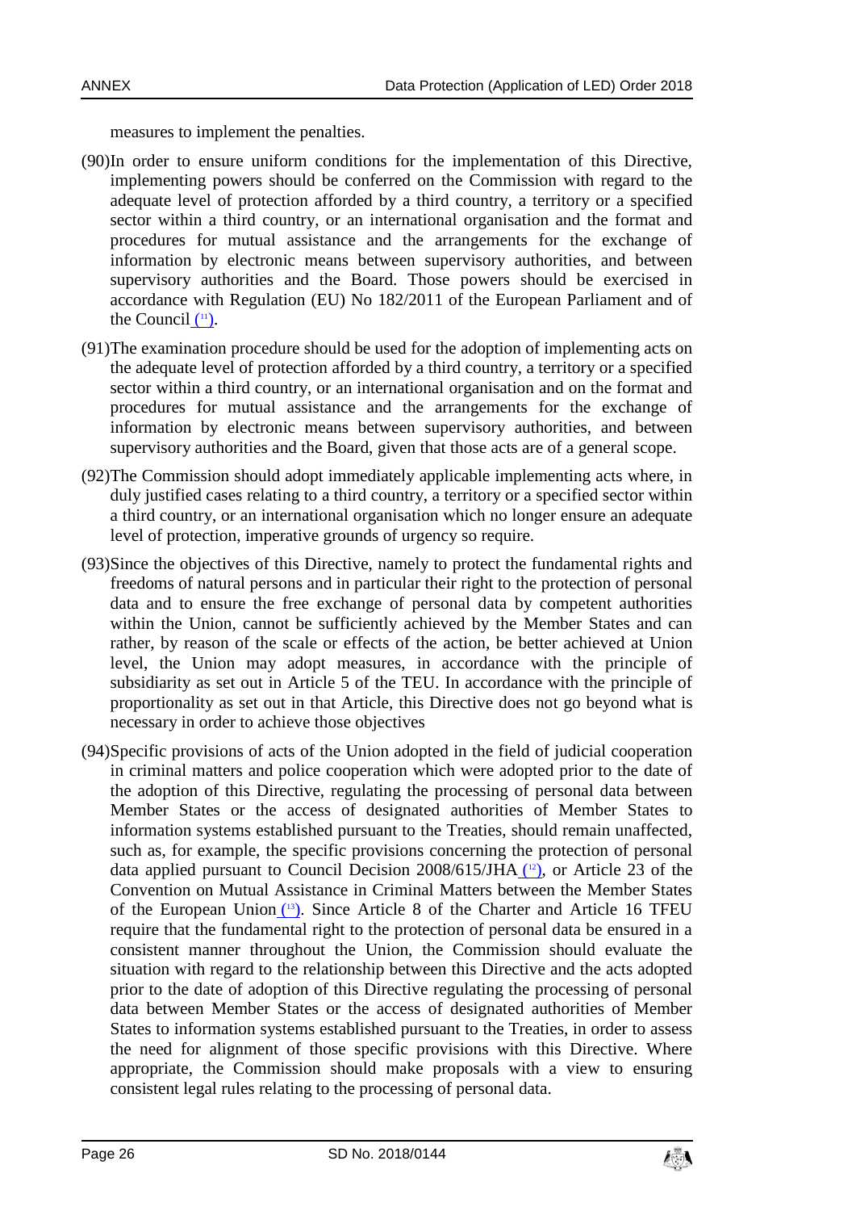measures to implement the penalties.

(90)In order to ensure uniform conditions for the implementation of this Directive, implementing powers should be conferred on the Commission with regard to the adequate level of protection afforded by a third country, a territory or a specified sector within a third country, or an international organisation and the format and procedures for mutual assistance and the arrangements for the exchange of information by electronic means between supervisory authorities, and between supervisory authorities and the Board. Those powers should be exercised in accordance with Regulation (EU) No 182/2011 of the European Parliament and of the Council [(11)].

(91)The examination procedure should be used for the adoption of implementing acts on the adequate level of protection afforded by a third country, a territory or a specified sector within a third country, or an international organisation and on the format and procedures for mutual assistance and the arrangements for the exchange of information by electronic means between supervisory authorities, and between supervisory authorities and the Board, given that those acts are of a general scope.

(92)The Commission should adopt immediately applicable implementing acts where, in duly justified cases relating to a third country, a territory or a specified sector within a third country, or an international organisation which no longer ensure an adequate level of protection, imperative grounds of urgency so require.

(93)Since the objectives of this Directive, namely to protect the fundamental rights and freedoms of natural persons and in particular their right to the protection of personal data and to ensure the free exchange of personal data by competent authorities within the Union, cannot be sufficiently achieved by the Member States and can rather, by reason of the scale or effects of the action, be better achieved at Union level, the Union may adopt measures, in accordance with the principle of subsidiarity as set out in Article 5 of the TEU. In accordance with the principle of proportionality as set out in that Article, this Directive does not go beyond what is necessary in order to achieve those objectives

(94)Specific provisions of acts of the Union adopted in the field of judicial cooperation in criminal matters and police cooperation which were adopted prior to the date of the adoption of this Directive, regulating the processing of personal data between Member States or the access of designated authorities of Member States to information systems established pursuant to the Treaties, should remain unaffected, such as, for example, the specific provisions concerning the protection of personal data applied pursuant to Council Decision 2008/615/JHA [(12)], or Article 23 of the Convention on Mutual Assistance in Criminal Matters between the Member States of the European Union [(13)]. Since Article 8 of the Charter and Article 16 TFEU require that the fundamental right to the protection of personal data be ensured in a consistent manner throughout the Union, the Commission should evaluate the situation with regard to the relationship between this Directive and the acts adopted prior to the date of adoption of this Directive regulating the processing of personal data between Member States or the access of designated authorities of Member States to information systems established pursuant to the Treaties, in order to assess the need for alignment of those specific provisions with this Directive. Where appropriate, the Commission should make proposals with a view to ensuring consistent legal rules relating to the processing of personal data.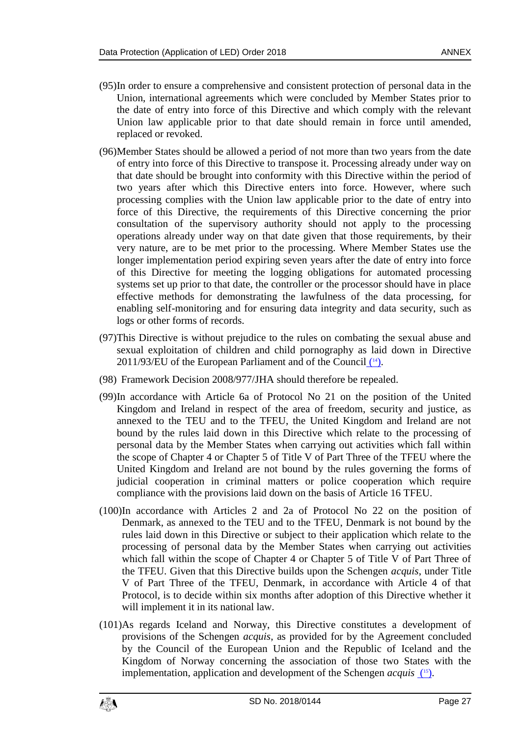(95)In order to ensure a comprehensive and consistent protection of personal data in the Union, international agreements which were concluded by Member States prior to the date of entry into force of this Directive and which comply with the relevant Union law applicable prior to that date should remain in force until amended, replaced or revoked.

(96)Member States should be allowed a period of not more than two years from the date of entry into force of this Directive to transpose it. Processing already under way on that date should be brought into conformity with this Directive within the period of two years after which this Directive enters into force. However, where such processing complies with the Union law applicable prior to the date of entry into force of this Directive, the requirements of this Directive concerning the prior consultation of the supervisory authority should not apply to the processing operations already under way on that date given that those requirements, by their very nature, are to be met prior to the processing. Where Member States use the longer implementation period expiring seven years after the date of entry into force of this Directive for meeting the logging obligations for automated processing systems set up prior to that date, the controller or the processor should have in place effective methods for demonstrating the lawfulness of the data processing, for enabling self-monitoring and for ensuring data integrity and data security, such as logs or other forms of records.

(97)This Directive is without prejudice to the rules on combating the sexual abuse and sexual exploitation of children and child pornography as laid down in Directive 2011/93/EU of the European Parliament and of the Council (14).

(98) Framework Decision 2008/977/JHA should therefore be repealed.

(99)In accordance with Article 6a of Protocol No 21 on the position of the United Kingdom and Ireland in respect of the area of freedom, security and justice, as annexed to the TEU and to the TFEU, the United Kingdom and Ireland are not bound by the rules laid down in this Directive which relate to the processing of personal data by the Member States when carrying out activities which fall within the scope of Chapter 4 or Chapter 5 of Title V of Part Three of the TFEU where the United Kingdom and Ireland are not bound by the rules governing the forms of judicial cooperation in criminal matters or police cooperation which require compliance with the provisions laid down on the basis of Article 16 TFEU.

(100)In accordance with Articles 2 and 2a of Protocol No 22 on the position of Denmark, as annexed to the TEU and to the TFEU, Denmark is not bound by the rules laid down in this Directive or subject to their application which relate to the processing of personal data by the Member States when carrying out activities which fall within the scope of Chapter 4 or Chapter 5 of Title V of Part Three of the TFEU. Given that this Directive builds upon the Schengen *acquis*, under Title V of Part Three of the TFEU, Denmark, in accordance with Article 4 of that Protocol, is to decide within six months after adoption of this Directive whether it will implement it in its national law.

(101)As regards Iceland and Norway, this Directive constitutes a development of provisions of the Schengen *acquis*, as provided for by the Agreement concluded by the Council of the European Union and the Republic of Iceland and the Kingdom of Norway concerning the association of those two States with the implementation, application and development of the Schengen *acquis* (15).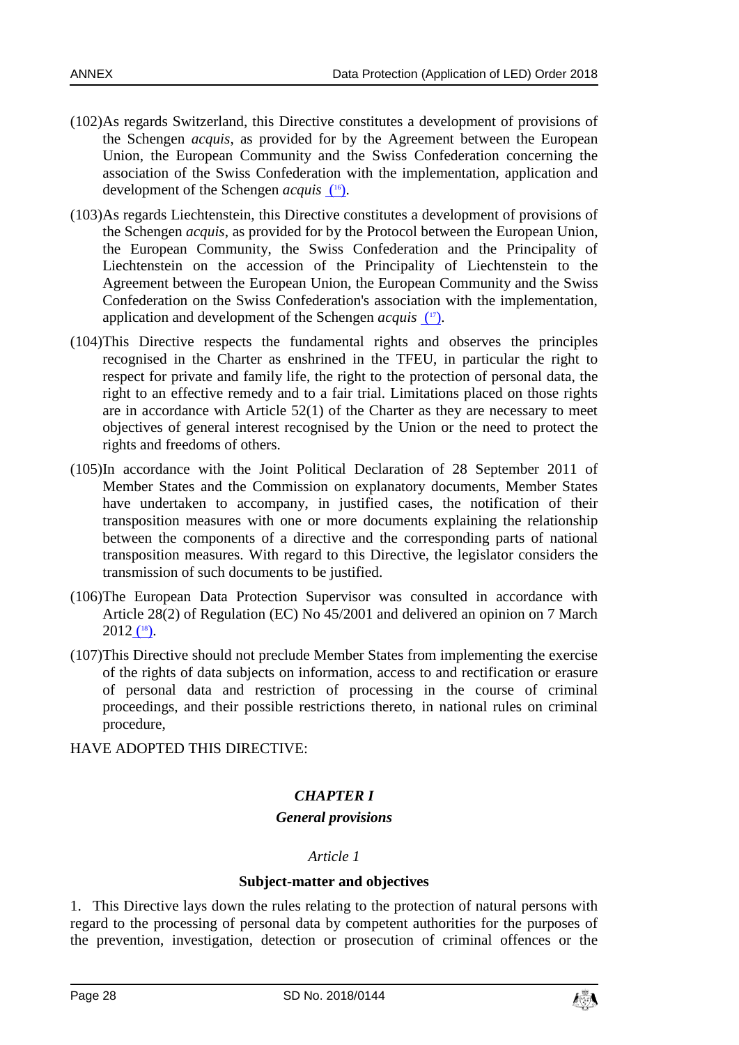(102)As regards Switzerland, this Directive constitutes a development of provisions of the Schengen *acquis*, as provided for by the Agreement between the European Union, the European Community and the Swiss Confederation concerning the association of the Swiss Confederation with the implementation, application and development of the Schengen *acquis* [16].

(103)As regards Liechtenstein, this Directive constitutes a development of provisions of the Schengen *acquis*, as provided for by the Protocol between the European Union, the European Community, the Swiss Confederation and the Principality of Liechtenstein on the accession of the Principality of Liechtenstein to the Agreement between the European Union, the European Community and the Swiss Confederation on the Swiss Confederation's association with the implementation, application and development of the Schengen *acquis* [17].

(104)This Directive respects the fundamental rights and observes the principles recognised in the Charter as enshrined in the TFEU, in particular the right to respect for private and family life, the right to the protection of personal data, the right to an effective remedy and to a fair trial. Limitations placed on those rights are in accordance with Article 52(1) of the Charter as they are necessary to meet objectives of general interest recognised by the Union or the need to protect the rights and freedoms of others.

(105)In accordance with the Joint Political Declaration of 28 September 2011 of Member States and the Commission on explanatory documents, Member States have undertaken to accompany, in justified cases, the notification of their transposition measures with one or more documents explaining the relationship between the components of a directive and the corresponding parts of national transposition measures. With regard to this Directive, the legislator considers the transmission of such documents to be justified.

(106)The European Data Protection Supervisor was consulted in accordance with Article 28(2) of Regulation (EC) No 45/2001 and delivered an opinion on 7 March 2012 [18].

(107)This Directive should not preclude Member States from implementing the exercise of the rights of data subjects on information, access to and rectification or erasure of personal data and restriction of processing in the course of criminal proceedings, and their possible restrictions thereto, in national rules on criminal procedure,

HAVE ADOPTED THIS DIRECTIVE:

## *CHAPTER I*

### *General provisions*

*Article 1*

**Subject-matter and objectives**

1. This Directive lays down the rules relating to the protection of natural persons with regard to the processing of personal data by competent authorities for the purposes of the prevention, investigation, detection or prosecution of criminal offences or the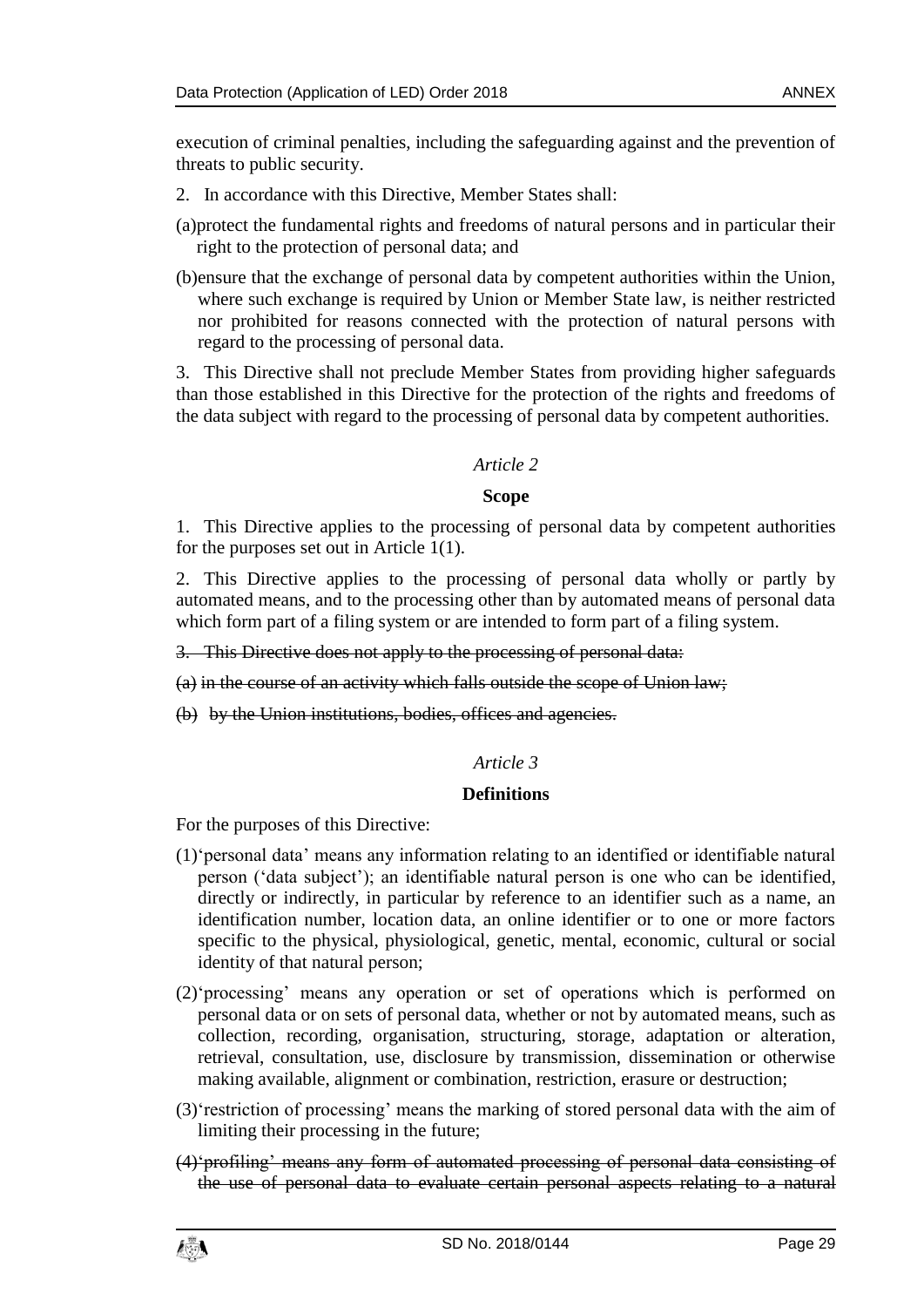execution of criminal penalties, including the safeguarding against and the prevention of threats to public security.

2. In accordance with this Directive, Member States shall:

(a) protect the fundamental rights and freedoms of natural persons and in particular their right to the protection of personal data; and

(b) ensure that the exchange of personal data by competent authorities within the Union, where such exchange is required by Union or Member State law, is neither restricted nor prohibited for reasons connected with the protection of natural persons with regard to the processing of personal data.

3. This Directive shall not preclude Member States from providing higher safeguards than those established in this Directive for the protection of the rights and freedoms of the data subject with regard to the processing of personal data by competent authorities.

*Article 2*

**Scope**

1. This Directive applies to the processing of personal data by competent authorities for the purposes set out in Article 1(1).

2. This Directive applies to the processing of personal data wholly or partly by automated means, and to the processing other than by automated means of personal data which form part of a filing system or are intended to form part of a filing system.

~~3. This Directive does not apply to the processing of personal data:~~

~~(a) in the course of an activity which falls outside the scope of Union law;~~

~~(b) by the Union institutions, bodies, offices and agencies.~~

*Article 3*

**Definitions**

For the purposes of this Directive:

(1) 'personal data' means any information relating to an identified or identifiable natural person ('data subject'); an identifiable natural person is one who can be identified, directly or indirectly, in particular by reference to an identifier such as a name, an identification number, location data, an online identifier or to one or more factors specific to the physical, physiological, genetic, mental, economic, cultural or social identity of that natural person;

(2) 'processing' means any operation or set of operations which is performed on personal data or on sets of personal data, whether or not by automated means, such as collection, recording, organisation, structuring, storage, adaptation or alteration, retrieval, consultation, use, disclosure by transmission, dissemination or otherwise making available, alignment or combination, restriction, erasure or destruction;

(3) 'restriction of processing' means the marking of stored personal data with the aim of limiting their processing in the future;

~~(4) 'profiling' means any form of automated processing of personal data consisting of the use of personal data to evaluate certain personal aspects relating to a natural~~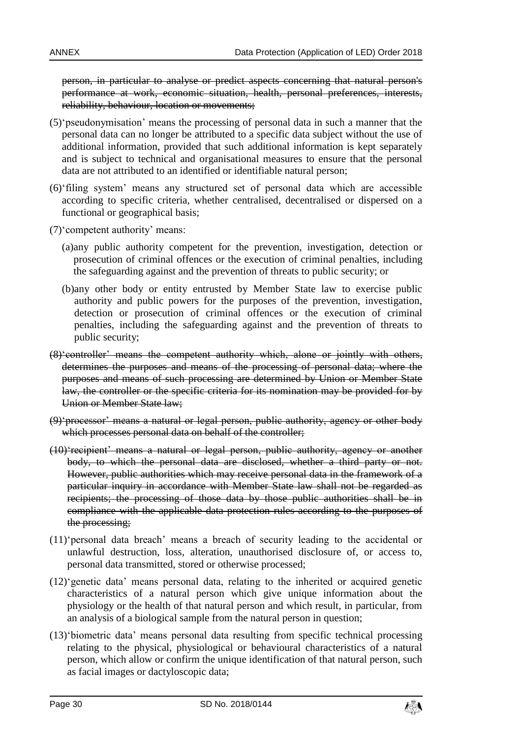~~person, in particular to analyse or predict aspects concerning that natural person's performance at work, economic situation, health, personal preferences, interests, reliability, behaviour, location or movements;~~

(5)‘pseudonymisation’ means the processing of personal data in such a manner that the personal data can no longer be attributed to a specific data subject without the use of additional information, provided that such additional information is kept separately and is subject to technical and organisational measures to ensure that the personal data are not attributed to an identified or identifiable natural person;

(6)‘filing system’ means any structured set of personal data which are accessible according to specific criteria, whether centralised, decentralised or dispersed on a functional or geographical basis;

(7)‘competent authority’ means:

(a)any public authority competent for the prevention, investigation, detection or prosecution of criminal offences or the execution of criminal penalties, including the safeguarding against and the prevention of threats to public security; or

(b)any other body or entity entrusted by Member State law to exercise public authority and public powers for the purposes of the prevention, investigation, detection or prosecution of criminal offences or the execution of criminal penalties, including the safeguarding against and the prevention of threats to public security;

~~(8)‘controller’ means the competent authority which, alone or jointly with others, determines the purposes and means of the processing of personal data; where the purposes and means of such processing are determined by Union or Member State law, the controller or the specific criteria for its nomination may be provided for by Union or Member State law;~~

~~(9)‘processor’ means a natural or legal person, public authority, agency or other body which processes personal data on behalf of the controller;~~

~~(10)‘recipient’ means a natural or legal person, public authority, agency or another body, to which the personal data are disclosed, whether a third party or not. However, public authorities which may receive personal data in the framework of a particular inquiry in accordance with Member State law shall not be regarded as recipients; the processing of those data by those public authorities shall be in compliance with the applicable data protection rules according to the purposes of the processing;~~

(11)‘personal data breach’ means a breach of security leading to the accidental or unlawful destruction, loss, alteration, unauthorised disclosure of, or access to, personal data transmitted, stored or otherwise processed;

(12)‘genetic data’ means personal data, relating to the inherited or acquired genetic characteristics of a natural person which give unique information about the physiology or the health of that natural person and which result, in particular, from an analysis of a biological sample from the natural person in question;

(13)‘biometric data’ means personal data resulting from specific technical processing relating to the physical, physiological or behavioural characteristics of a natural person, which allow or confirm the unique identification of that natural person, such as facial images or dactyloscopic data;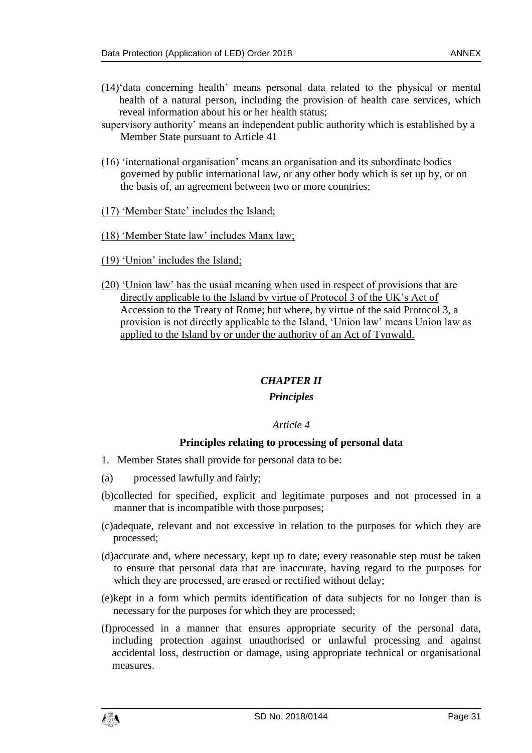(14)'data concerning health' means personal data related to the physical or mental health of a natural person, including the provision of health care services, which reveal information about his or her health status;

supervisory authority' means an independent public authority which is established by a Member State pursuant to Article 41

(16) 'international organisation' means an organisation and its subordinate bodies governed by public international law, or any other body which is set up by, or on the basis of, an agreement between two or more countries;

(17) 'Member State' includes the Island;

(18) 'Member State law' includes Manx law;

(19) 'Union' includes the Island;

(20) 'Union law' has the usual meaning when used in respect of provisions that are directly applicable to the Island by virtue of Protocol 3 of the UK's Act of Accession to the Treaty of Rome; but where, by virtue of the said Protocol 3, a provision is not directly applicable to the Island, 'Union law' means Union law as applied to the Island by or under the authority of an Act of Tynwald.

## *CHAPTER II*

## *Principles*

*Article 4*

**Principles relating to processing of personal data**

1. Member States shall provide for personal data to be:

(a) processed lawfully and fairly;

(b) collected for specified, explicit and legitimate purposes and not processed in a manner that is incompatible with those purposes;

(c) adequate, relevant and not excessive in relation to the purposes for which they are processed;

(d) accurate and, where necessary, kept up to date; every reasonable step must be taken to ensure that personal data that are inaccurate, having regard to the purposes for which they are processed, are erased or rectified without delay;

(e) kept in a form which permits identification of data subjects for no longer than is necessary for the purposes for which they are processed;

(f) processed in a manner that ensures appropriate security of the personal data, including protection against unauthorised or unlawful processing and against accidental loss, destruction or damage, using appropriate technical or organisational measures.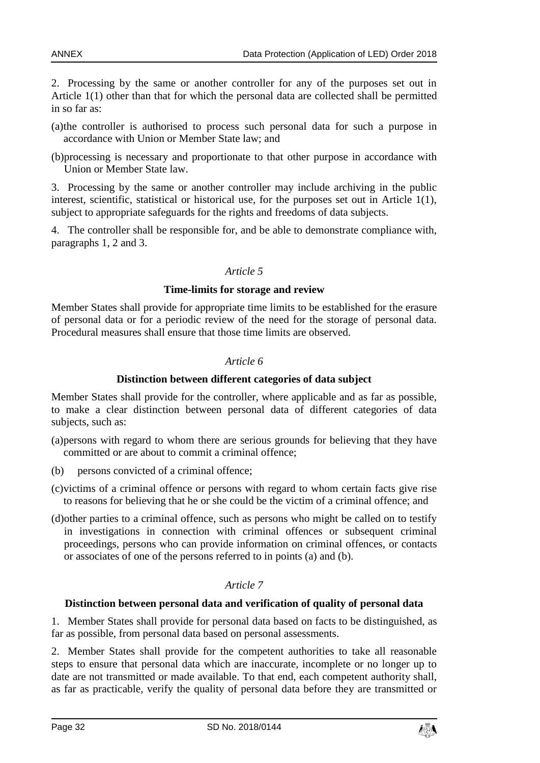2. Processing by the same or another controller for any of the purposes set out in Article 1(1) other than that for which the personal data are collected shall be permitted in so far as:

(a) the controller is authorised to process such personal data for such a purpose in accordance with Union or Member State law; and

(b) processing is necessary and proportionate to that other purpose in accordance with Union or Member State law.

3. Processing by the same or another controller may include archiving in the public interest, scientific, statistical or historical use, for the purposes set out in Article 1(1), subject to appropriate safeguards for the rights and freedoms of data subjects.

4. The controller shall be responsible for, and be able to demonstrate compliance with, paragraphs 1, 2 and 3.

*Article 5*

**Time-limits for storage and review**

Member States shall provide for appropriate time limits to be established for the erasure of personal data or for a periodic review of the need for the storage of personal data. Procedural measures shall ensure that those time limits are observed.

*Article 6*

**Distinction between different categories of data subject**

Member States shall provide for the controller, where applicable and as far as possible, to make a clear distinction between personal data of different categories of data subjects, such as:

(a) persons with regard to whom there are serious grounds for believing that they have committed or are about to commit a criminal offence;

(b) persons convicted of a criminal offence;

(c) victims of a criminal offence or persons with regard to whom certain facts give rise to reasons for believing that he or she could be the victim of a criminal offence; and

(d) other parties to a criminal offence, such as persons who might be called on to testify in investigations in connection with criminal offences or subsequent criminal proceedings, persons who can provide information on criminal offences, or contacts or associates of one of the persons referred to in points (a) and (b).

*Article 7*

**Distinction between personal data and verification of quality of personal data**

1. Member States shall provide for personal data based on facts to be distinguished, as far as possible, from personal data based on personal assessments.

2. Member States shall provide for the competent authorities to take all reasonable steps to ensure that personal data which are inaccurate, incomplete or no longer up to date are not transmitted or made available. To that end, each competent authority shall, as far as practicable, verify the quality of personal data before they are transmitted or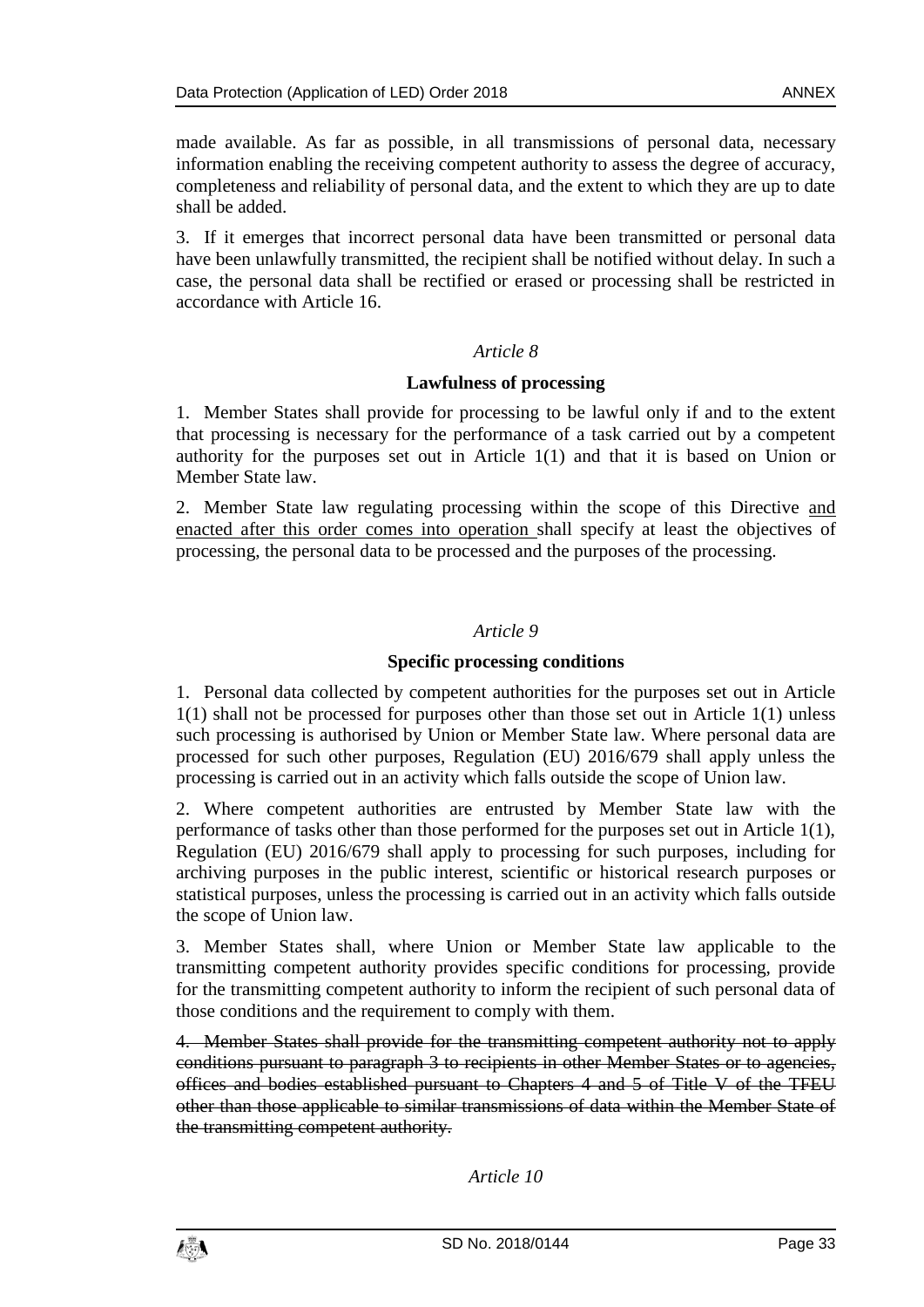made available. As far as possible, in all transmissions of personal data, necessary information enabling the receiving competent authority to assess the degree of accuracy, completeness and reliability of personal data, and the extent to which they are up to date shall be added.

3. If it emerges that incorrect personal data have been transmitted or personal data have been unlawfully transmitted, the recipient shall be notified without delay. In such a case, the personal data shall be rectified or erased or processing shall be restricted in accordance with Article 16.

*Article 8*

**Lawfulness of processing**

1. Member States shall provide for processing to be lawful only if and to the extent that processing is necessary for the performance of a task carried out by a competent authority for the purposes set out in Article 1(1) and that it is based on Union or Member State law.

2. Member State law regulating processing within the scope of this Directive <u>and enacted after this order comes into operation</u> shall specify at least the objectives of processing, the personal data to be processed and the purposes of the processing.

*Article 9*

**Specific processing conditions**

1. Personal data collected by competent authorities for the purposes set out in Article 1(1) shall not be processed for purposes other than those set out in Article 1(1) unless such processing is authorised by Union or Member State law. Where personal data are processed for such other purposes, Regulation (EU) 2016/679 shall apply unless the processing is carried out in an activity which falls outside the scope of Union law.

2. Where competent authorities are entrusted by Member State law with the performance of tasks other than those performed for the purposes set out in Article 1(1), Regulation (EU) 2016/679 shall apply to processing for such purposes, including for archiving purposes in the public interest, scientific or historical research purposes or statistical purposes, unless the processing is carried out in an activity which falls outside the scope of Union law.

3. Member States shall, where Union or Member State law applicable to the transmitting competent authority provides specific conditions for processing, provide for the transmitting competent authority to inform the recipient of such personal data of those conditions and the requirement to comply with them.

~~4. Member States shall provide for the transmitting competent authority not to apply conditions pursuant to paragraph 3 to recipients in other Member States or to agencies, offices and bodies established pursuant to Chapters 4 and 5 of Title V of the TFEU other than those applicable to similar transmissions of data within the Member State of the transmitting competent authority.~~

*Article 10*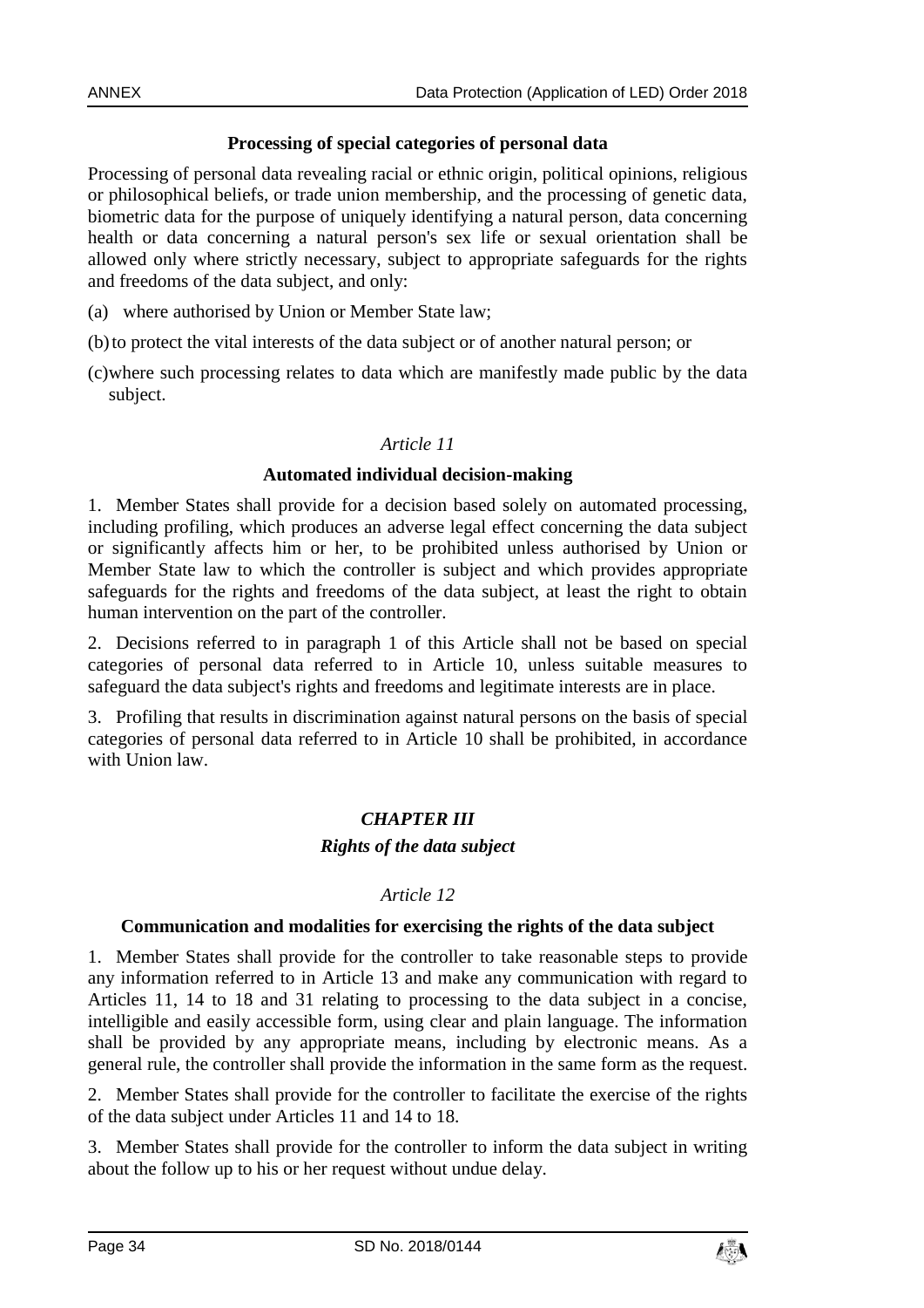**Processing of special categories of personal data**

Processing of personal data revealing racial or ethnic origin, political opinions, religious or philosophical beliefs, or trade union membership, and the processing of genetic data, biometric data for the purpose of uniquely identifying a natural person, data concerning health or data concerning a natural person's sex life or sexual orientation shall be allowed only where strictly necessary, subject to appropriate safeguards for the rights and freedoms of the data subject, and only:

(a) where authorised by Union or Member State law;

(b) to protect the vital interests of the data subject or of another natural person; or

(c) where such processing relates to data which are manifestly made public by the data subject.

*Article 11*

**Automated individual decision-making**

1. Member States shall provide for a decision based solely on automated processing, including profiling, which produces an adverse legal effect concerning the data subject or significantly affects him or her, to be prohibited unless authorised by Union or Member State law to which the controller is subject and which provides appropriate safeguards for the rights and freedoms of the data subject, at least the right to obtain human intervention on the part of the controller.

2. Decisions referred to in paragraph 1 of this Article shall not be based on special categories of personal data referred to in Article 10, unless suitable measures to safeguard the data subject's rights and freedoms and legitimate interests are in place.

3. Profiling that results in discrimination against natural persons on the basis of special categories of personal data referred to in Article 10 shall be prohibited, in accordance with Union law.

***CHAPTER III***

***Rights of the data subject***

*Article 12*

**Communication and modalities for exercising the rights of the data subject**

1. Member States shall provide for the controller to take reasonable steps to provide any information referred to in Article 13 and make any communication with regard to Articles 11, 14 to 18 and 31 relating to processing to the data subject in a concise, intelligible and easily accessible form, using clear and plain language. The information shall be provided by any appropriate means, including by electronic means. As a general rule, the controller shall provide the information in the same form as the request.

2. Member States shall provide for the controller to facilitate the exercise of the rights of the data subject under Articles 11 and 14 to 18.

3. Member States shall provide for the controller to inform the data subject in writing about the follow up to his or her request without undue delay.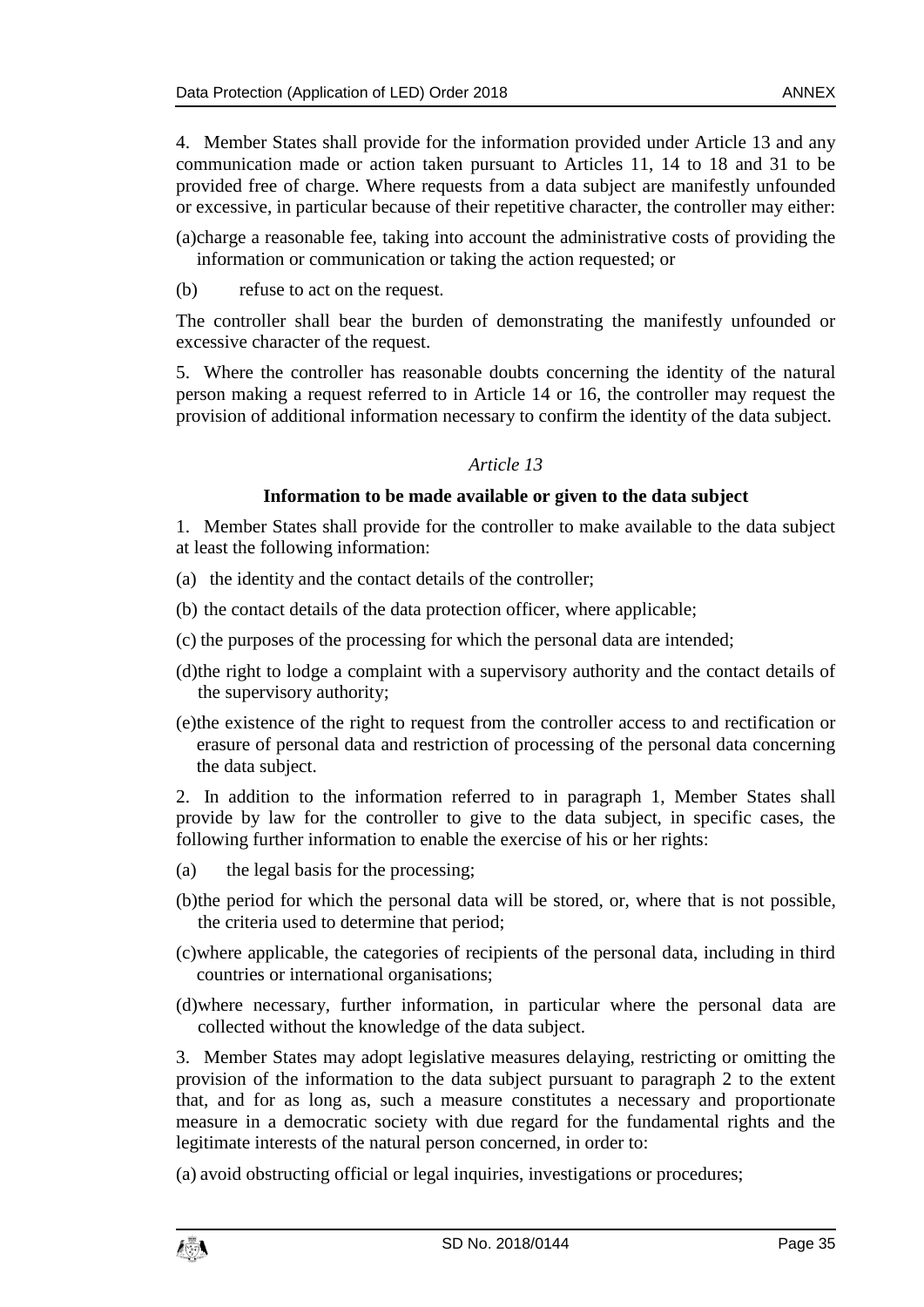4. Member States shall provide for the information provided under Article 13 and any communication made or action taken pursuant to Articles 11, 14 to 18 and 31 to be provided free of charge. Where requests from a data subject are manifestly unfounded or excessive, in particular because of their repetitive character, the controller may either:

(a) charge a reasonable fee, taking into account the administrative costs of providing the information or communication or taking the action requested; or

(b) refuse to act on the request.

The controller shall bear the burden of demonstrating the manifestly unfounded or excessive character of the request.

5. Where the controller has reasonable doubts concerning the identity of the natural person making a request referred to in Article 14 or 16, the controller may request the provision of additional information necessary to confirm the identity of the data subject.

*Article 13*

**Information to be made available or given to the data subject**

1. Member States shall provide for the controller to make available to the data subject at least the following information:

(a) the identity and the contact details of the controller;

(b) the contact details of the data protection officer, where applicable;

(c) the purposes of the processing for which the personal data are intended;

(d) the right to lodge a complaint with a supervisory authority and the contact details of the supervisory authority;

(e) the existence of the right to request from the controller access to and rectification or erasure of personal data and restriction of processing of the personal data concerning the data subject.

2. In addition to the information referred to in paragraph 1, Member States shall provide by law for the controller to give to the data subject, in specific cases, the following further information to enable the exercise of his or her rights:

(a) the legal basis for the processing;

(b) the period for which the personal data will be stored, or, where that is not possible, the criteria used to determine that period;

(c) where applicable, the categories of recipients of the personal data, including in third countries or international organisations;

(d) where necessary, further information, in particular where the personal data are collected without the knowledge of the data subject.

3. Member States may adopt legislative measures delaying, restricting or omitting the provision of the information to the data subject pursuant to paragraph 2 to the extent that, and for as long as, such a measure constitutes a necessary and proportionate measure in a democratic society with due regard for the fundamental rights and the legitimate interests of the natural person concerned, in order to:

(a) avoid obstructing official or legal inquiries, investigations or procedures;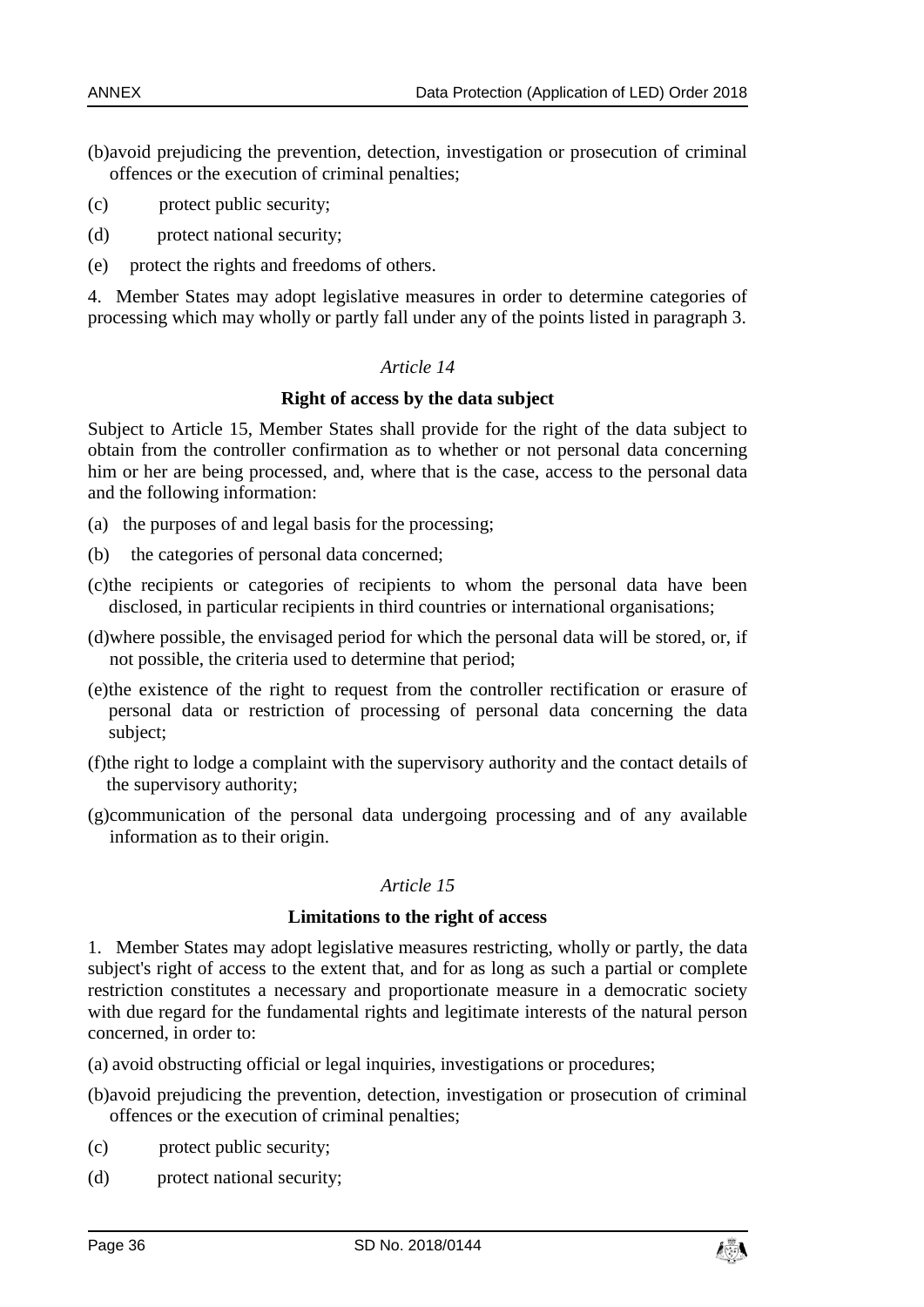(b) avoid prejudicing the prevention, detection, investigation or prosecution of criminal offences or the execution of criminal penalties;

(c) protect public security;

(d) protect national security;

(e) protect the rights and freedoms of others.

4. Member States may adopt legislative measures in order to determine categories of processing which may wholly or partly fall under any of the points listed in paragraph 3.

*Article 14*

**Right of access by the data subject**

Subject to Article 15, Member States shall provide for the right of the data subject to obtain from the controller confirmation as to whether or not personal data concerning him or her are being processed, and, where that is the case, access to the personal data and the following information:

(a) the purposes of and legal basis for the processing;

(b) the categories of personal data concerned;

(c) the recipients or categories of recipients to whom the personal data have been disclosed, in particular recipients in third countries or international organisations;

(d) where possible, the envisaged period for which the personal data will be stored, or, if not possible, the criteria used to determine that period;

(e) the existence of the right to request from the controller rectification or erasure of personal data or restriction of processing of personal data concerning the data subject;

(f) the right to lodge a complaint with the supervisory authority and the contact details of the supervisory authority;

(g) communication of the personal data undergoing processing and of any available information as to their origin.

*Article 15*

**Limitations to the right of access**

1. Member States may adopt legislative measures restricting, wholly or partly, the data subject's right of access to the extent that, and for as long as such a partial or complete restriction constitutes a necessary and proportionate measure in a democratic society with due regard for the fundamental rights and legitimate interests of the natural person concerned, in order to:

(a) avoid obstructing official or legal inquiries, investigations or procedures;

(b) avoid prejudicing the prevention, detection, investigation or prosecution of criminal offences or the execution of criminal penalties;

(c) protect public security;

(d) protect national security;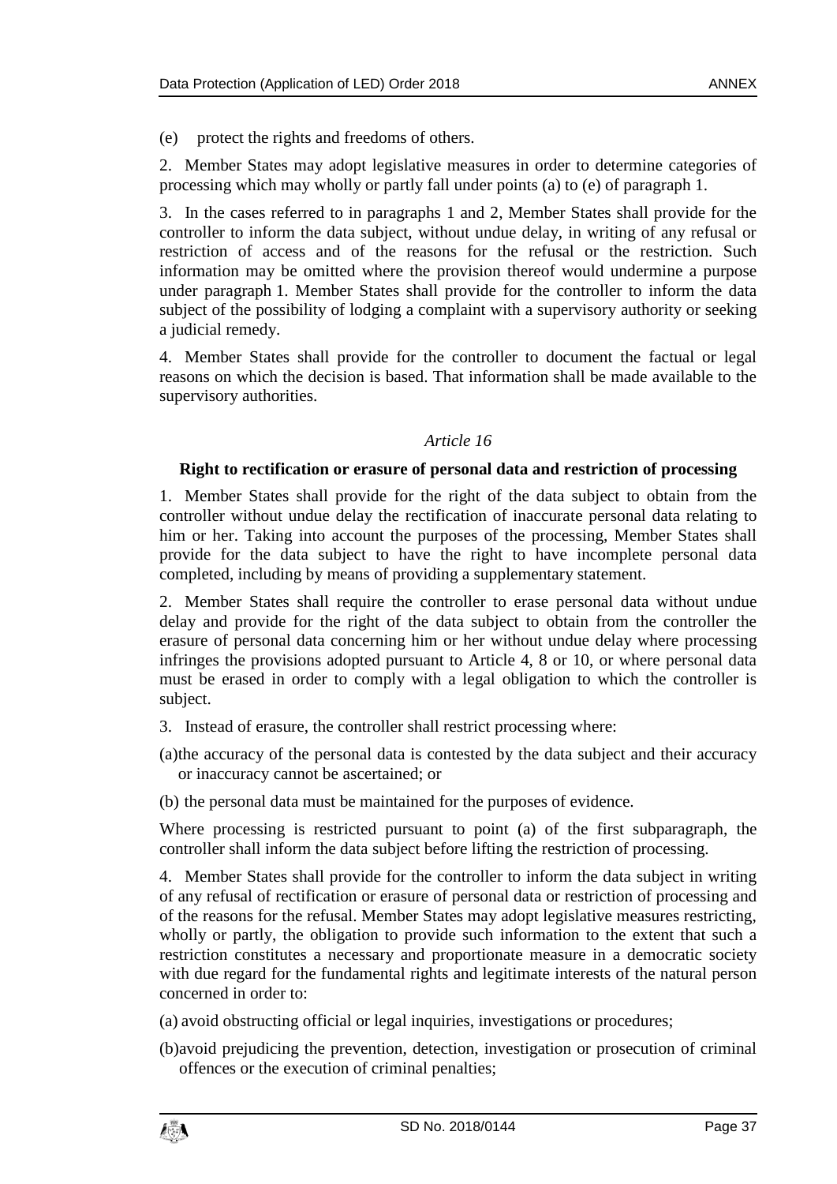(e) protect the rights and freedoms of others.

2. Member States may adopt legislative measures in order to determine categories of processing which may wholly or partly fall under points (a) to (e) of paragraph 1.

3. In the cases referred to in paragraphs 1 and 2, Member States shall provide for the controller to inform the data subject, without undue delay, in writing of any refusal or restriction of access and of the reasons for the refusal or the restriction. Such information may be omitted where the provision thereof would undermine a purpose under paragraph 1. Member States shall provide for the controller to inform the data subject of the possibility of lodging a complaint with a supervisory authority or seeking a judicial remedy.

4. Member States shall provide for the controller to document the factual or legal reasons on which the decision is based. That information shall be made available to the supervisory authorities.

*Article 16*

**Right to rectification or erasure of personal data and restriction of processing**

1. Member States shall provide for the right of the data subject to obtain from the controller without undue delay the rectification of inaccurate personal data relating to him or her. Taking into account the purposes of the processing, Member States shall provide for the data subject to have the right to have incomplete personal data completed, including by means of providing a supplementary statement.

2. Member States shall require the controller to erase personal data without undue delay and provide for the right of the data subject to obtain from the controller the erasure of personal data concerning him or her without undue delay where processing infringes the provisions adopted pursuant to Article 4, 8 or 10, or where personal data must be erased in order to comply with a legal obligation to which the controller is subject.

3. Instead of erasure, the controller shall restrict processing where:

(a) the accuracy of the personal data is contested by the data subject and their accuracy or inaccuracy cannot be ascertained; or

(b) the personal data must be maintained for the purposes of evidence.

Where processing is restricted pursuant to point (a) of the first subparagraph, the controller shall inform the data subject before lifting the restriction of processing.

4. Member States shall provide for the controller to inform the data subject in writing of any refusal of rectification or erasure of personal data or restriction of processing and of the reasons for the refusal. Member States may adopt legislative measures restricting, wholly or partly, the obligation to provide such information to the extent that such a restriction constitutes a necessary and proportionate measure in a democratic society with due regard for the fundamental rights and legitimate interests of the natural person concerned in order to:

(a) avoid obstructing official or legal inquiries, investigations or procedures;

(b) avoid prejudicing the prevention, detection, investigation or prosecution of criminal offences or the execution of criminal penalties;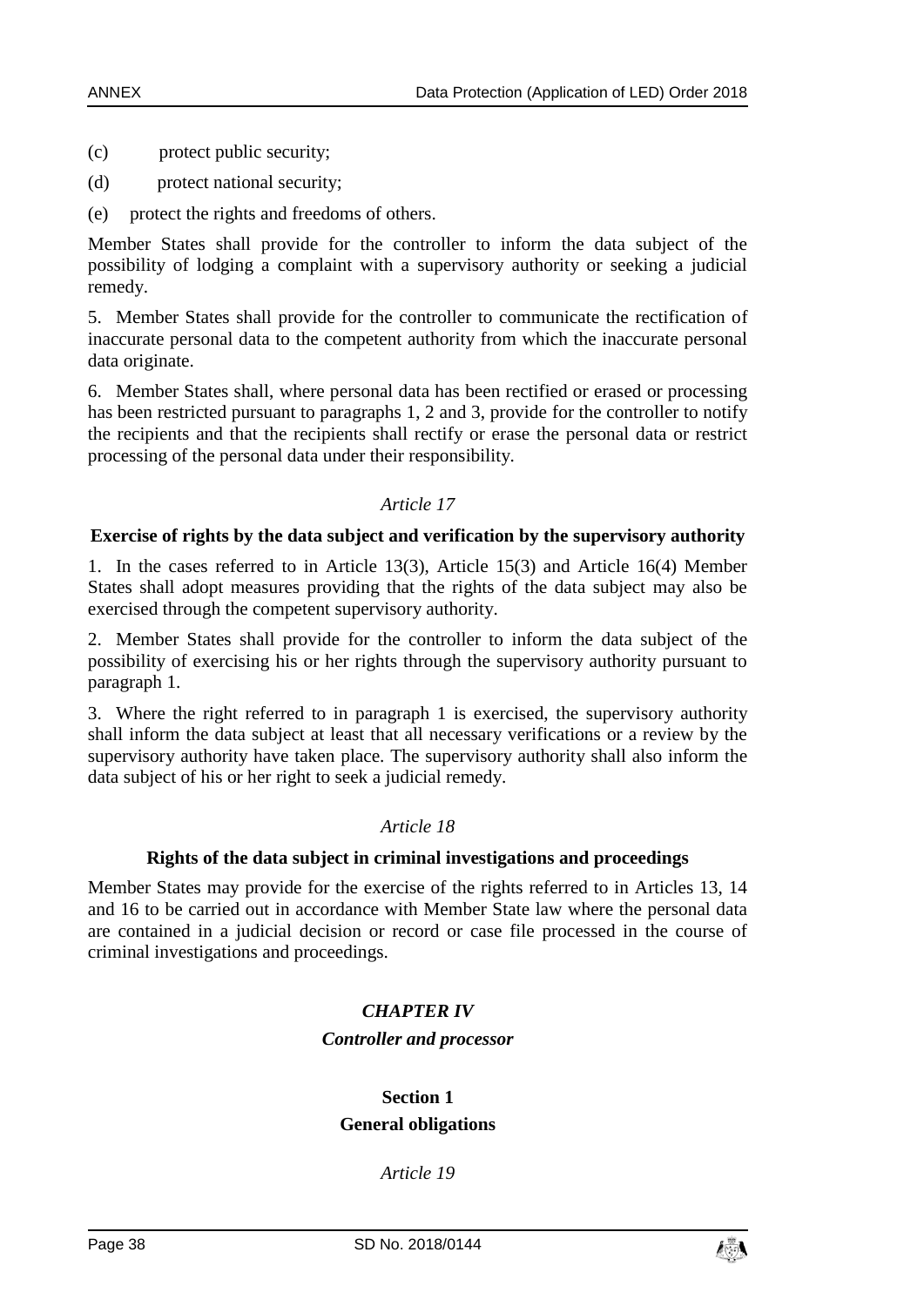(c) protect public security;

(d) protect national security;

(e) protect the rights and freedoms of others.

Member States shall provide for the controller to inform the data subject of the possibility of lodging a complaint with a supervisory authority or seeking a judicial remedy.

5. Member States shall provide for the controller to communicate the rectification of inaccurate personal data to the competent authority from which the inaccurate personal data originate.

6. Member States shall, where personal data has been rectified or erased or processing has been restricted pursuant to paragraphs 1, 2 and 3, provide for the controller to notify the recipients and that the recipients shall rectify or erase the personal data or restrict processing of the personal data under their responsibility.

*Article 17*

**Exercise of rights by the data subject and verification by the supervisory authority**

1. In the cases referred to in Article 13(3), Article 15(3) and Article 16(4) Member States shall adopt measures providing that the rights of the data subject may also be exercised through the competent supervisory authority.

2. Member States shall provide for the controller to inform the data subject of the possibility of exercising his or her rights through the supervisory authority pursuant to paragraph 1.

3. Where the right referred to in paragraph 1 is exercised, the supervisory authority shall inform the data subject at least that all necessary verifications or a review by the supervisory authority have taken place. The supervisory authority shall also inform the data subject of his or her right to seek a judicial remedy.

*Article 18*

**Rights of the data subject in criminal investigations and proceedings**

Member States may provide for the exercise of the rights referred to in Articles 13, 14 and 16 to be carried out in accordance with Member State law where the personal data are contained in a judicial decision or record or case file processed in the course of criminal investigations and proceedings.

## *CHAPTER IV*

### *Controller and processor*

### Section 1

### General obligations

*Article 19*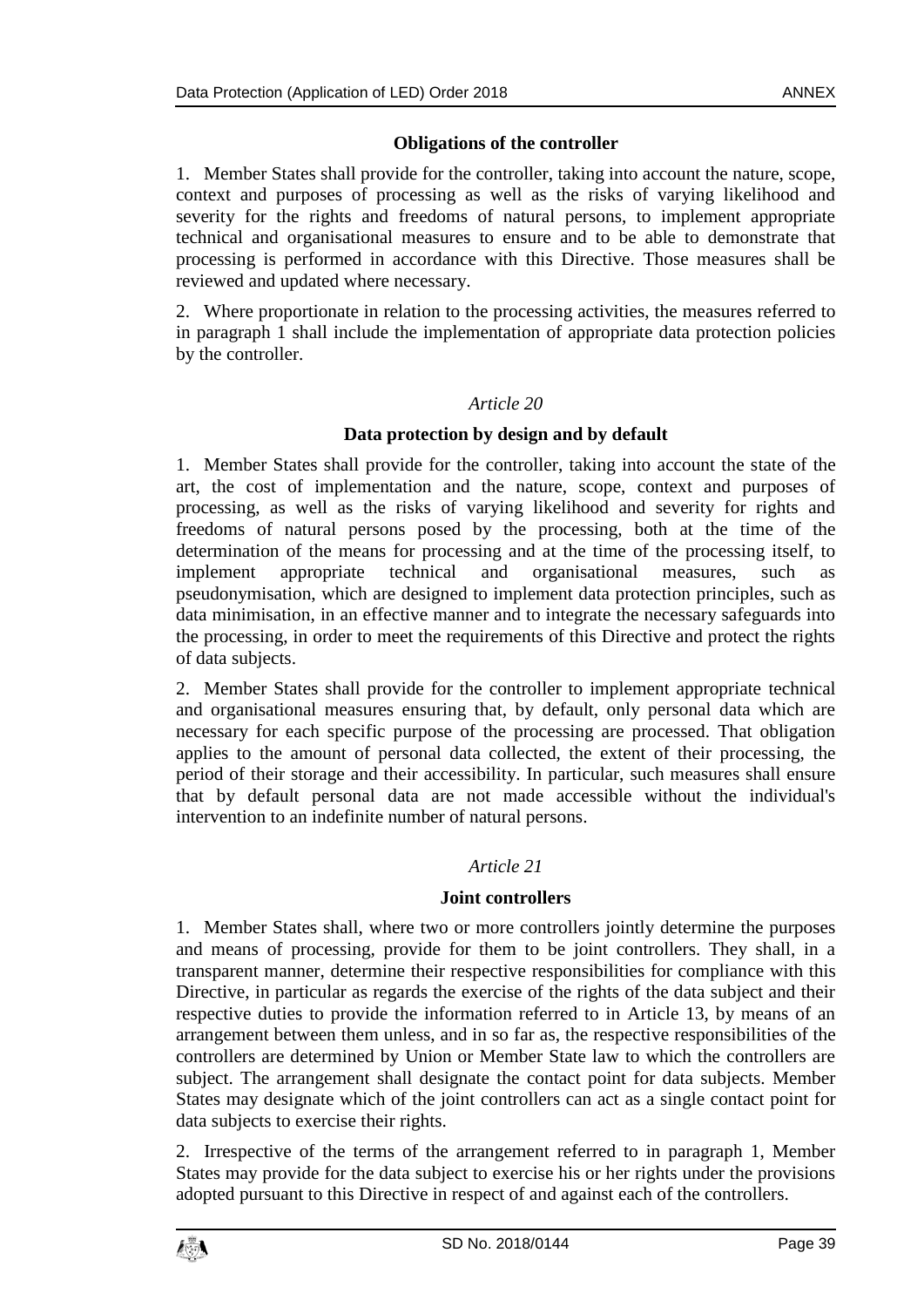### Obligations of the controller

1. Member States shall provide for the controller, taking into account the nature, scope, context and purposes of processing as well as the risks of varying likelihood and severity for the rights and freedoms of natural persons, to implement appropriate technical and organisational measures to ensure and to be able to demonstrate that processing is performed in accordance with this Directive. Those measures shall be reviewed and updated where necessary.

2. Where proportionate in relation to the processing activities, the measures referred to in paragraph 1 shall include the implementation of appropriate data protection policies by the controller.

*Article 20*

### Data protection by design and by default

1. Member States shall provide for the controller, taking into account the state of the art, the cost of implementation and the nature, scope, context and purposes of processing, as well as the risks of varying likelihood and severity for rights and freedoms of natural persons posed by the processing, both at the time of the determination of the means for processing and at the time of the processing itself, to implement appropriate technical and organisational measures, such as pseudonymisation, which are designed to implement data protection principles, such as data minimisation, in an effective manner and to integrate the necessary safeguards into the processing, in order to meet the requirements of this Directive and protect the rights of data subjects.

2. Member States shall provide for the controller to implement appropriate technical and organisational measures ensuring that, by default, only personal data which are necessary for each specific purpose of the processing are processed. That obligation applies to the amount of personal data collected, the extent of their processing, the period of their storage and their accessibility. In particular, such measures shall ensure that by default personal data are not made accessible without the individual's intervention to an indefinite number of natural persons.

*Article 21*

### Joint controllers

1. Member States shall, where two or more controllers jointly determine the purposes and means of processing, provide for them to be joint controllers. They shall, in a transparent manner, determine their respective responsibilities for compliance with this Directive, in particular as regards the exercise of the rights of the data subject and their respective duties to provide the information referred to in Article 13, by means of an arrangement between them unless, and in so far as, the respective responsibilities of the controllers are determined by Union or Member State law to which the controllers are subject. The arrangement shall designate the contact point for data subjects. Member States may designate which of the joint controllers can act as a single contact point for data subjects to exercise their rights.

2. Irrespective of the terms of the arrangement referred to in paragraph 1, Member States may provide for the data subject to exercise his or her rights under the provisions adopted pursuant to this Directive in respect of and against each of the controllers.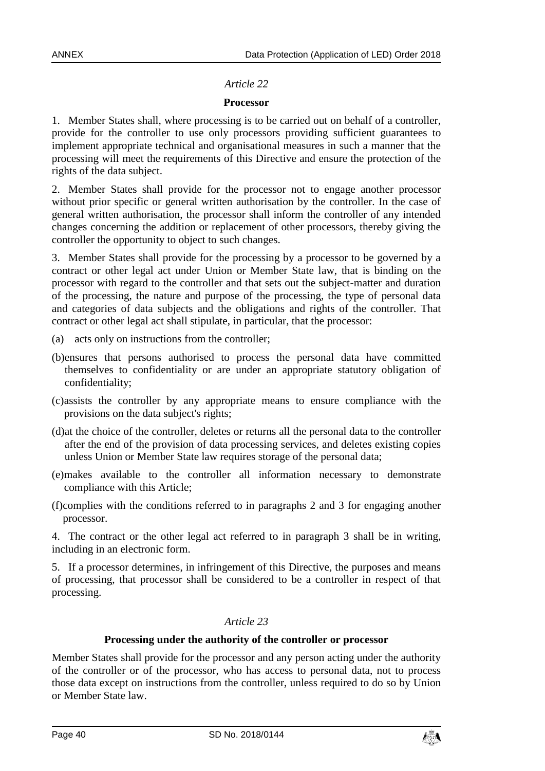*Article 22*

**Processor**

1. Member States shall, where processing is to be carried out on behalf of a controller, provide for the controller to use only processors providing sufficient guarantees to implement appropriate technical and organisational measures in such a manner that the processing will meet the requirements of this Directive and ensure the protection of the rights of the data subject.

2. Member States shall provide for the processor not to engage another processor without prior specific or general written authorisation by the controller. In the case of general written authorisation, the processor shall inform the controller of any intended changes concerning the addition or replacement of other processors, thereby giving the controller the opportunity to object to such changes.

3. Member States shall provide for the processing by a processor to be governed by a contract or other legal act under Union or Member State law, that is binding on the processor with regard to the controller and that sets out the subject-matter and duration of the processing, the nature and purpose of the processing, the type of personal data and categories of data subjects and the obligations and rights of the controller. That contract or other legal act shall stipulate, in particular, that the processor:

(a) acts only on instructions from the controller;

(b) ensures that persons authorised to process the personal data have committed themselves to confidentiality or are under an appropriate statutory obligation of confidentiality;

(c) assists the controller by any appropriate means to ensure compliance with the provisions on the data subject's rights;

(d) at the choice of the controller, deletes or returns all the personal data to the controller after the end of the provision of data processing services, and deletes existing copies unless Union or Member State law requires storage of the personal data;

(e) makes available to the controller all information necessary to demonstrate compliance with this Article;

(f) complies with the conditions referred to in paragraphs 2 and 3 for engaging another processor.

4. The contract or the other legal act referred to in paragraph 3 shall be in writing, including in an electronic form.

5. If a processor determines, in infringement of this Directive, the purposes and means of processing, that processor shall be considered to be a controller in respect of that processing.

*Article 23*

**Processing under the authority of the controller or processor**

Member States shall provide for the processor and any person acting under the authority of the controller or of the processor, who has access to personal data, not to process those data except on instructions from the controller, unless required to do so by Union or Member State law.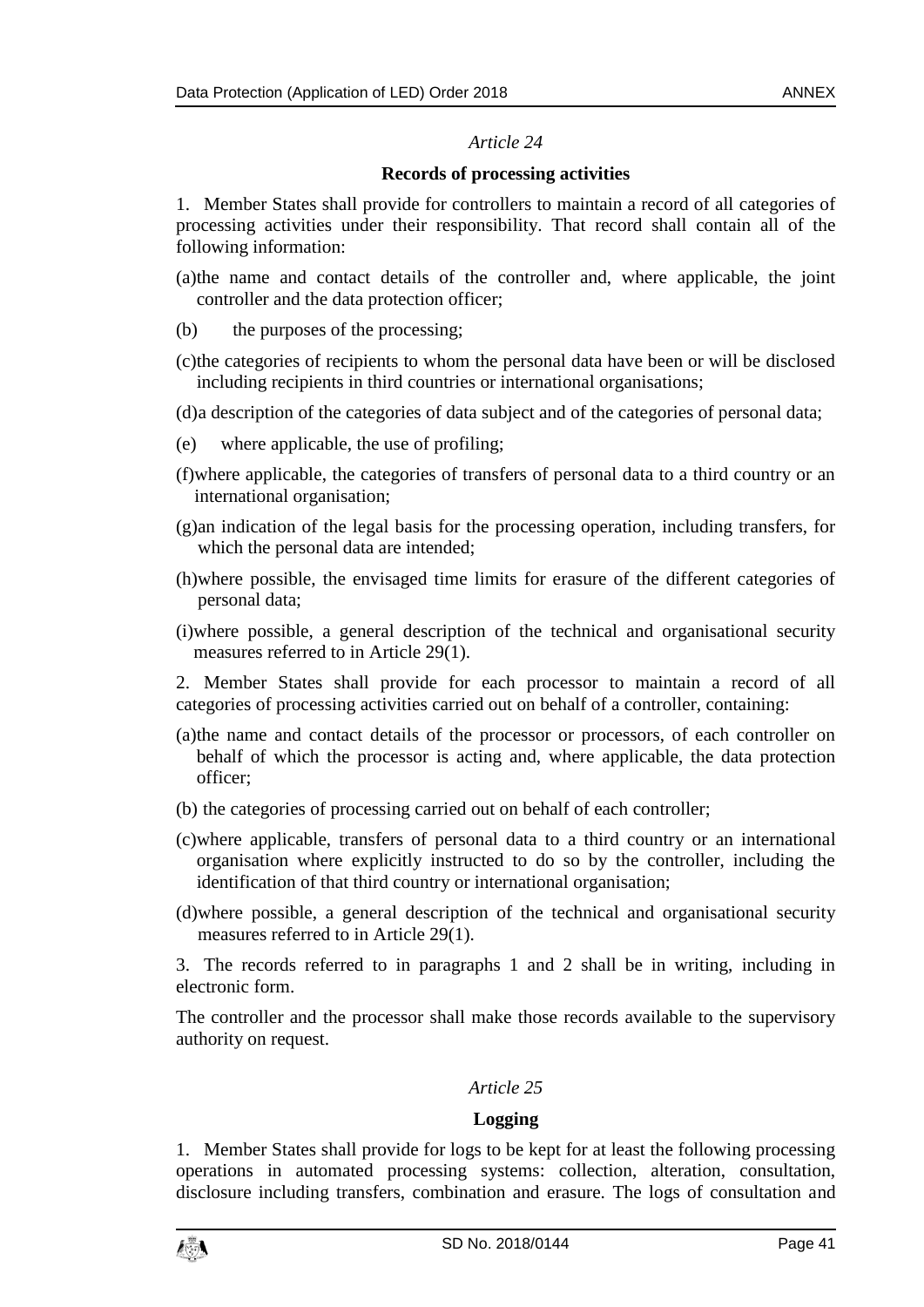*Article 24*

**Records of processing activities**

1. Member States shall provide for controllers to maintain a record of all categories of processing activities under their responsibility. That record shall contain all of the following information:

(a) the name and contact details of the controller and, where applicable, the joint controller and the data protection officer;

(b) the purposes of the processing;

(c) the categories of recipients to whom the personal data have been or will be disclosed including recipients in third countries or international organisations;

(d) a description of the categories of data subject and of the categories of personal data;

(e) where applicable, the use of profiling;

(f) where applicable, the categories of transfers of personal data to a third country or an international organisation;

(g) an indication of the legal basis for the processing operation, including transfers, for which the personal data are intended;

(h) where possible, the envisaged time limits for erasure of the different categories of personal data;

(i) where possible, a general description of the technical and organisational security measures referred to in Article 29(1).

2. Member States shall provide for each processor to maintain a record of all categories of processing activities carried out on behalf of a controller, containing:

(a) the name and contact details of the processor or processors, of each controller on behalf of which the processor is acting and, where applicable, the data protection officer;

(b) the categories of processing carried out on behalf of each controller;

(c) where applicable, transfers of personal data to a third country or an international organisation where explicitly instructed to do so by the controller, including the identification of that third country or international organisation;

(d) where possible, a general description of the technical and organisational security measures referred to in Article 29(1).

3. The records referred to in paragraphs 1 and 2 shall be in writing, including in electronic form.

The controller and the processor shall make those records available to the supervisory authority on request.

*Article 25*

**Logging**

1. Member States shall provide for logs to be kept for at least the following processing operations in automated processing systems: collection, alteration, consultation, disclosure including transfers, combination and erasure. The logs of consultation and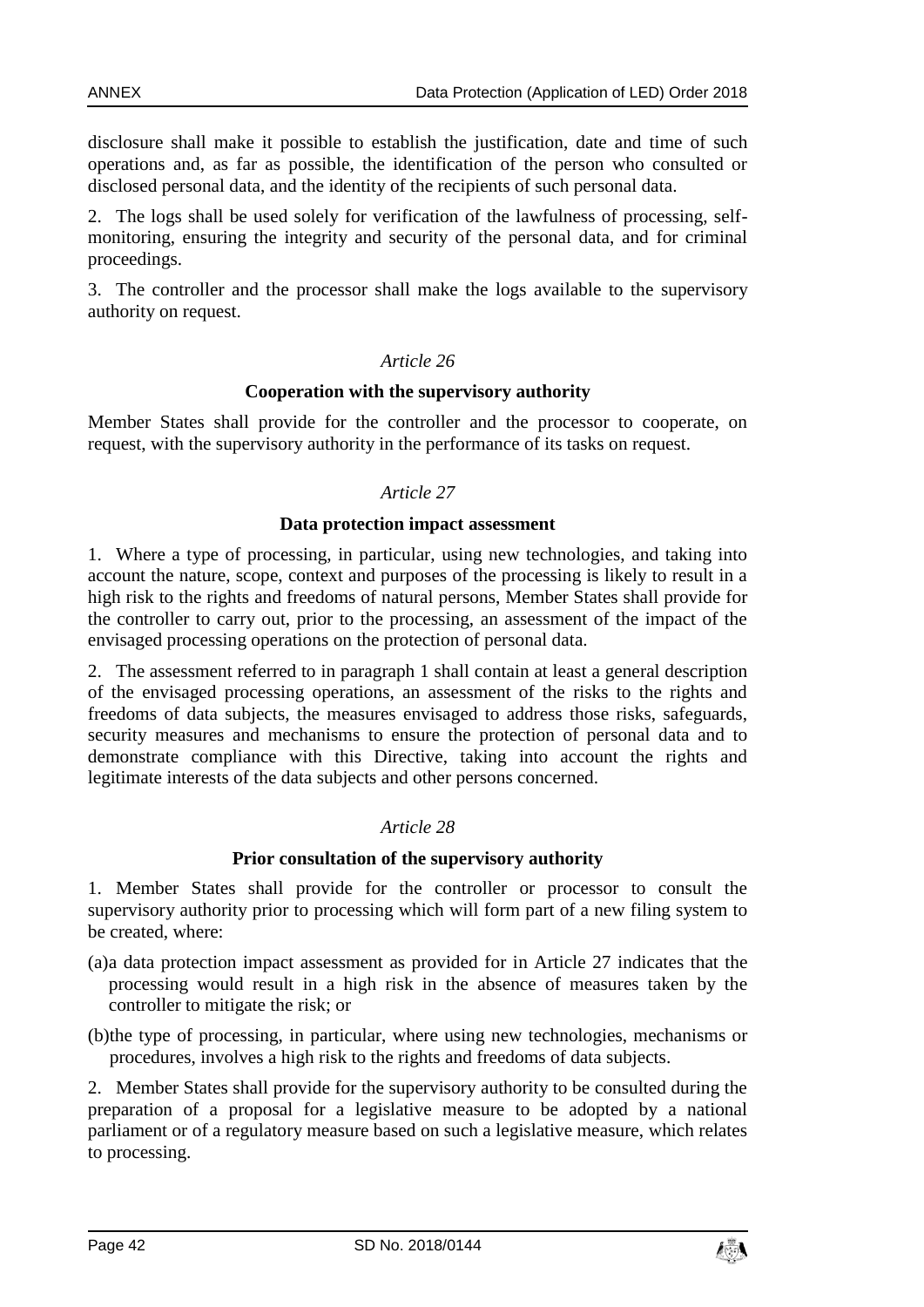disclosure shall make it possible to establish the justification, date and time of such operations and, as far as possible, the identification of the person who consulted or disclosed personal data, and the identity of the recipients of such personal data.

2. The logs shall be used solely for verification of the lawfulness of processing, self-monitoring, ensuring the integrity and security of the personal data, and for criminal proceedings.

3. The controller and the processor shall make the logs available to the supervisory authority on request.

*Article 26*

**Cooperation with the supervisory authority**

Member States shall provide for the controller and the processor to cooperate, on request, with the supervisory authority in the performance of its tasks on request.

*Article 27*

**Data protection impact assessment**

1. Where a type of processing, in particular, using new technologies, and taking into account the nature, scope, context and purposes of the processing is likely to result in a high risk to the rights and freedoms of natural persons, Member States shall provide for the controller to carry out, prior to the processing, an assessment of the impact of the envisaged processing operations on the protection of personal data.

2. The assessment referred to in paragraph 1 shall contain at least a general description of the envisaged processing operations, an assessment of the risks to the rights and freedoms of data subjects, the measures envisaged to address those risks, safeguards, security measures and mechanisms to ensure the protection of personal data and to demonstrate compliance with this Directive, taking into account the rights and legitimate interests of the data subjects and other persons concerned.

*Article 28*

**Prior consultation of the supervisory authority**

1. Member States shall provide for the controller or processor to consult the supervisory authority prior to processing which will form part of a new filing system to be created, where:

(a) a data protection impact assessment as provided for in Article 27 indicates that the processing would result in a high risk in the absence of measures taken by the controller to mitigate the risk; or

(b) the type of processing, in particular, where using new technologies, mechanisms or procedures, involves a high risk to the rights and freedoms of data subjects.

2. Member States shall provide for the supervisory authority to be consulted during the preparation of a proposal for a legislative measure to be adopted by a national parliament or of a regulatory measure based on such a legislative measure, which relates to processing.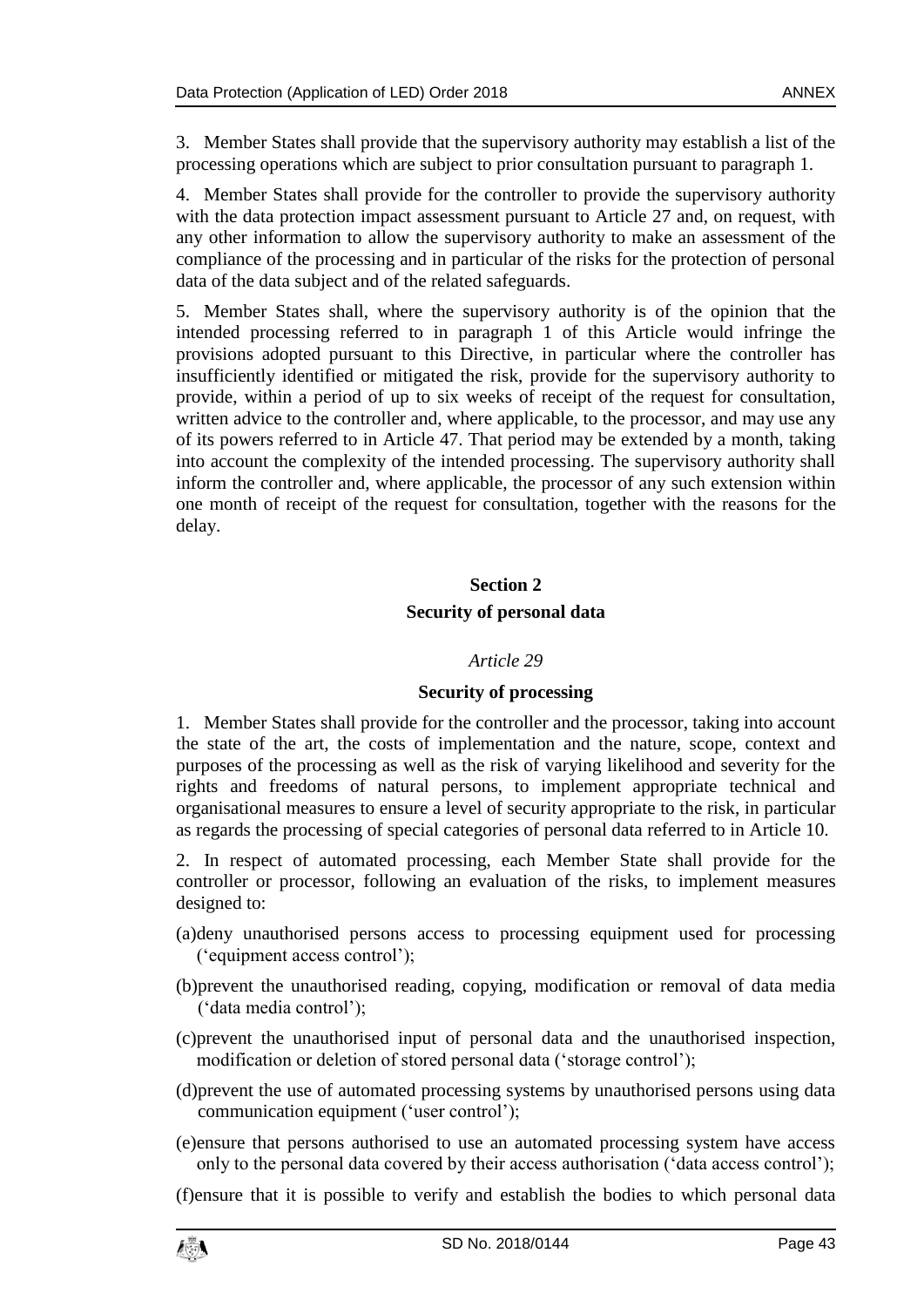3. Member States shall provide that the supervisory authority may establish a list of the processing operations which are subject to prior consultation pursuant to paragraph 1.

4. Member States shall provide for the controller to provide the supervisory authority with the data protection impact assessment pursuant to Article 27 and, on request, with any other information to allow the supervisory authority to make an assessment of the compliance of the processing and in particular of the risks for the protection of personal data of the data subject and of the related safeguards.

5. Member States shall, where the supervisory authority is of the opinion that the intended processing referred to in paragraph 1 of this Article would infringe the provisions adopted pursuant to this Directive, in particular where the controller has insufficiently identified or mitigated the risk, provide for the supervisory authority to provide, within a period of up to six weeks of receipt of the request for consultation, written advice to the controller and, where applicable, to the processor, and may use any of its powers referred to in Article 47. That period may be extended by a month, taking into account the complexity of the intended processing. The supervisory authority shall inform the controller and, where applicable, the processor of any such extension within one month of receipt of the request for consultation, together with the reasons for the delay.

## Section 2

## Security of personal data

*Article 29*

### Security of processing

1. Member States shall provide for the controller and the processor, taking into account the state of the art, the costs of implementation and the nature, scope, context and purposes of the processing as well as the risk of varying likelihood and severity for the rights and freedoms of natural persons, to implement appropriate technical and organisational measures to ensure a level of security appropriate to the risk, in particular as regards the processing of special categories of personal data referred to in Article 10.

2. In respect of automated processing, each Member State shall provide for the controller or processor, following an evaluation of the risks, to implement measures designed to:

(a) deny unauthorised persons access to processing equipment used for processing ('equipment access control');

(b) prevent the unauthorised reading, copying, modification or removal of data media ('data media control');

(c) prevent the unauthorised input of personal data and the unauthorised inspection, modification or deletion of stored personal data ('storage control');

(d) prevent the use of automated processing systems by unauthorised persons using data communication equipment ('user control');

(e) ensure that persons authorised to use an automated processing system have access only to the personal data covered by their access authorisation ('data access control');

(f) ensure that it is possible to verify and establish the bodies to which personal data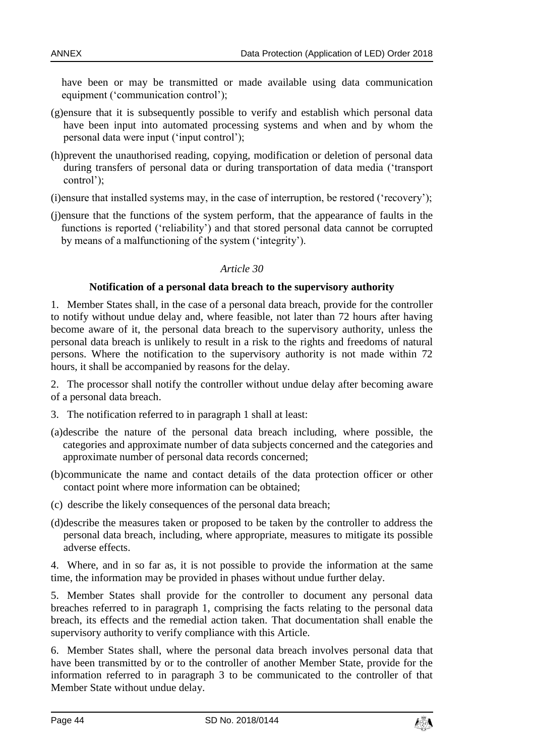have been or may be transmitted or made available using data communication equipment ('communication control');

(g) ensure that it is subsequently possible to verify and establish which personal data have been input into automated processing systems and when and by whom the personal data were input ('input control');

(h) prevent the unauthorised reading, copying, modification or deletion of personal data during transfers of personal data or during transportation of data media ('transport control');

(i) ensure that installed systems may, in the case of interruption, be restored ('recovery');

(j) ensure that the functions of the system perform, that the appearance of faults in the functions is reported ('reliability') and that stored personal data cannot be corrupted by means of a malfunctioning of the system ('integrity').

*Article 30*

**Notification of a personal data breach to the supervisory authority**

1. Member States shall, in the case of a personal data breach, provide for the controller to notify without undue delay and, where feasible, not later than 72 hours after having become aware of it, the personal data breach to the supervisory authority, unless the personal data breach is unlikely to result in a risk to the rights and freedoms of natural persons. Where the notification to the supervisory authority is not made within 72 hours, it shall be accompanied by reasons for the delay.

2. The processor shall notify the controller without undue delay after becoming aware of a personal data breach.

3. The notification referred to in paragraph 1 shall at least:

(a) describe the nature of the personal data breach including, where possible, the categories and approximate number of data subjects concerned and the categories and approximate number of personal data records concerned;

(b) communicate the name and contact details of the data protection officer or other contact point where more information can be obtained;

(c) describe the likely consequences of the personal data breach;

(d) describe the measures taken or proposed to be taken by the controller to address the personal data breach, including, where appropriate, measures to mitigate its possible adverse effects.

4. Where, and in so far as, it is not possible to provide the information at the same time, the information may be provided in phases without undue further delay.

5. Member States shall provide for the controller to document any personal data breaches referred to in paragraph 1, comprising the facts relating to the personal data breach, its effects and the remedial action taken. That documentation shall enable the supervisory authority to verify compliance with this Article.

6. Member States shall, where the personal data breach involves personal data that have been transmitted by or to the controller of another Member State, provide for the information referred to in paragraph 3 to be communicated to the controller of that Member State without undue delay.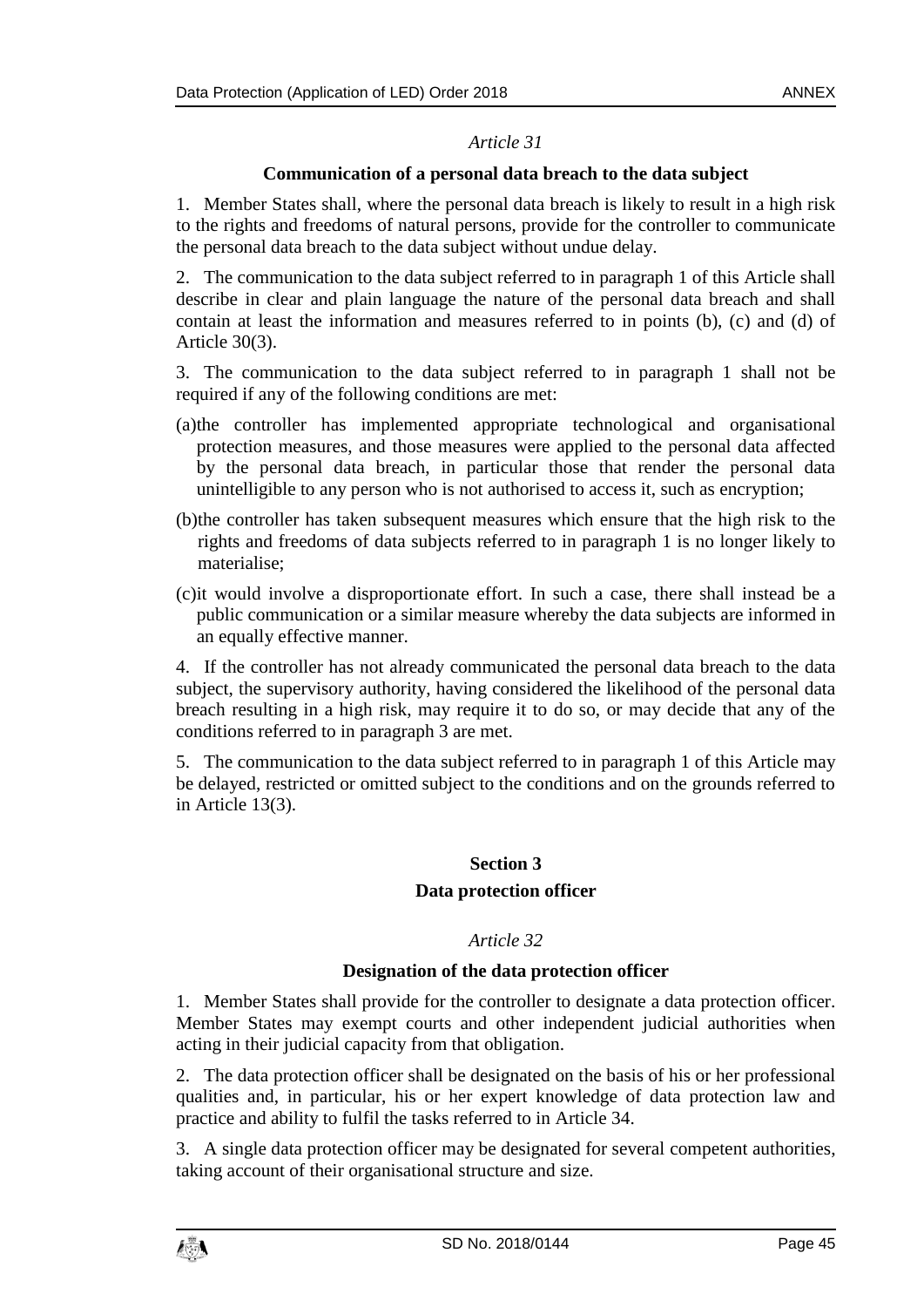*Article 31*

**Communication of a personal data breach to the data subject**

1. Member States shall, where the personal data breach is likely to result in a high risk to the rights and freedoms of natural persons, provide for the controller to communicate the personal data breach to the data subject without undue delay.

2. The communication to the data subject referred to in paragraph 1 of this Article shall describe in clear and plain language the nature of the personal data breach and shall contain at least the information and measures referred to in points (b), (c) and (d) of Article 30(3).

3. The communication to the data subject referred to in paragraph 1 shall not be required if any of the following conditions are met:

(a) the controller has implemented appropriate technological and organisational protection measures, and those measures were applied to the personal data affected by the personal data breach, in particular those that render the personal data unintelligible to any person who is not authorised to access it, such as encryption;

(b) the controller has taken subsequent measures which ensure that the high risk to the rights and freedoms of data subjects referred to in paragraph 1 is no longer likely to materialise;

(c) it would involve a disproportionate effort. In such a case, there shall instead be a public communication or a similar measure whereby the data subjects are informed in an equally effective manner.

4. If the controller has not already communicated the personal data breach to the data subject, the supervisory authority, having considered the likelihood of the personal data breach resulting in a high risk, may require it to do so, or may decide that any of the conditions referred to in paragraph 3 are met.

5. The communication to the data subject referred to in paragraph 1 of this Article may be delayed, restricted or omitted subject to the conditions and on the grounds referred to in Article 13(3).

## Section 3

## Data protection officer

*Article 32*

**Designation of the data protection officer**

1. Member States shall provide for the controller to designate a data protection officer. Member States may exempt courts and other independent judicial authorities when acting in their judicial capacity from that obligation.

2. The data protection officer shall be designated on the basis of his or her professional qualities and, in particular, his or her expert knowledge of data protection law and practice and ability to fulfil the tasks referred to in Article 34.

3. A single data protection officer may be designated for several competent authorities, taking account of their organisational structure and size.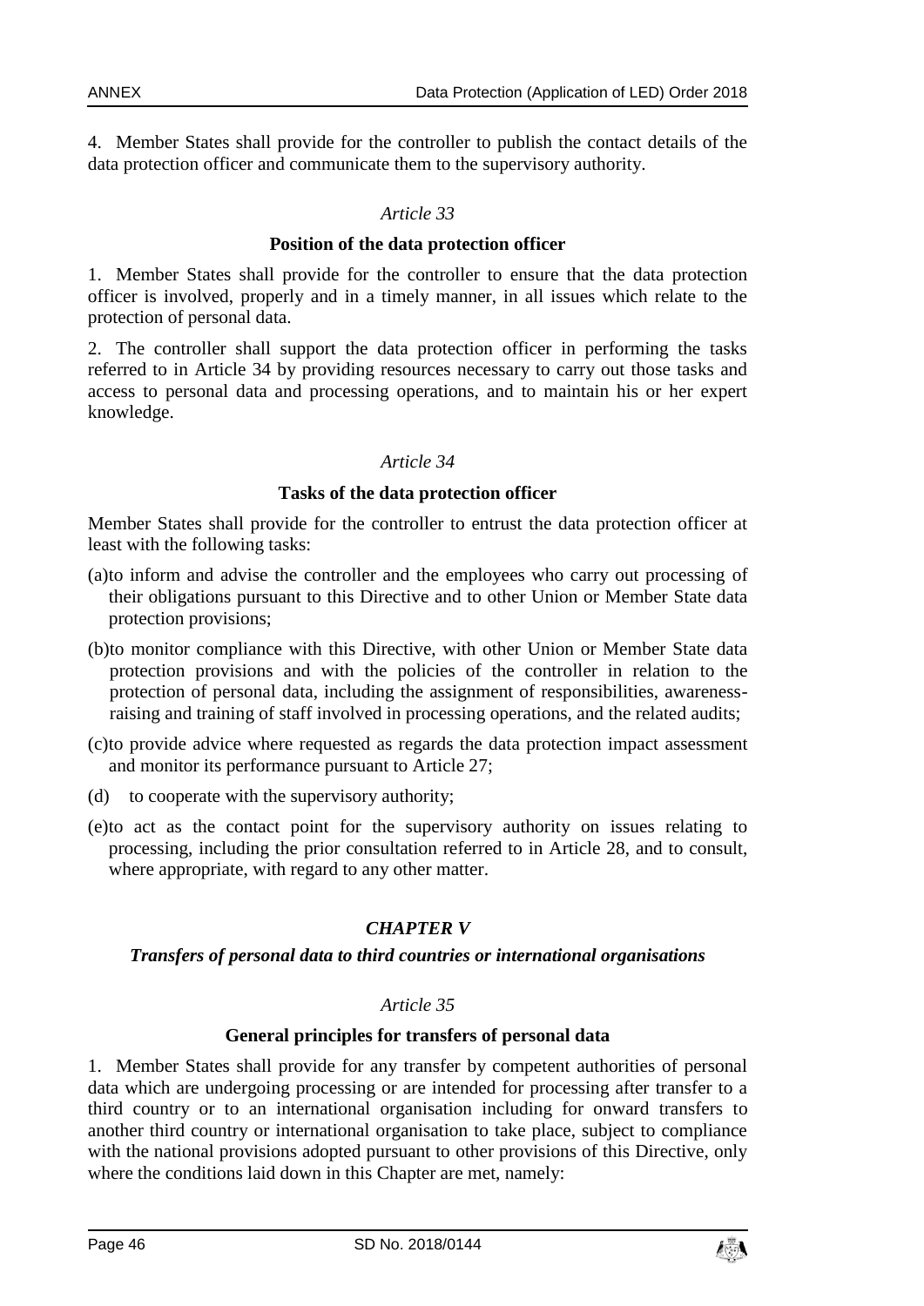4. Member States shall provide for the controller to publish the contact details of the data protection officer and communicate them to the supervisory authority.

*Article 33*

**Position of the data protection officer**

1. Member States shall provide for the controller to ensure that the data protection officer is involved, properly and in a timely manner, in all issues which relate to the protection of personal data.

2. The controller shall support the data protection officer in performing the tasks referred to in Article 34 by providing resources necessary to carry out those tasks and access to personal data and processing operations, and to maintain his or her expert knowledge.

*Article 34*

**Tasks of the data protection officer**

Member States shall provide for the controller to entrust the data protection officer at least with the following tasks:

(a) to inform and advise the controller and the employees who carry out processing of their obligations pursuant to this Directive and to other Union or Member State data protection provisions;

(b) to monitor compliance with this Directive, with other Union or Member State data protection provisions and with the policies of the controller in relation to the protection of personal data, including the assignment of responsibilities, awareness-raising and training of staff involved in processing operations, and the related audits;

(c) to provide advice where requested as regards the data protection impact assessment and monitor its performance pursuant to Article 27;

(d) to cooperate with the supervisory authority;

(e) to act as the contact point for the supervisory authority on issues relating to processing, including the prior consultation referred to in Article 28, and to consult, where appropriate, with regard to any other matter.

***CHAPTER V***

***Transfers of personal data to third countries or international organisations***

*Article 35*

**General principles for transfers of personal data**

1. Member States shall provide for any transfer by competent authorities of personal data which are undergoing processing or are intended for processing after transfer to a third country or to an international organisation including for onward transfers to another third country or international organisation to take place, subject to compliance with the national provisions adopted pursuant to other provisions of this Directive, only where the conditions laid down in this Chapter are met, namely: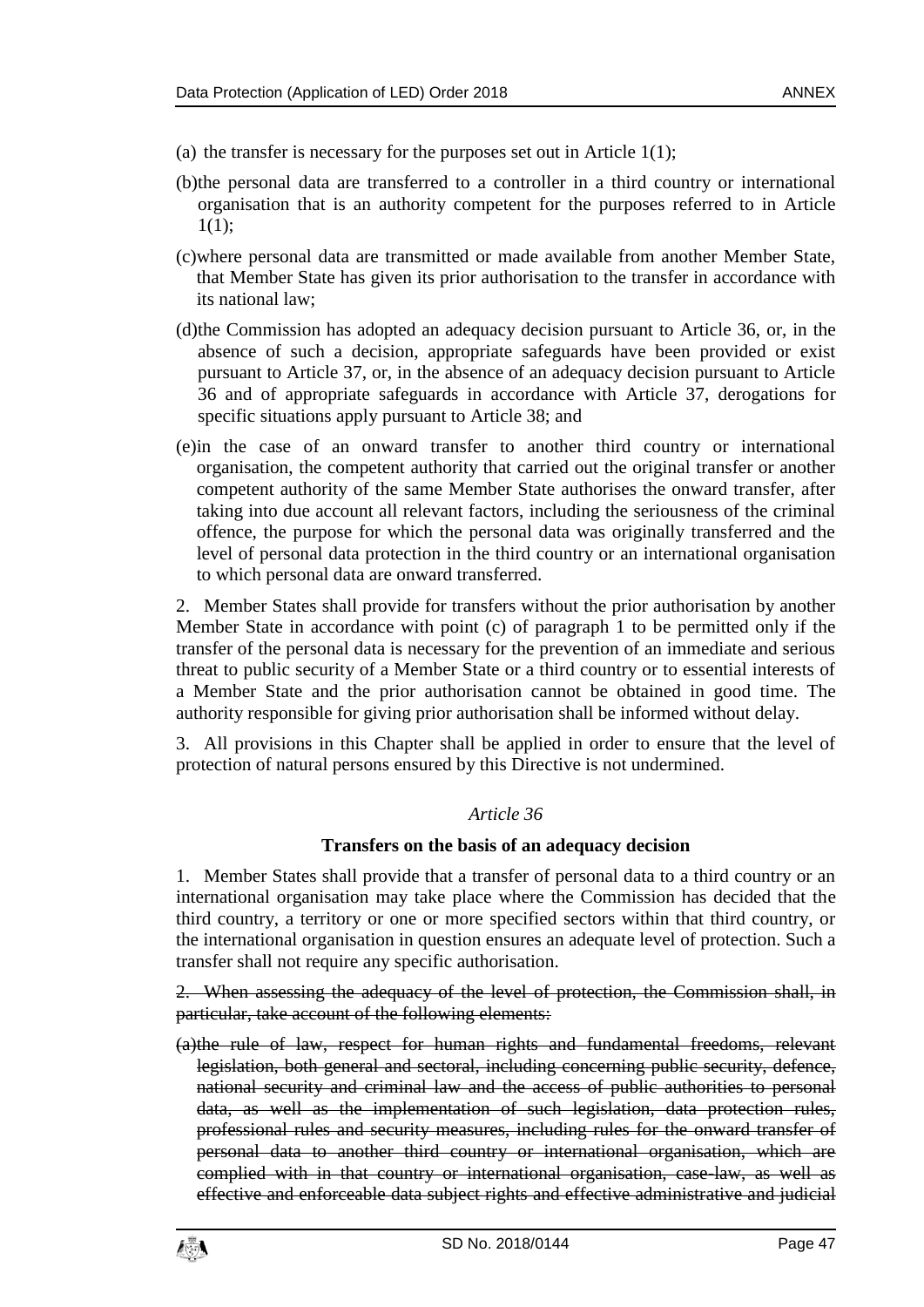(a) the transfer is necessary for the purposes set out in Article 1(1);

(b) the personal data are transferred to a controller in a third country or international organisation that is an authority competent for the purposes referred to in Article 1(1);

(c) where personal data are transmitted or made available from another Member State, that Member State has given its prior authorisation to the transfer in accordance with its national law;

(d) the Commission has adopted an adequacy decision pursuant to Article 36, or, in the absence of such a decision, appropriate safeguards have been provided or exist pursuant to Article 37, or, in the absence of an adequacy decision pursuant to Article 36 and of appropriate safeguards in accordance with Article 37, derogations for specific situations apply pursuant to Article 38; and

(e) in the case of an onward transfer to another third country or international organisation, the competent authority that carried out the original transfer or another competent authority of the same Member State authorises the onward transfer, after taking into due account all relevant factors, including the seriousness of the criminal offence, the purpose for which the personal data was originally transferred and the level of personal data protection in the third country or an international organisation to which personal data are onward transferred.

2. Member States shall provide for transfers without the prior authorisation by another Member State in accordance with point (c) of paragraph 1 to be permitted only if the transfer of the personal data is necessary for the prevention of an immediate and serious threat to public security of a Member State or a third country or to essential interests of a Member State and the prior authorisation cannot be obtained in good time. The authority responsible for giving prior authorisation shall be informed without delay.

3. All provisions in this Chapter shall be applied in order to ensure that the level of protection of natural persons ensured by this Directive is not undermined.

*Article 36*

**Transfers on the basis of an adequacy decision**

1. Member States shall provide that a transfer of personal data to a third country or an international organisation may take place where the Commission has decided that the third country, a territory or one or more specified sectors within that third country, or the international organisation in question ensures an adequate level of protection. Such a transfer shall not require any specific authorisation.

~~2. When assessing the adequacy of the level of protection, the Commission shall, in particular, take account of the following elements:~~

~~(a) the rule of law, respect for human rights and fundamental freedoms, relevant legislation, both general and sectoral, including concerning public security, defence, national security and criminal law and the access of public authorities to personal data, as well as the implementation of such legislation, data protection rules, professional rules and security measures, including rules for the onward transfer of personal data to another third country or international organisation, which are complied with in that country or international organisation, case-law, as well as effective and enforceable data subject rights and effective administrative and judicial~~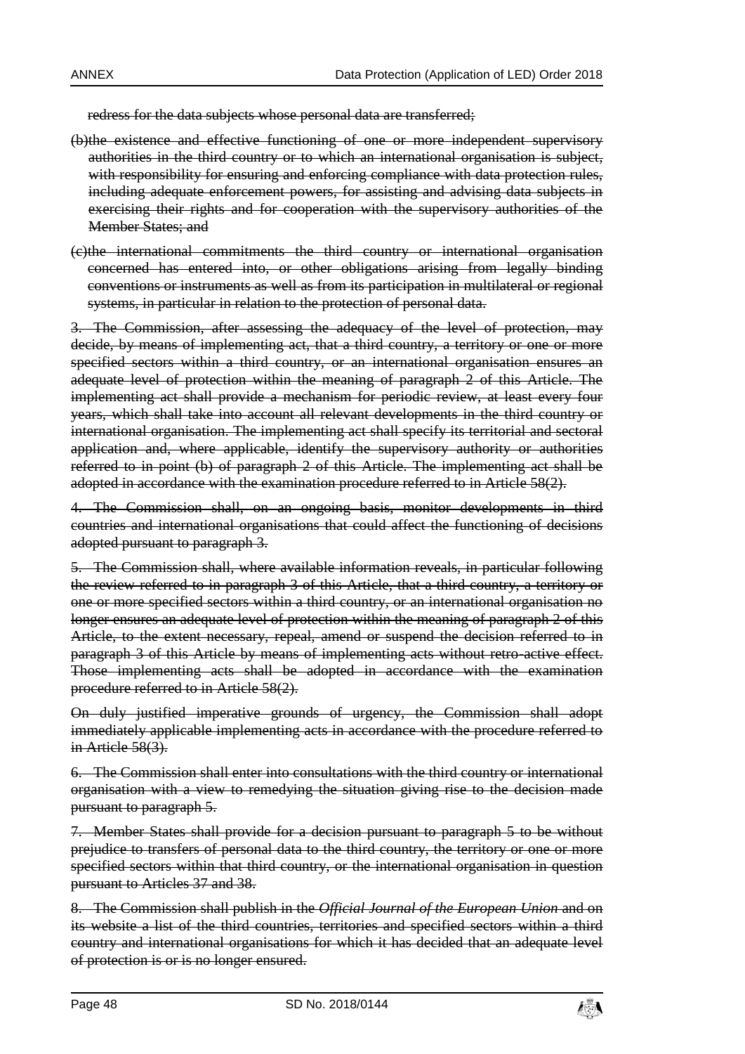~~redress for the data subjects whose personal data are transferred;~~

~~(b)the existence and effective functioning of one or more independent supervisory authorities in the third country or to which an international organisation is subject, with responsibility for ensuring and enforcing compliance with data protection rules, including adequate enforcement powers, for assisting and advising data subjects in exercising their rights and for cooperation with the supervisory authorities of the Member States; and~~

~~(c)the international commitments the third country or international organisation concerned has entered into, or other obligations arising from legally binding conventions or instruments as well as from its participation in multilateral or regional systems, in particular in relation to the protection of personal data.~~

~~3. The Commission, after assessing the adequacy of the level of protection, may decide, by means of implementing act, that a third country, a territory or one or more specified sectors within a third country, or an international organisation ensures an adequate level of protection within the meaning of paragraph 2 of this Article. The implementing act shall provide a mechanism for periodic review, at least every four years, which shall take into account all relevant developments in the third country or international organisation. The implementing act shall specify its territorial and sectoral application and, where applicable, identify the supervisory authority or authorities referred to in point (b) of paragraph 2 of this Article. The implementing act shall be adopted in accordance with the examination procedure referred to in Article 58(2).~~

~~4. The Commission shall, on an ongoing basis, monitor developments in third countries and international organisations that could affect the functioning of decisions adopted pursuant to paragraph 3.~~

~~5. The Commission shall, where available information reveals, in particular following the review referred to in paragraph 3 of this Article, that a third country, a territory or one or more specified sectors within a third country, or an international organisation no longer ensures an adequate level of protection within the meaning of paragraph 2 of this Article, to the extent necessary, repeal, amend or suspend the decision referred to in paragraph 3 of this Article by means of implementing acts without retro-active effect. Those implementing acts shall be adopted in accordance with the examination procedure referred to in Article 58(2).~~

~~On duly justified imperative grounds of urgency, the Commission shall adopt immediately applicable implementing acts in accordance with the procedure referred to in Article 58(3).~~

~~6. The Commission shall enter into consultations with the third country or international organisation with a view to remedying the situation giving rise to the decision made pursuant to paragraph 5.~~

~~7. Member States shall provide for a decision pursuant to paragraph 5 to be without prejudice to transfers of personal data to the third country, the territory or one or more specified sectors within that third country, or the international organisation in question pursuant to Articles 37 and 38.~~

~~8. The Commission shall publish in the *Official Journal of the European Union* and on its website a list of the third countries, territories and specified sectors within a third country and international organisations for which it has decided that an adequate level of protection is or is no longer ensured.~~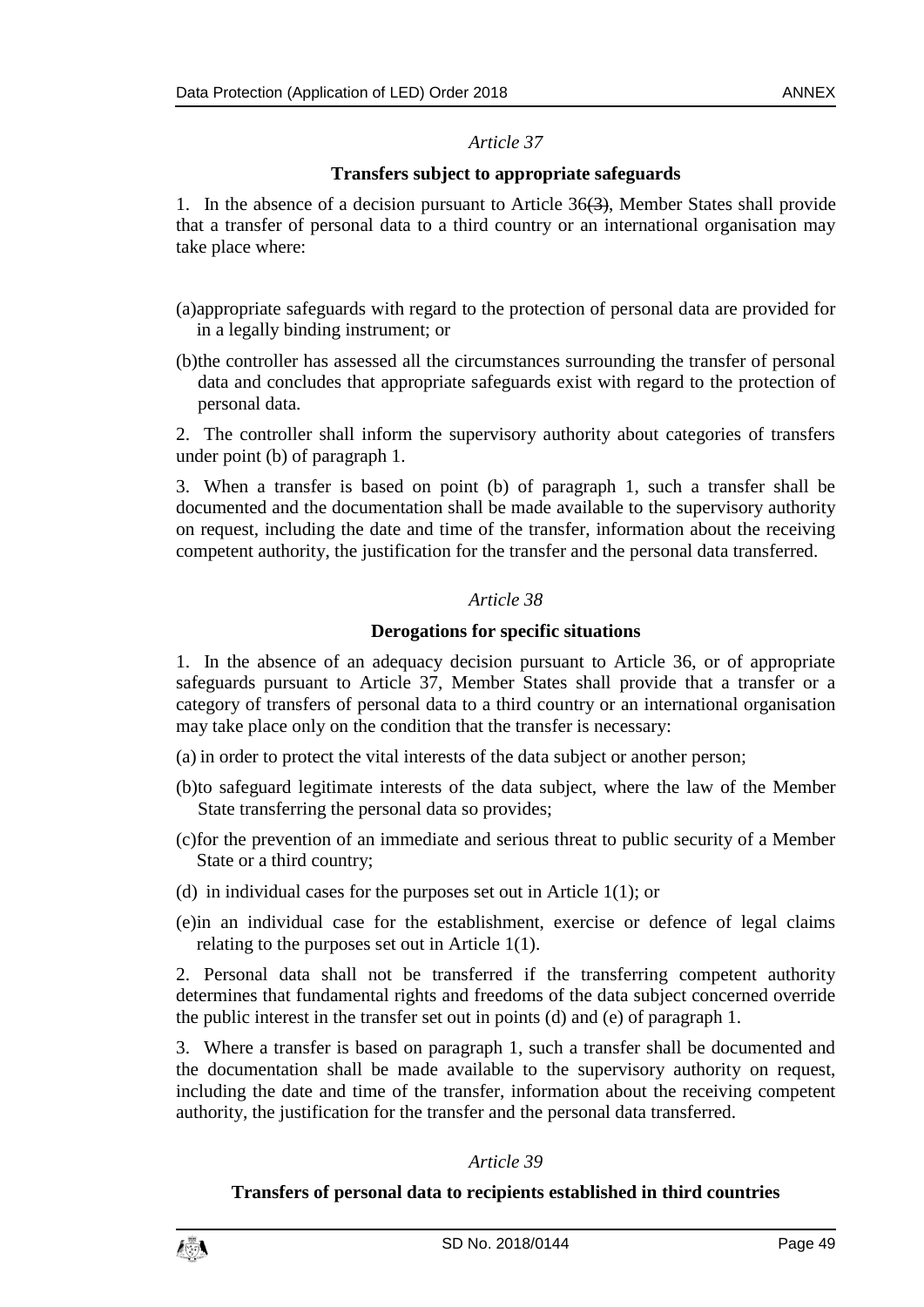*Article 37*

**Transfers subject to appropriate safeguards**

1. In the absence of a decision pursuant to Article 36~~(3)~~, Member States shall provide that a transfer of personal data to a third country or an international organisation may take place where:

(a) appropriate safeguards with regard to the protection of personal data are provided for in a legally binding instrument; or

(b) the controller has assessed all the circumstances surrounding the transfer of personal data and concludes that appropriate safeguards exist with regard to the protection of personal data.

2. The controller shall inform the supervisory authority about categories of transfers under point (b) of paragraph 1.

3. When a transfer is based on point (b) of paragraph 1, such a transfer shall be documented and the documentation shall be made available to the supervisory authority on request, including the date and time of the transfer, information about the receiving competent authority, the justification for the transfer and the personal data transferred.

*Article 38*

**Derogations for specific situations**

1. In the absence of an adequacy decision pursuant to Article 36, or of appropriate safeguards pursuant to Article 37, Member States shall provide that a transfer or a category of transfers of personal data to a third country or an international organisation may take place only on the condition that the transfer is necessary:

(a) in order to protect the vital interests of the data subject or another person;

(b) to safeguard legitimate interests of the data subject, where the law of the Member State transferring the personal data so provides;

(c) for the prevention of an immediate and serious threat to public security of a Member State or a third country;

(d) in individual cases for the purposes set out in Article 1(1); or

(e) in an individual case for the establishment, exercise or defence of legal claims relating to the purposes set out in Article 1(1).

2. Personal data shall not be transferred if the transferring competent authority determines that fundamental rights and freedoms of the data subject concerned override the public interest in the transfer set out in points (d) and (e) of paragraph 1.

3. Where a transfer is based on paragraph 1, such a transfer shall be documented and the documentation shall be made available to the supervisory authority on request, including the date and time of the transfer, information about the receiving competent authority, the justification for the transfer and the personal data transferred.

*Article 39*

**Transfers of personal data to recipients established in third countries**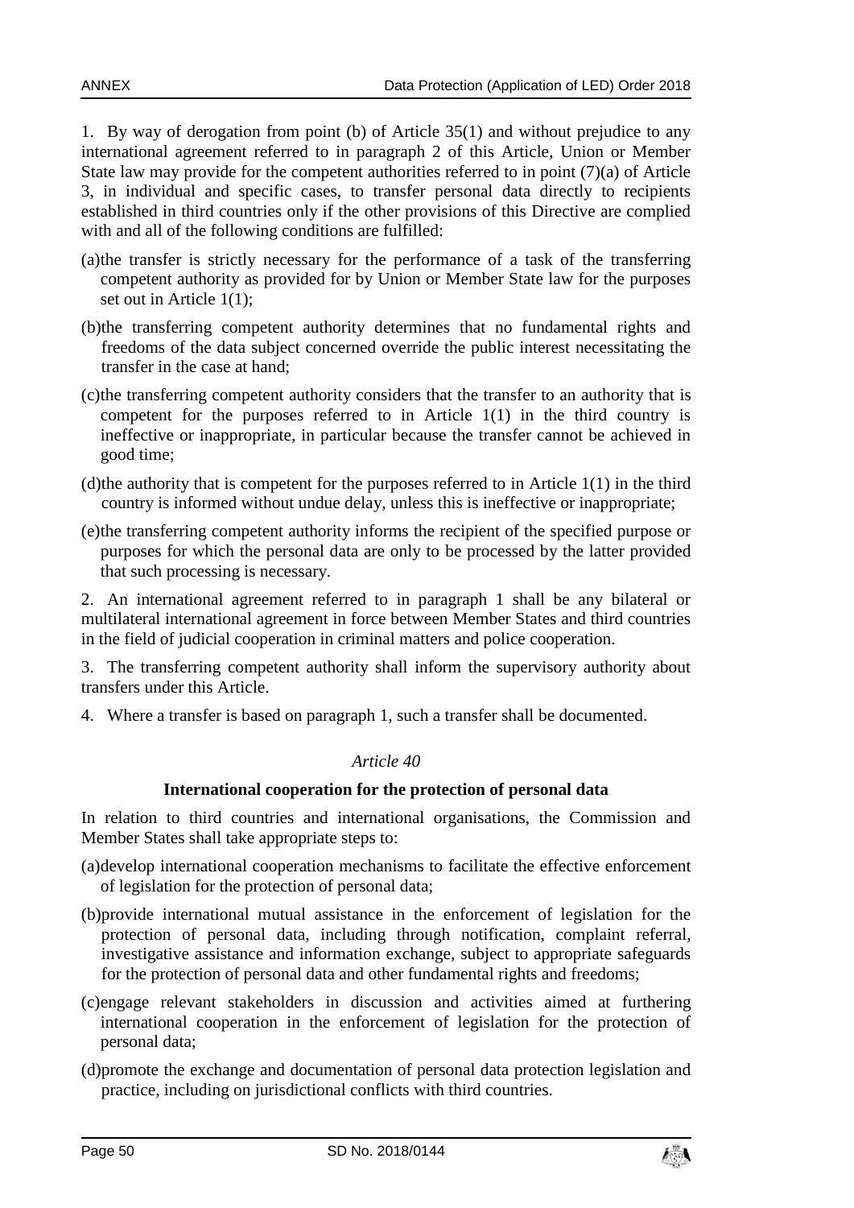1. By way of derogation from point (b) of Article 35(1) and without prejudice to any international agreement referred to in paragraph 2 of this Article, Union or Member State law may provide for the competent authorities referred to in point (7)(a) of Article 3, in individual and specific cases, to transfer personal data directly to recipients established in third countries only if the other provisions of this Directive are complied with and all of the following conditions are fulfilled:

(a) the transfer is strictly necessary for the performance of a task of the transferring competent authority as provided for by Union or Member State law for the purposes set out in Article 1(1);

(b) the transferring competent authority determines that no fundamental rights and freedoms of the data subject concerned override the public interest necessitating the transfer in the case at hand;

(c) the transferring competent authority considers that the transfer to an authority that is competent for the purposes referred to in Article 1(1) in the third country is ineffective or inappropriate, in particular because the transfer cannot be achieved in good time;

(d) the authority that is competent for the purposes referred to in Article 1(1) in the third country is informed without undue delay, unless this is ineffective or inappropriate;

(e) the transferring competent authority informs the recipient of the specified purpose or purposes for which the personal data are only to be processed by the latter provided that such processing is necessary.

2. An international agreement referred to in paragraph 1 shall be any bilateral or multilateral international agreement in force between Member States and third countries in the field of judicial cooperation in criminal matters and police cooperation.

3. The transferring competent authority shall inform the supervisory authority about transfers under this Article.

4. Where a transfer is based on paragraph 1, such a transfer shall be documented.

*Article 40*

**International cooperation for the protection of personal data**

In relation to third countries and international organisations, the Commission and Member States shall take appropriate steps to:

(a) develop international cooperation mechanisms to facilitate the effective enforcement of legislation for the protection of personal data;

(b) provide international mutual assistance in the enforcement of legislation for the protection of personal data, including through notification, complaint referral, investigative assistance and information exchange, subject to appropriate safeguards for the protection of personal data and other fundamental rights and freedoms;

(c) engage relevant stakeholders in discussion and activities aimed at furthering international cooperation in the enforcement of legislation for the protection of personal data;

(d) promote the exchange and documentation of personal data protection legislation and practice, including on jurisdictional conflicts with third countries.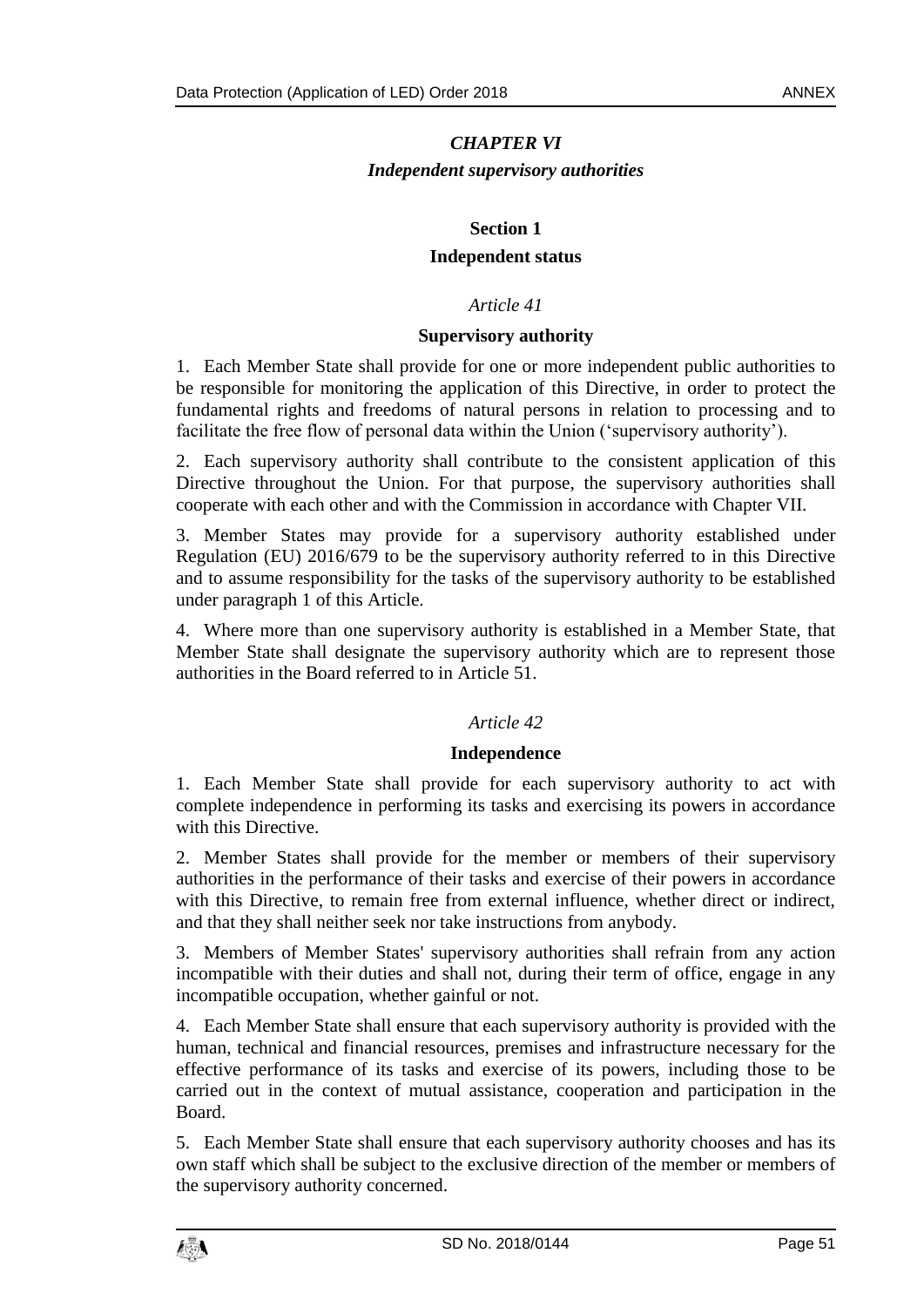## *CHAPTER VI*

## *Independent supervisory authorities*

### Section 1

### Independent status

*Article 41*

**Supervisory authority**

1. Each Member State shall provide for one or more independent public authorities to be responsible for monitoring the application of this Directive, in order to protect the fundamental rights and freedoms of natural persons in relation to processing and to facilitate the free flow of personal data within the Union ('supervisory authority').

2. Each supervisory authority shall contribute to the consistent application of this Directive throughout the Union. For that purpose, the supervisory authorities shall cooperate with each other and with the Commission in accordance with Chapter VII.

3. Member States may provide for a supervisory authority established under Regulation (EU) 2016/679 to be the supervisory authority referred to in this Directive and to assume responsibility for the tasks of the supervisory authority to be established under paragraph 1 of this Article.

4. Where more than one supervisory authority is established in a Member State, that Member State shall designate the supervisory authority which are to represent those authorities in the Board referred to in Article 51.

*Article 42*

**Independence**

1. Each Member State shall provide for each supervisory authority to act with complete independence in performing its tasks and exercising its powers in accordance with this Directive.

2. Member States shall provide for the member or members of their supervisory authorities in the performance of their tasks and exercise of their powers in accordance with this Directive, to remain free from external influence, whether direct or indirect, and that they shall neither seek nor take instructions from anybody.

3. Members of Member States' supervisory authorities shall refrain from any action incompatible with their duties and shall not, during their term of office, engage in any incompatible occupation, whether gainful or not.

4. Each Member State shall ensure that each supervisory authority is provided with the human, technical and financial resources, premises and infrastructure necessary for the effective performance of its tasks and exercise of its powers, including those to be carried out in the context of mutual assistance, cooperation and participation in the Board.

5. Each Member State shall ensure that each supervisory authority chooses and has its own staff which shall be subject to the exclusive direction of the member or members of the supervisory authority concerned.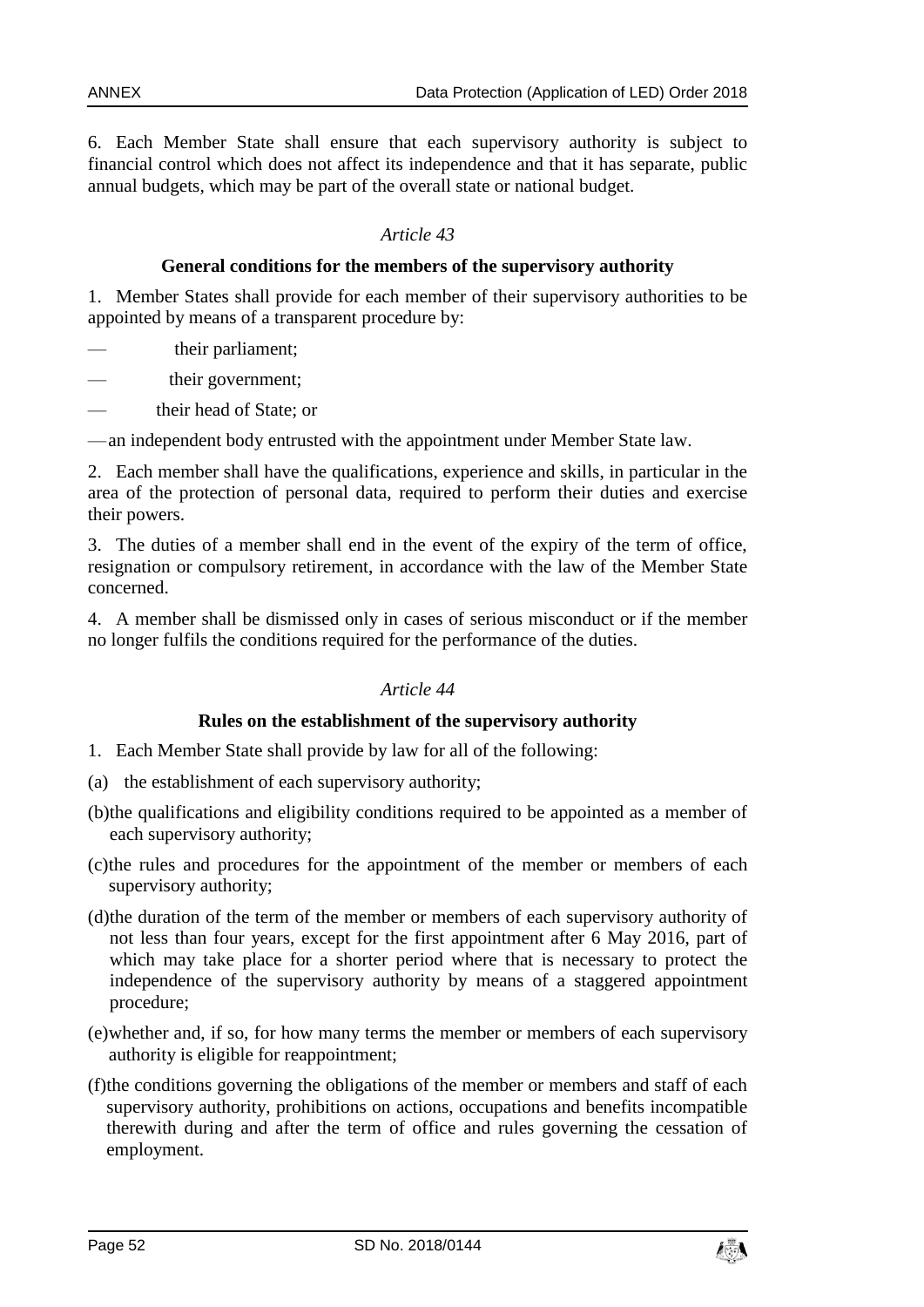6. Each Member State shall ensure that each supervisory authority is subject to financial control which does not affect its independence and that it has separate, public annual budgets, which may be part of the overall state or national budget.

*Article 43*

**General conditions for the members of the supervisory authority**

1. Member States shall provide for each member of their supervisory authorities to be appointed by means of a transparent procedure by:

— their parliament;

— their government;

— their head of State; or

— an independent body entrusted with the appointment under Member State law.

2. Each member shall have the qualifications, experience and skills, in particular in the area of the protection of personal data, required to perform their duties and exercise their powers.

3. The duties of a member shall end in the event of the expiry of the term of office, resignation or compulsory retirement, in accordance with the law of the Member State concerned.

4. A member shall be dismissed only in cases of serious misconduct or if the member no longer fulfils the conditions required for the performance of the duties.

*Article 44*

**Rules on the establishment of the supervisory authority**

1. Each Member State shall provide by law for all of the following:

(a) the establishment of each supervisory authority;

(b) the qualifications and eligibility conditions required to be appointed as a member of each supervisory authority;

(c) the rules and procedures for the appointment of the member or members of each supervisory authority;

(d) the duration of the term of the member or members of each supervisory authority of not less than four years, except for the first appointment after 6 May 2016, part of which may take place for a shorter period where that is necessary to protect the independence of the supervisory authority by means of a staggered appointment procedure;

(e) whether and, if so, for how many terms the member or members of each supervisory authority is eligible for reappointment;

(f) the conditions governing the obligations of the member or members and staff of each supervisory authority, prohibitions on actions, occupations and benefits incompatible therewith during and after the term of office and rules governing the cessation of employment.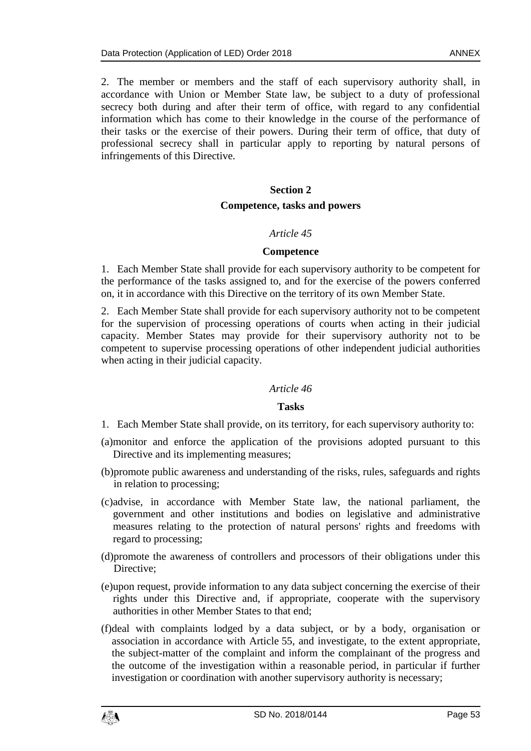2. The member or members and the staff of each supervisory authority shall, in accordance with Union or Member State law, be subject to a duty of professional secrecy both during and after their term of office, with regard to any confidential information which has come to their knowledge in the course of the performance of their tasks or the exercise of their powers. During their term of office, that duty of professional secrecy shall in particular apply to reporting by natural persons of infringements of this Directive.

## Section 2

## Competence, tasks and powers

### *Article 45*

### Competence

1. Each Member State shall provide for each supervisory authority to be competent for the performance of the tasks assigned to, and for the exercise of the powers conferred on, it in accordance with this Directive on the territory of its own Member State.

2. Each Member State shall provide for each supervisory authority not to be competent for the supervision of processing operations of courts when acting in their judicial capacity. Member States may provide for their supervisory authority not to be competent to supervise processing operations of other independent judicial authorities when acting in their judicial capacity.

### *Article 46*

### Tasks

1. Each Member State shall provide, on its territory, for each supervisory authority to:

(a) monitor and enforce the application of the provisions adopted pursuant to this Directive and its implementing measures;

(b) promote public awareness and understanding of the risks, rules, safeguards and rights in relation to processing;

(c) advise, in accordance with Member State law, the national parliament, the government and other institutions and bodies on legislative and administrative measures relating to the protection of natural persons' rights and freedoms with regard to processing;

(d) promote the awareness of controllers and processors of their obligations under this Directive;

(e) upon request, provide information to any data subject concerning the exercise of their rights under this Directive and, if appropriate, cooperate with the supervisory authorities in other Member States to that end;

(f) deal with complaints lodged by a data subject, or by a body, organisation or association in accordance with Article 55, and investigate, to the extent appropriate, the subject-matter of the complaint and inform the complainant of the progress and the outcome of the investigation within a reasonable period, in particular if further investigation or coordination with another supervisory authority is necessary;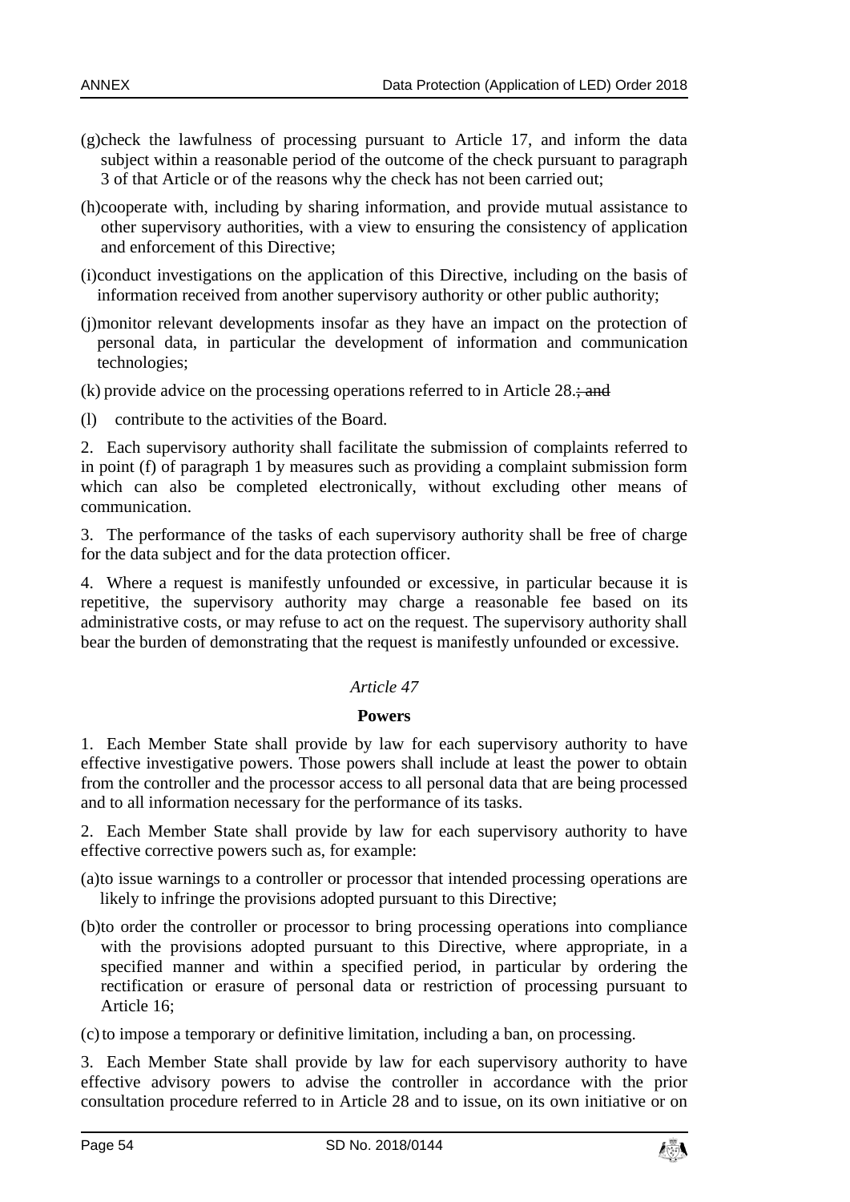(g) check the lawfulness of processing pursuant to Article 17, and inform the data subject within a reasonable period of the outcome of the check pursuant to paragraph 3 of that Article or of the reasons why the check has not been carried out;

(h) cooperate with, including by sharing information, and provide mutual assistance to other supervisory authorities, with a view to ensuring the consistency of application and enforcement of this Directive;

(i) conduct investigations on the application of this Directive, including on the basis of information received from another supervisory authority or other public authority;

(j) monitor relevant developments insofar as they have an impact on the protection of personal data, in particular the development of information and communication technologies;

(k) provide advice on the processing operations referred to in Article 28.~~; and~~

(l) contribute to the activities of the Board.

2. Each supervisory authority shall facilitate the submission of complaints referred to in point (f) of paragraph 1 by measures such as providing a complaint submission form which can also be completed electronically, without excluding other means of communication.

3. The performance of the tasks of each supervisory authority shall be free of charge for the data subject and for the data protection officer.

4. Where a request is manifestly unfounded or excessive, in particular because it is repetitive, the supervisory authority may charge a reasonable fee based on its administrative costs, or may refuse to act on the request. The supervisory authority shall bear the burden of demonstrating that the request is manifestly unfounded or excessive.

*Article 47*

**Powers**

1. Each Member State shall provide by law for each supervisory authority to have effective investigative powers. Those powers shall include at least the power to obtain from the controller and the processor access to all personal data that are being processed and to all information necessary for the performance of its tasks.

2. Each Member State shall provide by law for each supervisory authority to have effective corrective powers such as, for example:

(a) to issue warnings to a controller or processor that intended processing operations are likely to infringe the provisions adopted pursuant to this Directive;

(b) to order the controller or processor to bring processing operations into compliance with the provisions adopted pursuant to this Directive, where appropriate, in a specified manner and within a specified period, in particular by ordering the rectification or erasure of personal data or restriction of processing pursuant to Article 16;

(c) to impose a temporary or definitive limitation, including a ban, on processing.

3. Each Member State shall provide by law for each supervisory authority to have effective advisory powers to advise the controller in accordance with the prior consultation procedure referred to in Article 28 and to issue, on its own initiative or on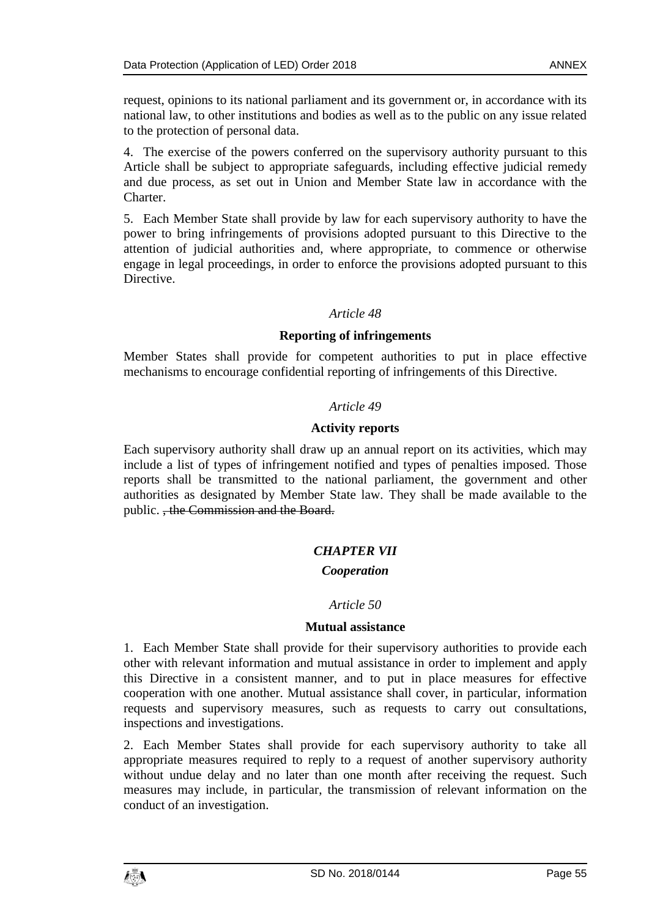request, opinions to its national parliament and its government or, in accordance with its national law, to other institutions and bodies as well as to the public on any issue related to the protection of personal data.

4. The exercise of the powers conferred on the supervisory authority pursuant to this Article shall be subject to appropriate safeguards, including effective judicial remedy and due process, as set out in Union and Member State law in accordance with the Charter.

5. Each Member State shall provide by law for each supervisory authority to have the power to bring infringements of provisions adopted pursuant to this Directive to the attention of judicial authorities and, where appropriate, to commence or otherwise engage in legal proceedings, in order to enforce the provisions adopted pursuant to this Directive.

*Article 48*

**Reporting of infringements**

Member States shall provide for competent authorities to put in place effective mechanisms to encourage confidential reporting of infringements of this Directive.

*Article 49*

**Activity reports**

Each supervisory authority shall draw up an annual report on its activities, which may include a list of types of infringement notified and types of penalties imposed. Those reports shall be transmitted to the national parliament, the government and other authorities as designated by Member State law. They shall be made available to the public. ~~, the Commission and the Board.~~

***CHAPTER VII***

***Cooperation***

*Article 50*

**Mutual assistance**

1. Each Member State shall provide for their supervisory authorities to provide each other with relevant information and mutual assistance in order to implement and apply this Directive in a consistent manner, and to put in place measures for effective cooperation with one another. Mutual assistance shall cover, in particular, information requests and supervisory measures, such as requests to carry out consultations, inspections and investigations.

2. Each Member States shall provide for each supervisory authority to take all appropriate measures required to reply to a request of another supervisory authority without undue delay and no later than one month after receiving the request. Such measures may include, in particular, the transmission of relevant information on the conduct of an investigation.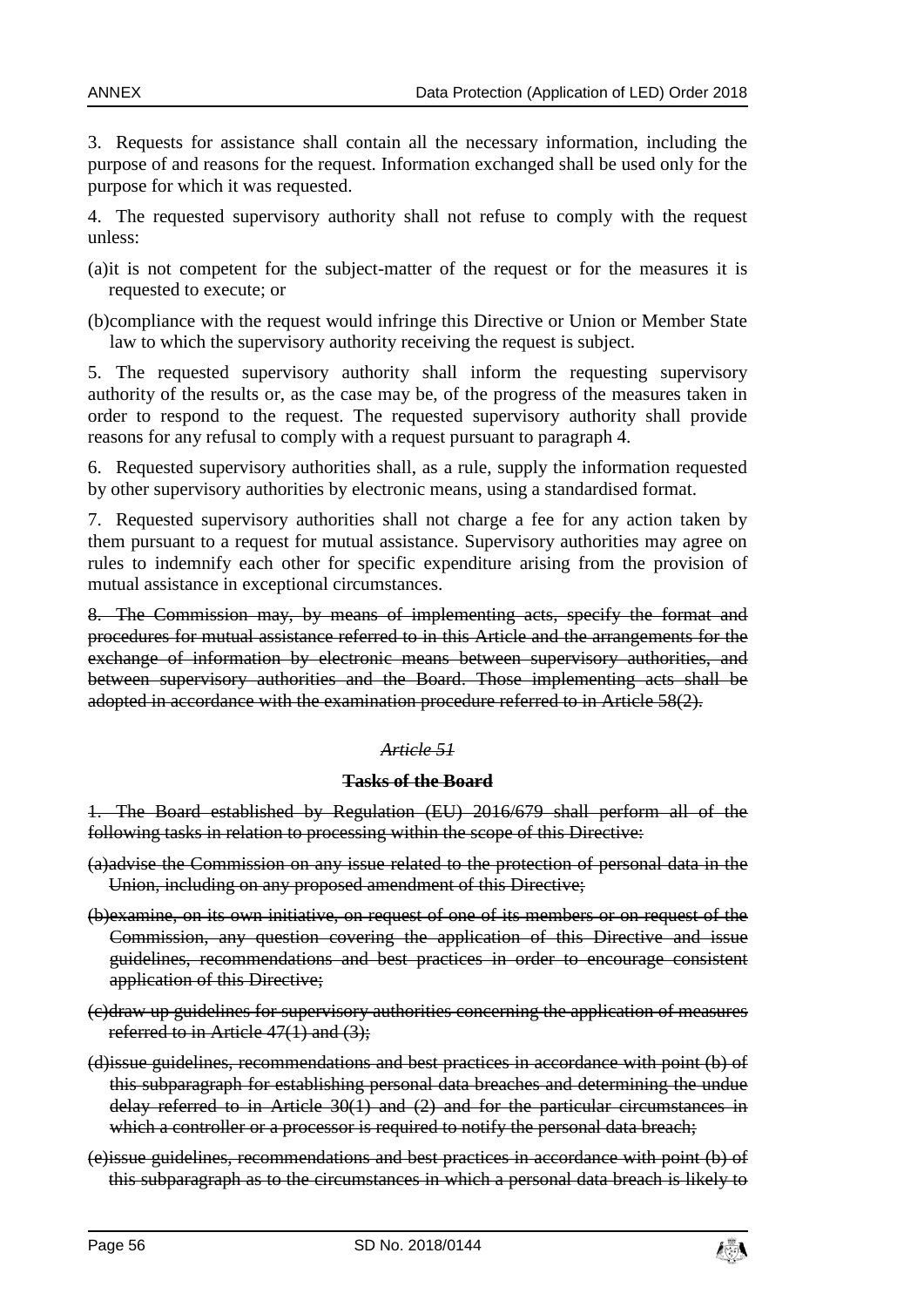3. Requests for assistance shall contain all the necessary information, including the purpose of and reasons for the request. Information exchanged shall be used only for the purpose for which it was requested.

4. The requested supervisory authority shall not refuse to comply with the request unless:

(a)it is not competent for the subject-matter of the request or for the measures it is requested to execute; or

(b)compliance with the request would infringe this Directive or Union or Member State law to which the supervisory authority receiving the request is subject.

5. The requested supervisory authority shall inform the requesting supervisory authority of the results or, as the case may be, of the progress of the measures taken in order to respond to the request. The requested supervisory authority shall provide reasons for any refusal to comply with a request pursuant to paragraph 4.

6. Requested supervisory authorities shall, as a rule, supply the information requested by other supervisory authorities by electronic means, using a standardised format.

7. Requested supervisory authorities shall not charge a fee for any action taken by them pursuant to a request for mutual assistance. Supervisory authorities may agree on rules to indemnify each other for specific expenditure arising from the provision of mutual assistance in exceptional circumstances.

~~8. The Commission may, by means of implementing acts, specify the format and procedures for mutual assistance referred to in this Article and the arrangements for the exchange of information by electronic means between supervisory authorities, and between supervisory authorities and the Board. Those implementing acts shall be adopted in accordance with the examination procedure referred to in Article 58(2).~~

~~*Article 51*~~

~~**Tasks of the Board**~~

~~1. The Board established by Regulation (EU) 2016/679 shall perform all of the following tasks in relation to processing within the scope of this Directive:~~

~~(a)advise the Commission on any issue related to the protection of personal data in the Union, including on any proposed amendment of this Directive;~~

~~(b)examine, on its own initiative, on request of one of its members or on request of the Commission, any question covering the application of this Directive and issue guidelines, recommendations and best practices in order to encourage consistent application of this Directive;~~

~~(c)draw up guidelines for supervisory authorities concerning the application of measures referred to in Article 47(1) and (3);~~

~~(d)issue guidelines, recommendations and best practices in accordance with point (b) of this subparagraph for establishing personal data breaches and determining the undue delay referred to in Article 30(1) and (2) and for the particular circumstances in which a controller or a processor is required to notify the personal data breach;~~

~~(e)issue guidelines, recommendations and best practices in accordance with point (b) of this subparagraph as to the circumstances in which a personal data breach is likely to~~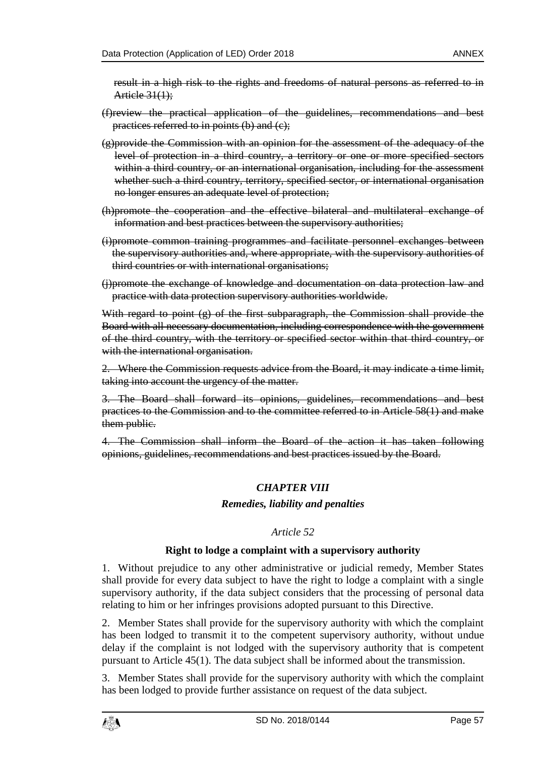~~result in a high risk to the rights and freedoms of natural persons as referred to in Article 31(1);~~

~~(f)review the practical application of the guidelines, recommendations and best practices referred to in points (b) and (c);~~

~~(g)provide the Commission with an opinion for the assessment of the adequacy of the level of protection in a third country, a territory or one or more specified sectors within a third country, or an international organisation, including for the assessment whether such a third country, territory, specified sector, or international organisation no longer ensures an adequate level of protection;~~

~~(h)promote the cooperation and the effective bilateral and multilateral exchange of information and best practices between the supervisory authorities;~~

~~(i)promote common training programmes and facilitate personnel exchanges between the supervisory authorities and, where appropriate, with the supervisory authorities of third countries or with international organisations;~~

~~(j)promote the exchange of knowledge and documentation on data protection law and practice with data protection supervisory authorities worldwide.~~

~~With regard to point (g) of the first subparagraph, the Commission shall provide the Board with all necessary documentation, including correspondence with the government of the third country, with the territory or specified sector within that third country, or with the international organisation.~~

~~2. Where the Commission requests advice from the Board, it may indicate a time limit, taking into account the urgency of the matter.~~

~~3. The Board shall forward its opinions, guidelines, recommendations and best practices to the Commission and to the committee referred to in Article 58(1) and make them public.~~

~~4. The Commission shall inform the Board of the action it has taken following opinions, guidelines, recommendations and best practices issued by the Board.~~

## *CHAPTER VIII*

### *Remedies, liability and penalties*

*Article 52*

**Right to lodge a complaint with a supervisory authority**

1. Without prejudice to any other administrative or judicial remedy, Member States shall provide for every data subject to have the right to lodge a complaint with a single supervisory authority, if the data subject considers that the processing of personal data relating to him or her infringes provisions adopted pursuant to this Directive.

2. Member States shall provide for the supervisory authority with which the complaint has been lodged to transmit it to the competent supervisory authority, without undue delay if the complaint is not lodged with the supervisory authority that is competent pursuant to Article 45(1). The data subject shall be informed about the transmission.

3. Member States shall provide for the supervisory authority with which the complaint has been lodged to provide further assistance on request of the data subject.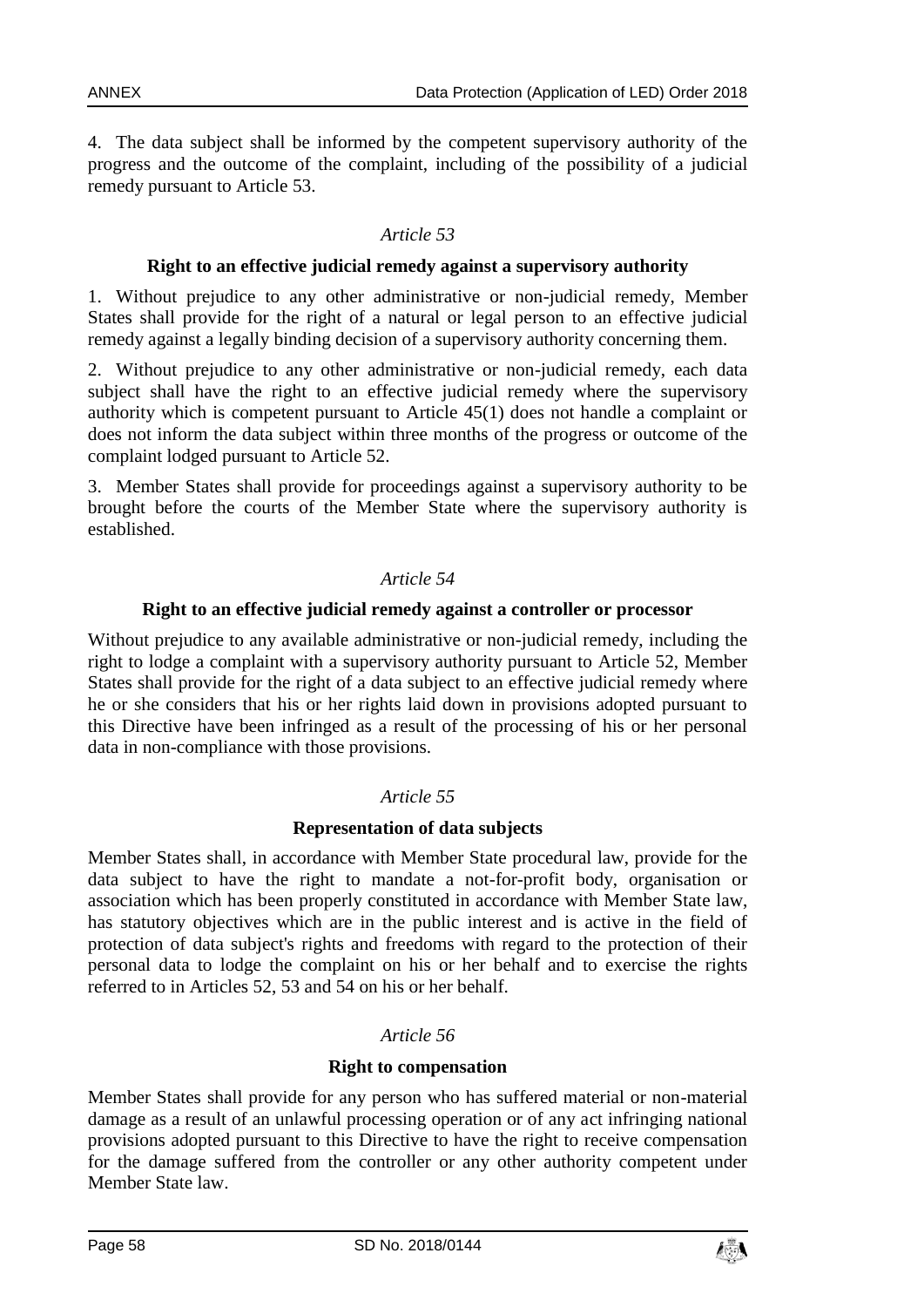4. The data subject shall be informed by the competent supervisory authority of the progress and the outcome of the complaint, including of the possibility of a judicial remedy pursuant to Article 53.

*Article 53*

**Right to an effective judicial remedy against a supervisory authority**

1. Without prejudice to any other administrative or non-judicial remedy, Member States shall provide for the right of a natural or legal person to an effective judicial remedy against a legally binding decision of a supervisory authority concerning them.

2. Without prejudice to any other administrative or non-judicial remedy, each data subject shall have the right to an effective judicial remedy where the supervisory authority which is competent pursuant to Article 45(1) does not handle a complaint or does not inform the data subject within three months of the progress or outcome of the complaint lodged pursuant to Article 52.

3. Member States shall provide for proceedings against a supervisory authority to be brought before the courts of the Member State where the supervisory authority is established.

*Article 54*

**Right to an effective judicial remedy against a controller or processor**

Without prejudice to any available administrative or non-judicial remedy, including the right to lodge a complaint with a supervisory authority pursuant to Article 52, Member States shall provide for the right of a data subject to an effective judicial remedy where he or she considers that his or her rights laid down in provisions adopted pursuant to this Directive have been infringed as a result of the processing of his or her personal data in non-compliance with those provisions.

*Article 55*

**Representation of data subjects**

Member States shall, in accordance with Member State procedural law, provide for the data subject to have the right to mandate a not-for-profit body, organisation or association which has been properly constituted in accordance with Member State law, has statutory objectives which are in the public interest and is active in the field of protection of data subject's rights and freedoms with regard to the protection of their personal data to lodge the complaint on his or her behalf and to exercise the rights referred to in Articles 52, 53 and 54 on his or her behalf.

*Article 56*

**Right to compensation**

Member States shall provide for any person who has suffered material or non-material damage as a result of an unlawful processing operation or of any act infringing national provisions adopted pursuant to this Directive to have the right to receive compensation for the damage suffered from the controller or any other authority competent under Member State law.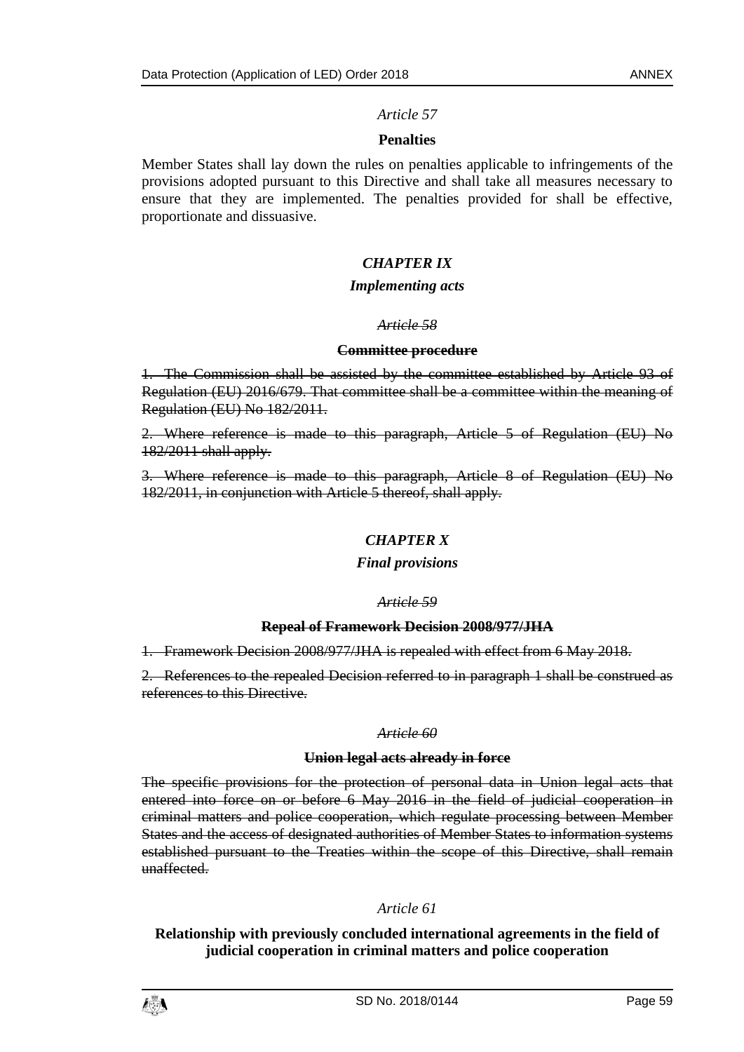*Article 57*

**Penalties**

Member States shall lay down the rules on penalties applicable to infringements of the provisions adopted pursuant to this Directive and shall take all measures necessary to ensure that they are implemented. The penalties provided for shall be effective, proportionate and dissuasive.

## *CHAPTER IX*

***Implementing acts***

~~*Article 58*~~

~~**Committee procedure**~~

~~1. The Commission shall be assisted by the committee established by Article 93 of Regulation (EU) 2016/679. That committee shall be a committee within the meaning of Regulation (EU) No 182/2011.~~

~~2. Where reference is made to this paragraph, Article 5 of Regulation (EU) No 182/2011 shall apply.~~

~~3. Where reference is made to this paragraph, Article 8 of Regulation (EU) No 182/2011, in conjunction with Article 5 thereof, shall apply.~~

## *CHAPTER X*

***Final provisions***

~~*Article 59*~~

~~**Repeal of Framework Decision 2008/977/JHA**~~

~~1. Framework Decision 2008/977/JHA is repealed with effect from 6 May 2018.~~

~~2. References to the repealed Decision referred to in paragraph 1 shall be construed as references to this Directive.~~

~~*Article 60*~~

~~**Union legal acts already in force**~~

~~The specific provisions for the protection of personal data in Union legal acts that entered into force on or before 6 May 2016 in the field of judicial cooperation in criminal matters and police cooperation, which regulate processing between Member States and the access of designated authorities of Member States to information systems established pursuant to the Treaties within the scope of this Directive, shall remain unaffected.~~

*Article 61*

**Relationship with previously concluded international agreements in the field of judicial cooperation in criminal matters and police cooperation**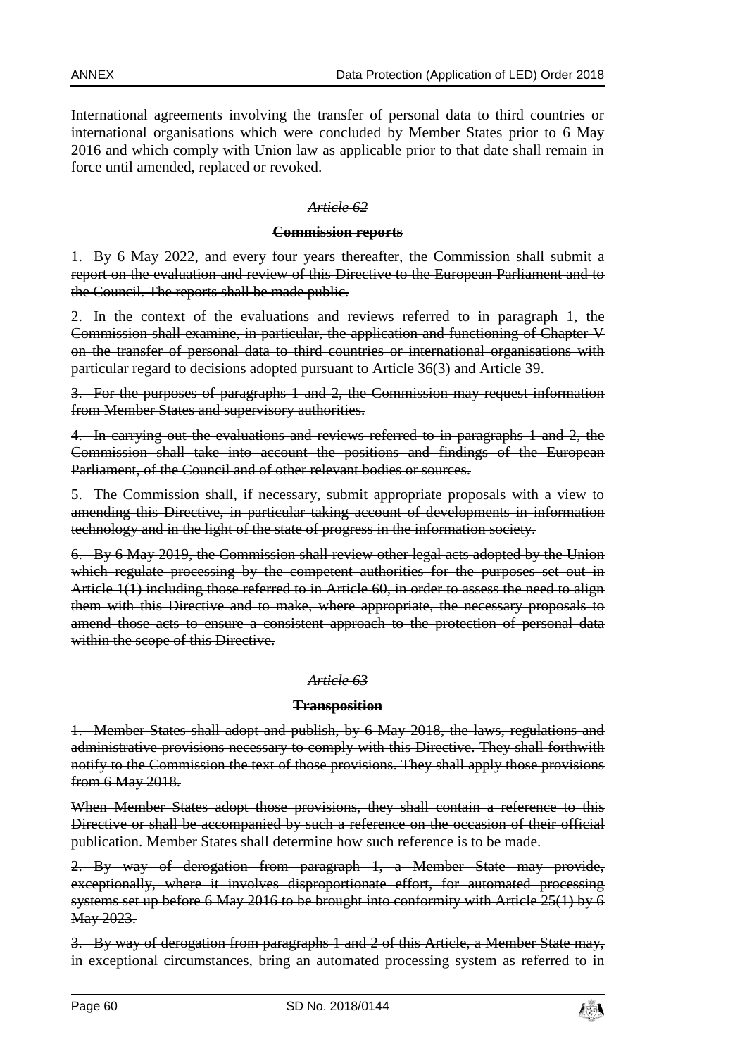International agreements involving the transfer of personal data to third countries or international organisations which were concluded by Member States prior to 6 May 2016 and which comply with Union law as applicable prior to that date shall remain in force until amended, replaced or revoked.

~~*Article 62*~~

~~**Commission reports**~~

~~1. By 6 May 2022, and every four years thereafter, the Commission shall submit a report on the evaluation and review of this Directive to the European Parliament and to the Council. The reports shall be made public.~~

~~2. In the context of the evaluations and reviews referred to in paragraph 1, the Commission shall examine, in particular, the application and functioning of Chapter V on the transfer of personal data to third countries or international organisations with particular regard to decisions adopted pursuant to Article 36(3) and Article 39.~~

~~3. For the purposes of paragraphs 1 and 2, the Commission may request information from Member States and supervisory authorities.~~

~~4. In carrying out the evaluations and reviews referred to in paragraphs 1 and 2, the Commission shall take into account the positions and findings of the European Parliament, of the Council and of other relevant bodies or sources.~~

~~5. The Commission shall, if necessary, submit appropriate proposals with a view to amending this Directive, in particular taking account of developments in information technology and in the light of the state of progress in the information society.~~

~~6. By 6 May 2019, the Commission shall review other legal acts adopted by the Union which regulate processing by the competent authorities for the purposes set out in Article 1(1) including those referred to in Article 60, in order to assess the need to align them with this Directive and to make, where appropriate, the necessary proposals to amend those acts to ensure a consistent approach to the protection of personal data within the scope of this Directive.~~

~~*Article 63*~~

~~**Transposition**~~

~~1. Member States shall adopt and publish, by 6 May 2018, the laws, regulations and administrative provisions necessary to comply with this Directive. They shall forthwith notify to the Commission the text of those provisions. They shall apply those provisions from 6 May 2018.~~

~~When Member States adopt those provisions, they shall contain a reference to this Directive or shall be accompanied by such a reference on the occasion of their official publication. Member States shall determine how such reference is to be made.~~

~~2. By way of derogation from paragraph 1, a Member State may provide, exceptionally, where it involves disproportionate effort, for automated processing systems set up before 6 May 2016 to be brought into conformity with Article 25(1) by 6 May 2023.~~

~~3. By way of derogation from paragraphs 1 and 2 of this Article, a Member State may, in exceptional circumstances, bring an automated processing system as referred to in~~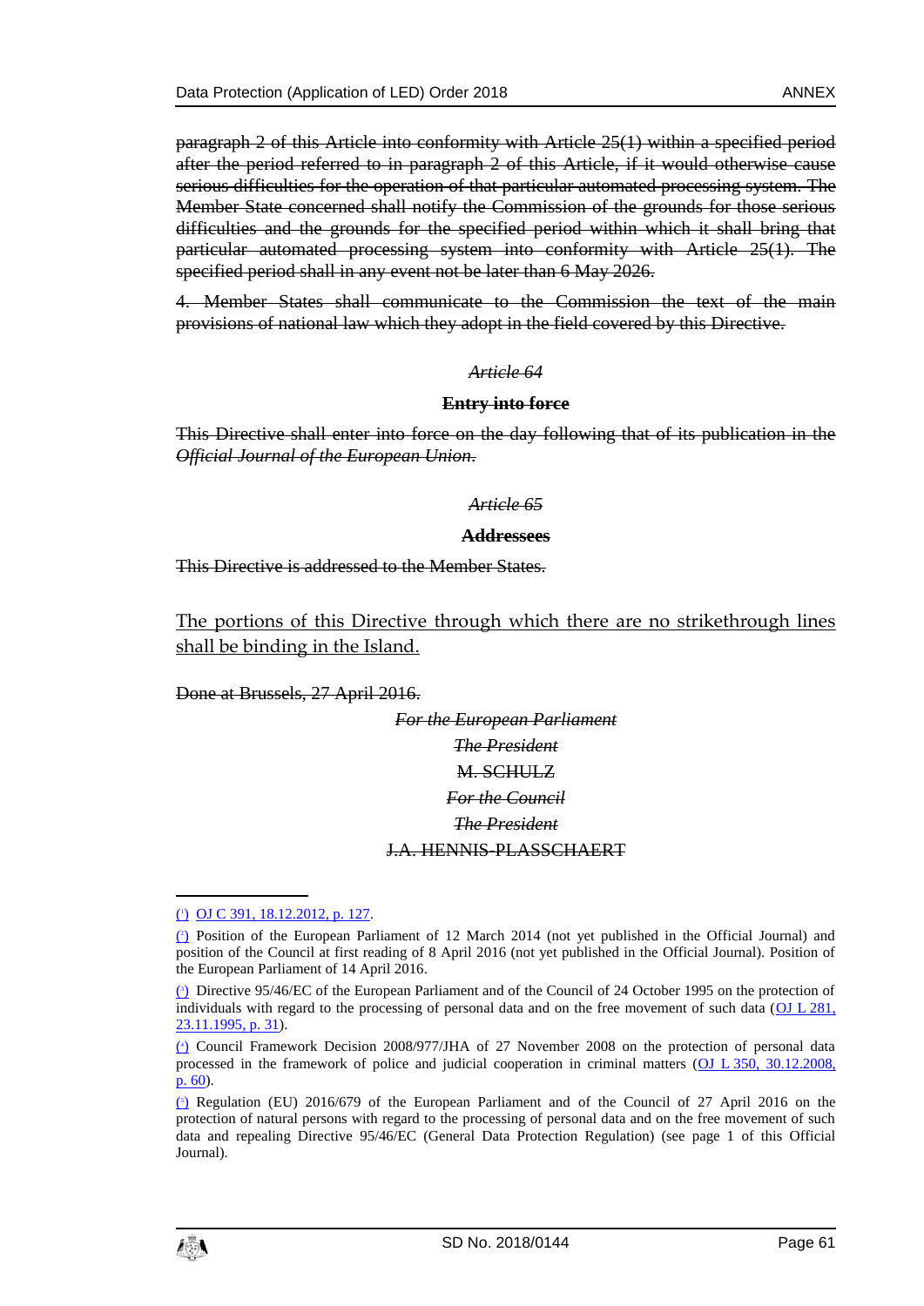~~paragraph 2 of this Article into conformity with Article 25(1) within a specified period after the period referred to in paragraph 2 of this Article, if it would otherwise cause serious difficulties for the operation of that particular automated processing system. The Member State concerned shall notify the Commission of the grounds for those serious difficulties and the grounds for the specified period within which it shall bring that particular automated processing system into conformity with Article 25(1). The specified period shall in any event not be later than 6 May 2026.~~

~~4. Member States shall communicate to the Commission the text of the main provisions of national law which they adopt in the field covered by this Directive.~~

~~*Article 64*~~

~~**Entry into force**~~

~~This Directive shall enter into force on the day following that of its publication in the *Official Journal of the European Union*.~~

~~*Article 65*~~

~~**Addressees**~~

~~This Directive is addressed to the Member States.~~

<u>The portions of this Directive through which there are no strikethrough lines shall be binding in the Island.</u>

~~Done at Brussels, 27 April 2016.~~

~~*For the European Parliament*~~

~~*The President*~~

~~M. SCHULZ~~

~~*For the Council*~~

~~*The President*~~

~~J.A. HENNIS-PLASSCHAERT~~

---

[1] OJ C 391, 18.12.2012, p. 127.

[2] Position of the European Parliament of 12 March 2014 (not yet published in the Official Journal) and position of the Council at first reading of 8 April 2016 (not yet published in the Official Journal). Position of the European Parliament of 14 April 2016.

[3] Directive 95/46/EC of the European Parliament and of the Council of 24 October 1995 on the protection of individuals with regard to the processing of personal data and on the free movement of such data (OJ L 281, 23.11.1995, p. 31).

[4] Council Framework Decision 2008/977/JHA of 27 November 2008 on the protection of personal data processed in the framework of police and judicial cooperation in criminal matters (OJ L 350, 30.12.2008, p. 60).

[5] Regulation (EU) 2016/679 of the European Parliament and of the Council of 27 April 2016 on the protection of natural persons with regard to the processing of personal data and on the free movement of such data and repealing Directive 95/46/EC (General Data Protection Regulation) (see page 1 of this Official Journal).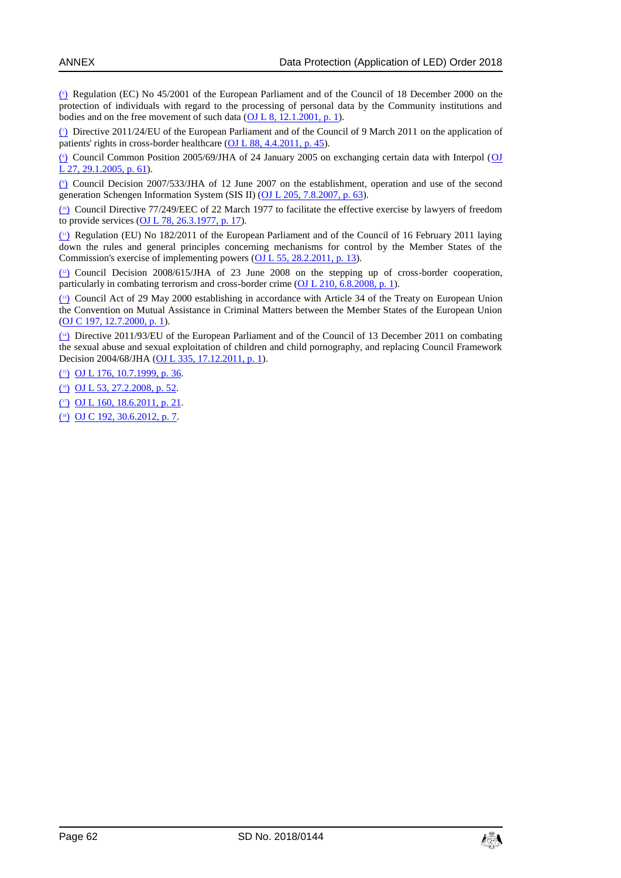[6] Regulation (EC) No 45/2001 of the European Parliament and of the Council of 18 December 2000 on the protection of individuals with regard to the processing of personal data by the Community institutions and bodies and on the free movement of such data (OJ L 8, 12.1.2001, p. 1).

[7] Directive 2011/24/EU of the European Parliament and of the Council of 9 March 2011 on the application of patients' rights in cross-border healthcare (OJ L 88, 4.4.2011, p. 45).

[8] Council Common Position 2005/69/JHA of 24 January 2005 on exchanging certain data with Interpol (OJ L 27, 29.1.2005, p. 61).

[9] Council Decision 2007/533/JHA of 12 June 2007 on the establishment, operation and use of the second generation Schengen Information System (SIS II) (OJ L 205, 7.8.2007, p. 63).

[10] Council Directive 77/249/EEC of 22 March 1977 to facilitate the effective exercise by lawyers of freedom to provide services (OJ L 78, 26.3.1977, p. 17).

[11] Regulation (EU) No 182/2011 of the European Parliament and of the Council of 16 February 2011 laying down the rules and general principles concerning mechanisms for control by the Member States of the Commission's exercise of implementing powers (OJ L 55, 28.2.2011, p. 13).

[12] Council Decision 2008/615/JHA of 23 June 2008 on the stepping up of cross-border cooperation, particularly in combating terrorism and cross-border crime (OJ L 210, 6.8.2008, p. 1).

[13] Council Act of 29 May 2000 establishing in accordance with Article 34 of the Treaty on European Union the Convention on Mutual Assistance in Criminal Matters between the Member States of the European Union (OJ C 197, 12.7.2000, p. 1).

[14] Directive 2011/93/EU of the European Parliament and of the Council of 13 December 2011 on combating the sexual abuse and sexual exploitation of children and child pornography, and replacing Council Framework Decision 2004/68/JHA (OJ L 335, 17.12.2011, p. 1).

[15] OJ L 176, 10.7.1999, p. 36.

[16] OJ L 53, 27.2.2008, p. 52.

[17] OJ L 160, 18.6.2011, p. 21.

[18] OJ C 192, 30.6.2012, p. 7.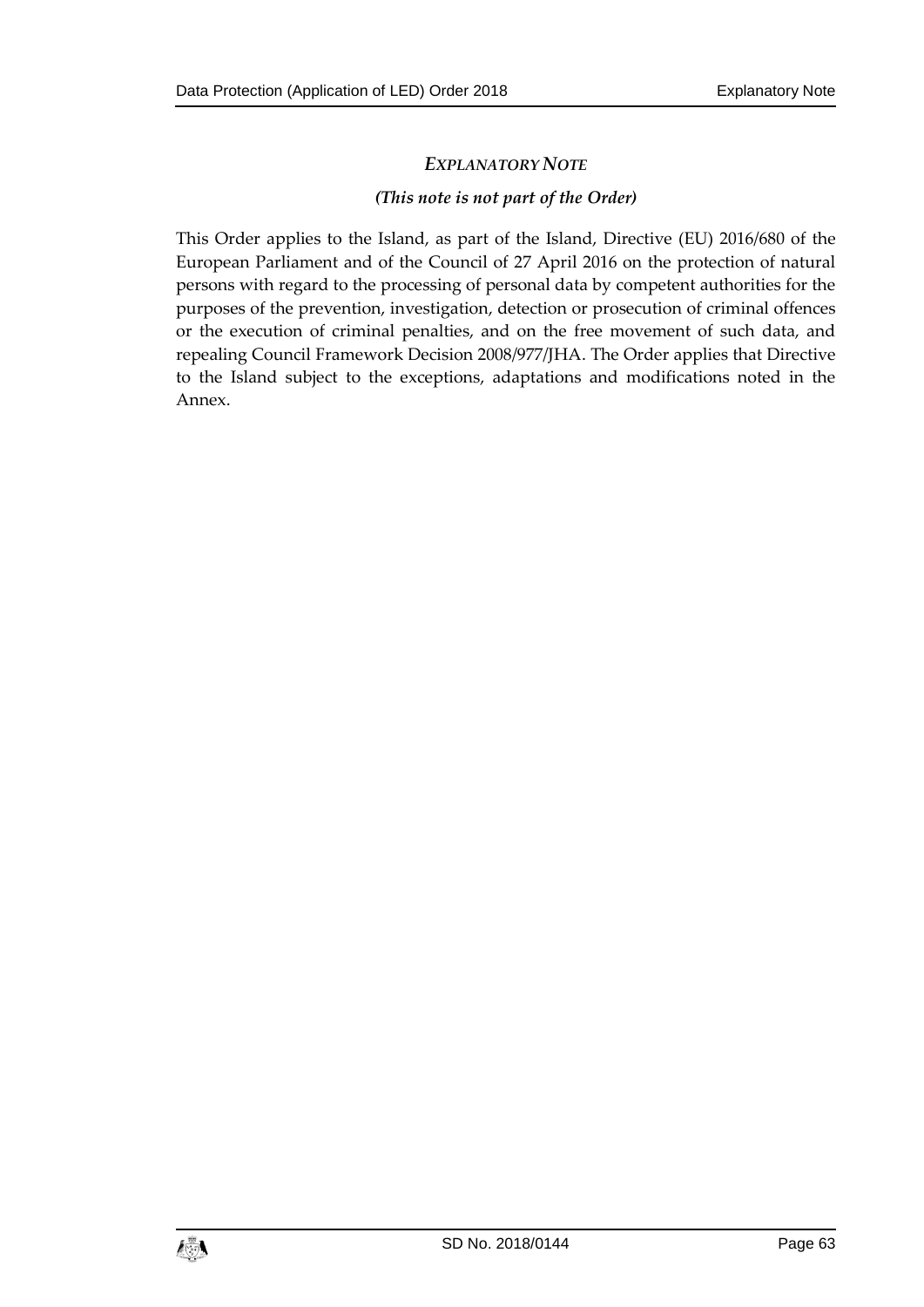## *Explanatory Note*

***(This note is not part of the Order)***

This Order applies to the Island, as part of the Island, Directive (EU) 2016/680 of the European Parliament and of the Council of 27 April 2016 on the protection of natural persons with regard to the processing of personal data by competent authorities for the purposes of the prevention, investigation, detection or prosecution of criminal offences or the execution of criminal penalties, and on the free movement of such data, and repealing Council Framework Decision 2008/977/JHA. The Order applies that Directive to the Island subject to the exceptions, adaptations and modifications noted in the Annex.